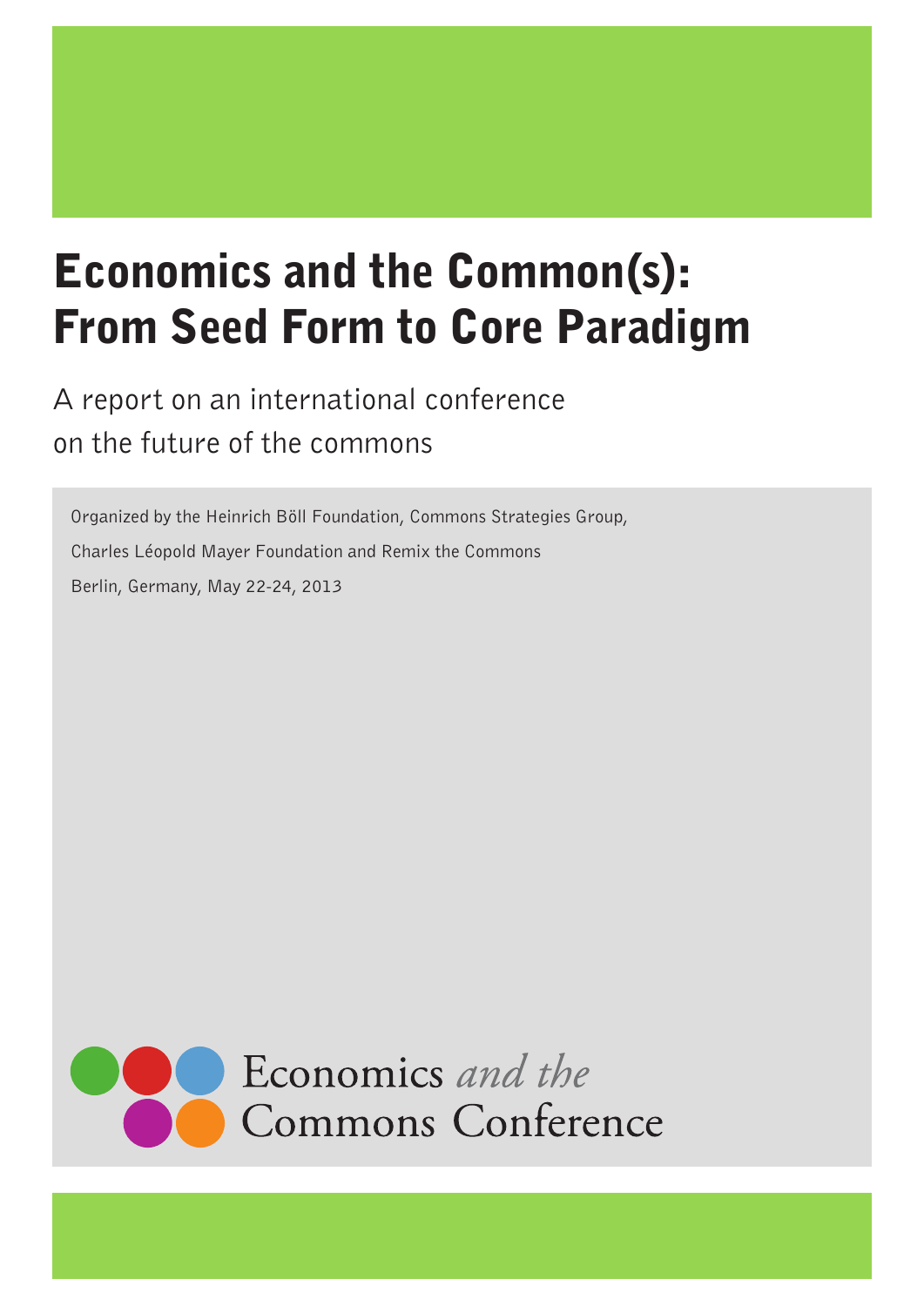# Economics and the Common(s): From Seed Form to Core Paradigm

A report on an international conference on the future of the commons

Organized by the Heinrich Böll Foundation, Commons Strategies Group, Charles Léopold Mayer Foundation and Remix the Commons

Berlin, Germany, May 22-24, 2013

Economics *and the* Commons Conference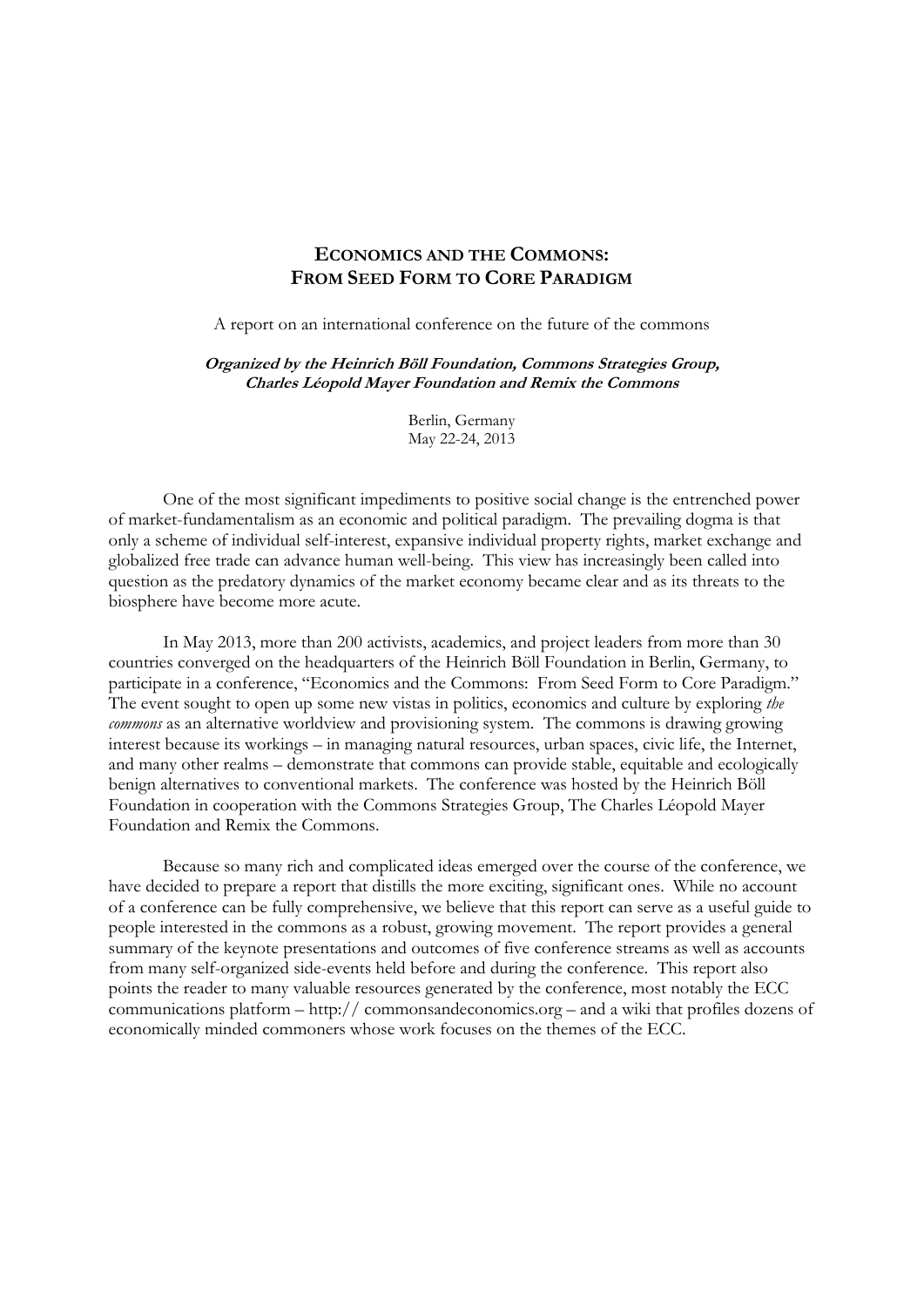# **ECONOMICS AND THE COMMONS: FROM SEED FORM TO CORE PARADIGM**

A report on an international conference on the future of the commons

***Organized by the Heinrich Böll Foundation, Commons Strategies Group, Charles Léopold Mayer Foundation and Remix the Commons***

Berlin, Germany
May 22-24, 2013

One of the most significant impediments to positive social change is the entrenched power of market-fundamentalism as an economic and political paradigm. The prevailing dogma is that only a scheme of individual self-interest, expansive individual property rights, market exchange and globalized free trade can advance human well-being. This view has increasingly been called into question as the predatory dynamics of the market economy became clear and as its threats to the biosphere have become more acute.

In May 2013, more than 200 activists, academics, and project leaders from more than 30 countries converged on the headquarters of the Heinrich Böll Foundation in Berlin, Germany, to participate in a conference, "Economics and the Commons: From Seed Form to Core Paradigm." The event sought to open up some new vistas in politics, economics and culture by exploring *the commons* as an alternative worldview and provisioning system. The commons is drawing growing interest because its workings – in managing natural resources, urban spaces, civic life, the Internet, and many other realms – demonstrate that commons can provide stable, equitable and ecologically benign alternatives to conventional markets. The conference was hosted by the Heinrich Böll Foundation in cooperation with the Commons Strategies Group, The Charles Léopold Mayer Foundation and Remix the Commons.

Because so many rich and complicated ideas emerged over the course of the conference, we have decided to prepare a report that distills the more exciting, significant ones. While no account of a conference can be fully comprehensive, we believe that this report can serve as a useful guide to people interested in the commons as a robust, growing movement. The report provides a general summary of the keynote presentations and outcomes of five conference streams as well as accounts from many self-organized side-events held before and during the conference. This report also points the reader to many valuable resources generated by the conference, most notably the ECC communications platform – http:// commonsandeconomics.org – and a wiki that profiles dozens of economically minded commoners whose work focuses on the themes of the ECC.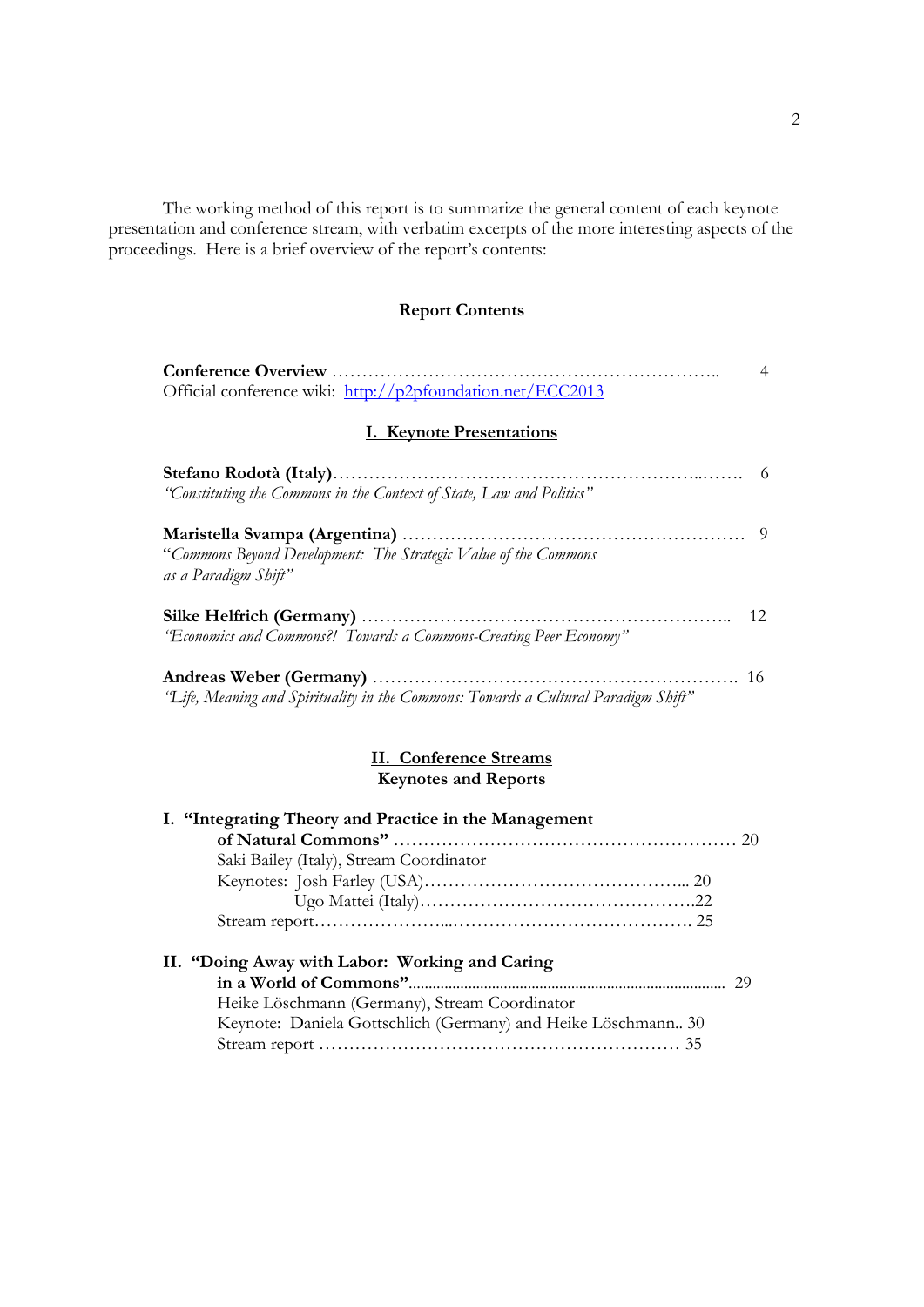The working method of this report is to summarize the general content of each keynote presentation and conference stream, with verbatim excerpts of the more interesting aspects of the proceedings. Here is a brief overview of the report's contents:

## Report Contents

**Conference Overview** …………………………………………………………….. 4
Official conference wiki: [http://p2pfoundation.net/ECC2013](http://p2pfoundation.net/ECC2013)

### I. Keynote Presentations

**Stefano Rodotà (Italy)**……………………………………………………...……. 6
*"Constituting the Commons in the Context of State, Law and Politics"*

**Maristella Svampa (Argentina)** ……………………………………………………. 9
"*Commons Beyond Development: The Strategic Value of the Commons as a Paradigm Shift*"

**Silke Helfrich (Germany)** …………………………………………………….. 12
*"Economics and Commons?! Towards a Commons-Creating Peer Economy"*

**Andreas Weber (Germany)** ……………………………………………………. 16
*"Life, Meaning and Spirituality in the Commons: Towards a Cultural Paradigm Shift"*

### II. Conference Streams
**Keynotes and Reports**

**I. "Integrating Theory and Practice in the Management of Natural Commons"** ………………………………………………… 20
- Saki Bailey (Italy), Stream Coordinator
- Keynotes: Josh Farley (USA)…………………………………….... 20
- Ugo Mattei (Italy)……………………………………….22
- Stream report…………………....………………………………. 25

**II. "Doing Away with Labor: Working and Caring in a World of Commons"**................................................................................ 29
- Heike Löschmann (Germany), Stream Coordinator
- Keynote: Daniela Gottschlich (Germany) and Heike Löschmann.. 30
- Stream report …………………………………………………… 35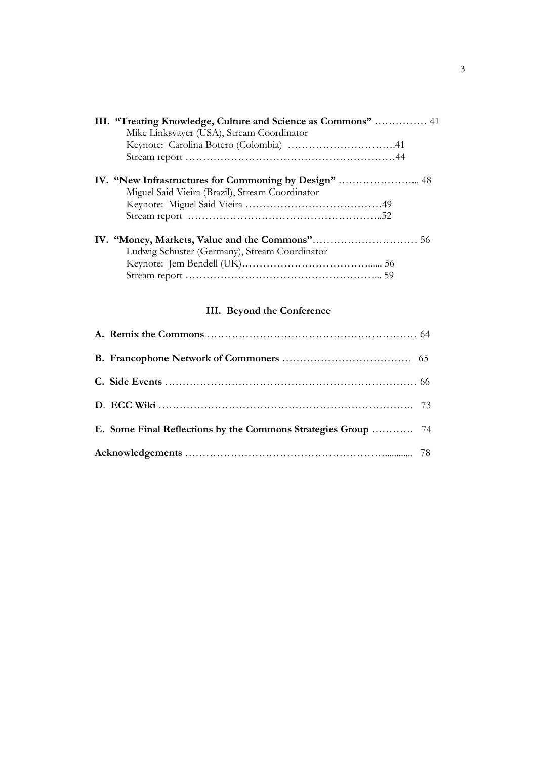**III. "Treating Knowledge, Culture and Science as Commons"** …………… 41
Mike Linksvayer (USA), Stream Coordinator
Keynote: Carolina Botero (Colombia) ………………………….41
Stream report ……………………………………………………44

**IV. "New Infrastructures for Commoning by Design"** …………………... 48
Miguel Said Vieira (Brazil), Stream Coordinator
Keynote: Miguel Said Vieira …………………………………49
Stream report ………………………………………………..52

**IV. "Money, Markets, Value and the Commons"**………………………… 56
Ludwig Schuster (Germany), Stream Coordinator
Keynote: Jem Bendell (UK)……………………………….... 56
Stream report ………………………………………………... 59

## III. Beyond the Conference

**A. Remix the Commons** …………………………………………………… 64

**B. Francophone Network of Commoners** ………………………………. 65

**C. Side Events** …………………………………………………………… 66

**D**. **ECC Wiki** ……………………………………………………………. 73

**E. Some Final Reflections by the Commons Strategies Group** ………… 74

**Acknowledgements** ………………………………………………............ 78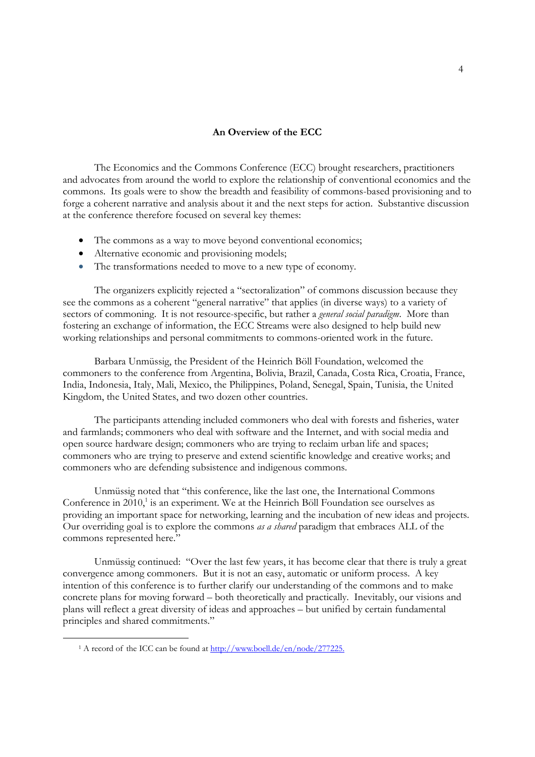## An Overview of the ECC

The Economics and the Commons Conference (ECC) brought researchers, practitioners and advocates from around the world to explore the relationship of conventional economics and the commons. Its goals were to show the breadth and feasibility of commons-based provisioning and to forge a coherent narrative and analysis about it and the next steps for action. Substantive discussion at the conference therefore focused on several key themes:

- The commons as a way to move beyond conventional economics;
- Alternative economic and provisioning models;
- The transformations needed to move to a new type of economy.

The organizers explicitly rejected a "sectoralization" of commons discussion because they see the commons as a coherent "general narrative" that applies (in diverse ways) to a variety of sectors of commoning. It is not resource-specific, but rather a *general social paradigm*. More than fostering an exchange of information, the ECC Streams were also designed to help build new working relationships and personal commitments to commons-oriented work in the future.

Barbara Unmüssig, the President of the Heinrich Böll Foundation, welcomed the commoners to the conference from Argentina, Bolivia, Brazil, Canada, Costa Rica, Croatia, France, India, Indonesia, Italy, Mali, Mexico, the Philippines, Poland, Senegal, Spain, Tunisia, the United Kingdom, the United States, and two dozen other countries.

The participants attending included commoners who deal with forests and fisheries, water and farmlands; commoners who deal with software and the Internet, and with social media and open source hardware design; commoners who are trying to reclaim urban life and spaces; commoners who are trying to preserve and extend scientific knowledge and creative works; and commoners who are defending subsistence and indigenous commons.

Unmüssig noted that "this conference, like the last one, the International Commons Conference in 2010,[1] is an experiment. We at the Heinrich Böll Foundation see ourselves as providing an important space for networking, learning and the incubation of new ideas and projects. Our overriding goal is to explore the commons *as a shared* paradigm that embraces ALL of the commons represented here."

Unmüssig continued: "Over the last few years, it has become clear that there is truly a great convergence among commoners. But it is not an easy, automatic or uniform process. A key intention of this conference is to further clarify our understanding of the commons and to make concrete plans for moving forward – both theoretically and practically. Inevitably, our visions and plans will reflect a great diversity of ideas and approaches – but unified by certain fundamental principles and shared commitments."

[1] A record of the ICC can be found at http://www.boell.de/en/node/277225.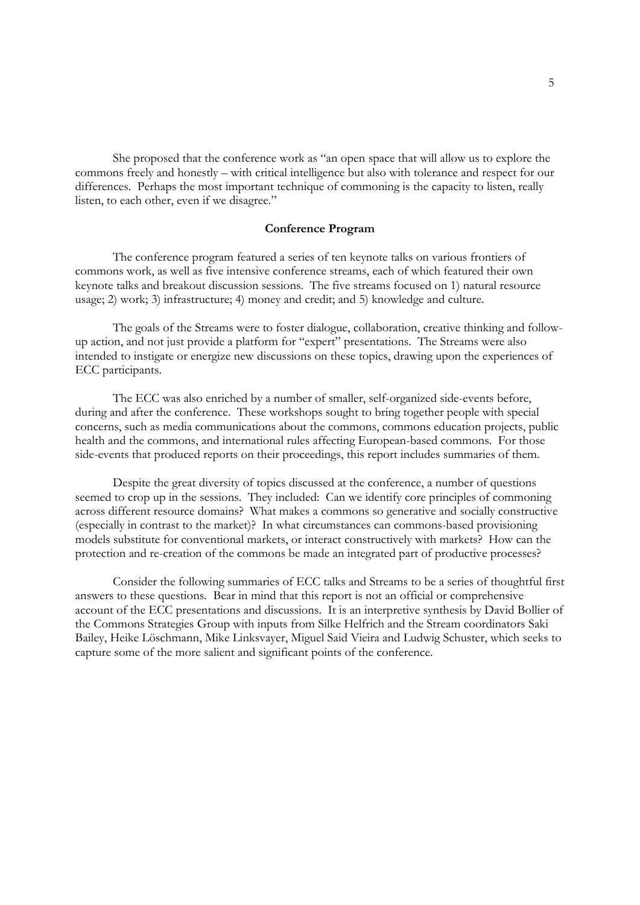She proposed that the conference work as "an open space that will allow us to explore the commons freely and honestly – with critical intelligence but also with tolerance and respect for our differences. Perhaps the most important technique of commoning is the capacity to listen, really listen, to each other, even if we disagree."

## Conference Program

The conference program featured a series of ten keynote talks on various frontiers of commons work, as well as five intensive conference streams, each of which featured their own keynote talks and breakout discussion sessions. The five streams focused on 1) natural resource usage; 2) work; 3) infrastructure; 4) money and credit; and 5) knowledge and culture.

The goals of the Streams were to foster dialogue, collaboration, creative thinking and follow-up action, and not just provide a platform for "expert" presentations. The Streams were also intended to instigate or energize new discussions on these topics, drawing upon the experiences of ECC participants.

The ECC was also enriched by a number of smaller, self-organized side-events before, during and after the conference. These workshops sought to bring together people with special concerns, such as media communications about the commons, commons education projects, public health and the commons, and international rules affecting European-based commons. For those side-events that produced reports on their proceedings, this report includes summaries of them.

Despite the great diversity of topics discussed at the conference, a number of questions seemed to crop up in the sessions. They included: Can we identify core principles of commoning across different resource domains? What makes a commons so generative and socially constructive (especially in contrast to the market)? In what circumstances can commons-based provisioning models substitute for conventional markets, or interact constructively with markets? How can the protection and re-creation of the commons be made an integrated part of productive processes?

Consider the following summaries of ECC talks and Streams to be a series of thoughtful first answers to these questions. Bear in mind that this report is not an official or comprehensive account of the ECC presentations and discussions. It is an interpretive synthesis by David Bollier of the Commons Strategies Group with inputs from Silke Helfrich and the Stream coordinators Saki Bailey, Heike Löschmann, Mike Linksvayer, Miguel Said Vieira and Ludwig Schuster, which seeks to capture some of the more salient and significant points of the conference.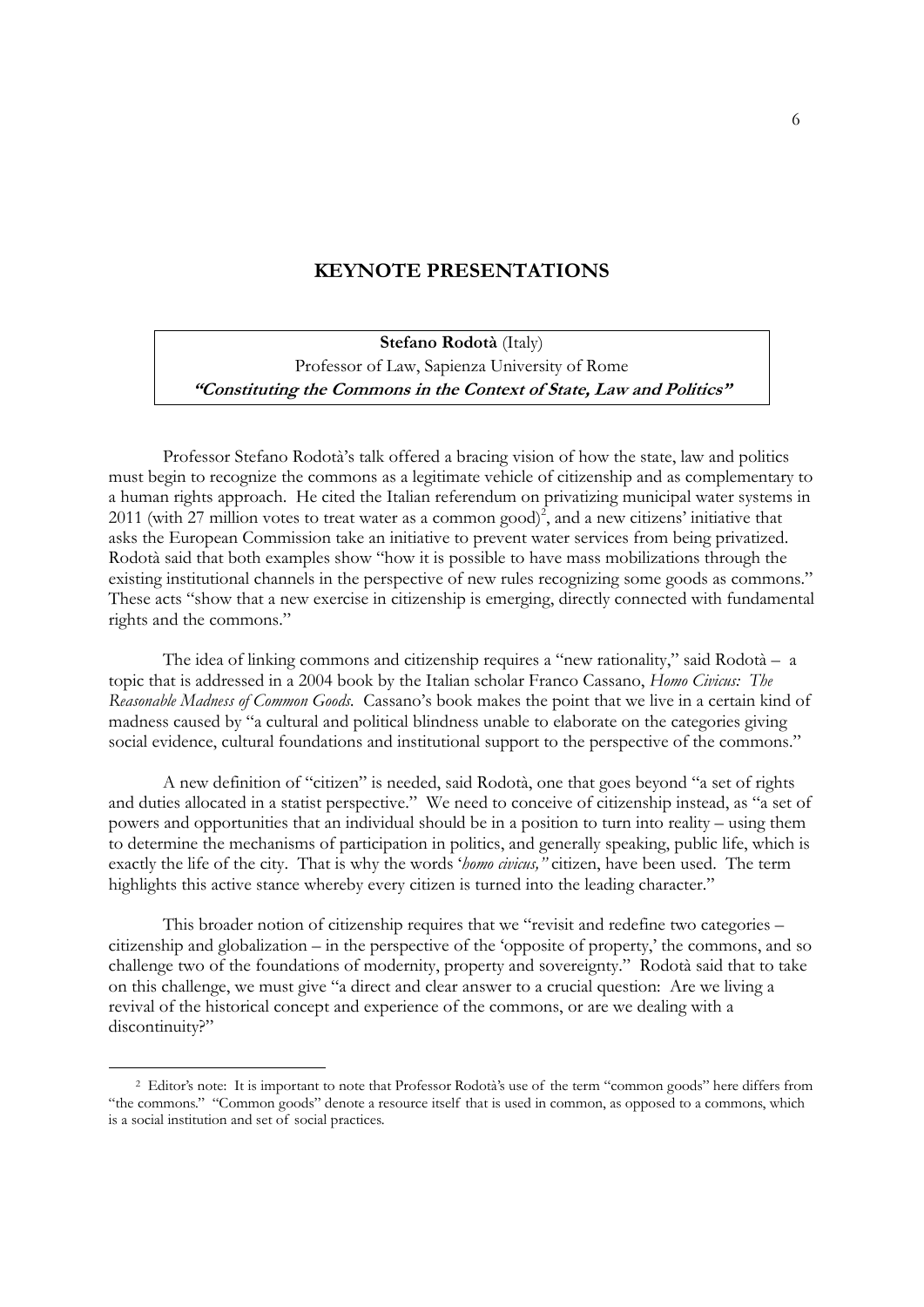## KEYNOTE PRESENTATIONS

**Stefano Rodotà** (Italy)
Professor of Law, Sapienza University of Rome
***"Constituting the Commons in the Context of State, Law and Politics"***

Professor Stefano Rodotà's talk offered a bracing vision of how the state, law and politics must begin to recognize the commons as a legitimate vehicle of citizenship and as complementary to a human rights approach. He cited the Italian referendum on privatizing municipal water systems in 2011 (with 27 million votes to treat water as a common good)[2], and a new citizens' initiative that asks the European Commission take an initiative to prevent water services from being privatized. Rodotà said that both examples show "how it is possible to have mass mobilizations through the existing institutional channels in the perspective of new rules recognizing some goods as commons." These acts "show that a new exercise in citizenship is emerging, directly connected with fundamental rights and the commons."

The idea of linking commons and citizenship requires a "new rationality," said Rodotà – a topic that is addressed in a 2004 book by the Italian scholar Franco Cassano, *Homo Civicus: The Reasonable Madness of Common Goods.* Cassano's book makes the point that we live in a certain kind of madness caused by "a cultural and political blindness unable to elaborate on the categories giving social evidence, cultural foundations and institutional support to the perspective of the commons."

A new definition of "citizen" is needed, said Rodotà, one that goes beyond "a set of rights and duties allocated in a statist perspective." We need to conceive of citizenship instead, as "a set of powers and opportunities that an individual should be in a position to turn into reality – using them to determine the mechanisms of participation in politics, and generally speaking, public life, which is exactly the life of the city. That is why the words '*homo civicus,"* citizen, have been used. The term highlights this active stance whereby every citizen is turned into the leading character."

This broader notion of citizenship requires that we "revisit and redefine two categories – citizenship and globalization – in the perspective of the 'opposite of property,' the commons, and so challenge two of the foundations of modernity, property and sovereignty." Rodotà said that to take on this challenge, we must give "a direct and clear answer to a crucial question: Are we living a revival of the historical concept and experience of the commons, or are we dealing with a discontinuity?"

---

[2] Editor's note: It is important to note that Professor Rodotà's use of the term "common goods" here differs from "the commons." "Common goods" denote a resource itself that is used in common, as opposed to a commons, which is a social institution and set of social practices.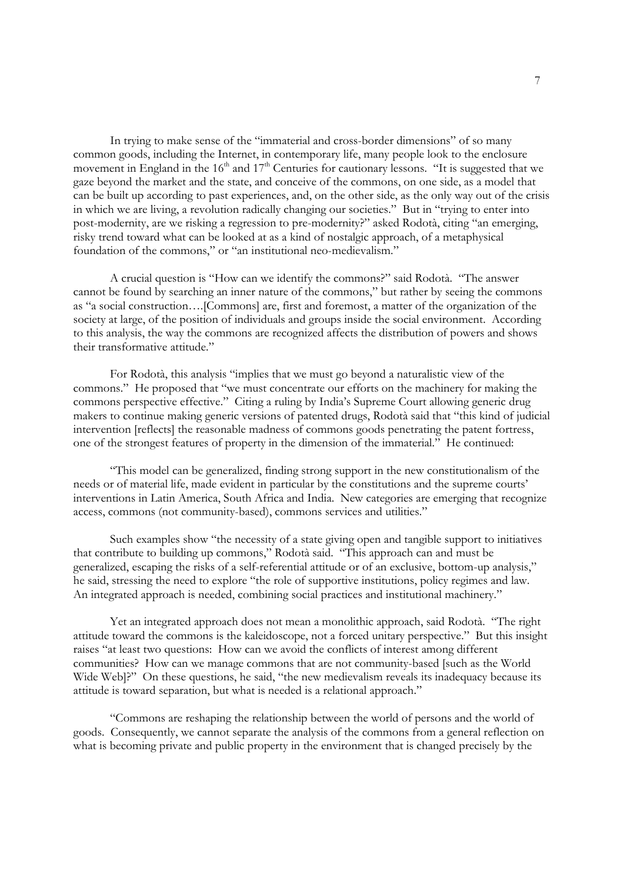In trying to make sense of the "immaterial and cross-border dimensions" of so many common goods, including the Internet, in contemporary life, many people look to the enclosure movement in England in the 16th and 17th Centuries for cautionary lessons. "It is suggested that we gaze beyond the market and the state, and conceive of the commons, on one side, as a model that can be built up according to past experiences, and, on the other side, as the only way out of the crisis in which we are living, a revolution radically changing our societies." But in "trying to enter into post-modernity, are we risking a regression to pre-modernity?" asked Rodotà, citing "an emerging, risky trend toward what can be looked at as a kind of nostalgic approach, of a metaphysical foundation of the commons," or "an institutional neo-medievalism."

A crucial question is "How can we identify the commons?" said Rodotà. "The answer cannot be found by searching an inner nature of the commons," but rather by seeing the commons as "a social construction….[Commons] are, first and foremost, a matter of the organization of the society at large, of the position of individuals and groups inside the social environment. According to this analysis, the way the commons are recognized affects the distribution of powers and shows their transformative attitude."

For Rodotà, this analysis "implies that we must go beyond a naturalistic view of the commons." He proposed that "we must concentrate our efforts on the machinery for making the commons perspective effective." Citing a ruling by India's Supreme Court allowing generic drug makers to continue making generic versions of patented drugs, Rodotà said that "this kind of judicial intervention [reflects] the reasonable madness of commons goods penetrating the patent fortress, one of the strongest features of property in the dimension of the immaterial." He continued:

"This model can be generalized, finding strong support in the new constitutionalism of the needs or of material life, made evident in particular by the constitutions and the supreme courts' interventions in Latin America, South Africa and India. New categories are emerging that recognize access, commons (not community-based), commons services and utilities."

Such examples show "the necessity of a state giving open and tangible support to initiatives that contribute to building up commons," Rodotà said. "This approach can and must be generalized, escaping the risks of a self-referential attitude or of an exclusive, bottom-up analysis," he said, stressing the need to explore "the role of supportive institutions, policy regimes and law. An integrated approach is needed, combining social practices and institutional machinery."

Yet an integrated approach does not mean a monolithic approach, said Rodotà. "The right attitude toward the commons is the kaleidoscope, not a forced unitary perspective." But this insight raises "at least two questions: How can we avoid the conflicts of interest among different communities? How can we manage commons that are not community-based [such as the World Wide Web]?" On these questions, he said, "the new medievalism reveals its inadequacy because its attitude is toward separation, but what is needed is a relational approach."

"Commons are reshaping the relationship between the world of persons and the world of goods. Consequently, we cannot separate the analysis of the commons from a general reflection on what is becoming private and public property in the environment that is changed precisely by the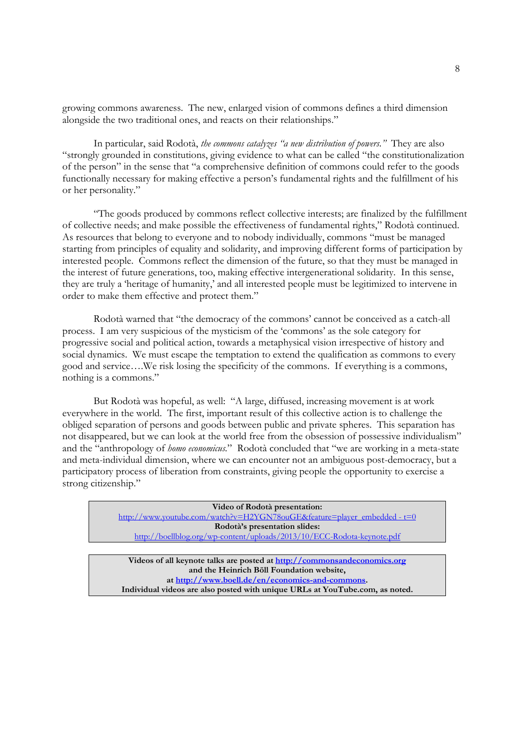growing commons awareness. The new, enlarged vision of commons defines a third dimension alongside the two traditional ones, and reacts on their relationships."

In particular, said Rodotà, *the commons catalyzes "a new distribution of powers."* They are also "strongly grounded in constitutions, giving evidence to what can be called "the constitutionalization of the person" in the sense that "a comprehensive definition of commons could refer to the goods functionally necessary for making effective a person's fundamental rights and the fulfillment of his or her personality."

"The goods produced by commons reflect collective interests; are finalized by the fulfillment of collective needs; and make possible the effectiveness of fundamental rights," Rodotà continued. As resources that belong to everyone and to nobody individually, commons "must be managed starting from principles of equality and solidarity, and improving different forms of participation by interested people. Commons reflect the dimension of the future, so that they must be managed in the interest of future generations, too, making effective intergenerational solidarity. In this sense, they are truly a 'heritage of humanity,' and all interested people must be legitimized to intervene in order to make them effective and protect them."

Rodotà warned that "the democracy of the commons' cannot be conceived as a catch-all process. I am very suspicious of the mysticism of the 'commons' as the sole category for progressive social and political action, towards a metaphysical vision irrespective of history and social dynamics. We must escape the temptation to extend the qualification as commons to every good and service….We risk losing the specificity of the commons. If everything is a commons, nothing is a commons."

But Rodotà was hopeful, as well: "A large, diffused, increasing movement is at work everywhere in the world. The first, important result of this collective action is to challenge the obliged separation of persons and goods between public and private spheres. This separation has not disappeared, but we can look at the world free from the obsession of possessive individualism" and the "anthropology of *homo economicus*." Rodotà concluded that "we are working in a meta-state and meta-individual dimension, where we can encounter not an ambiguous post-democracy, but a participatory process of liberation from constraints, giving people the opportunity to exercise a strong citizenship."

**Video of Rodotà presentation:**
http://www.youtube.com/watch?v=H2YGN78ouGE&feature=player_embedded - t=0
**Rodotà's presentation slides:**
http://boellblog.org/wp-content/uploads/2013/10/ECC-Rodota-keynote.pdf

**Videos of all keynote talks are posted at http://commonsandeconomics.org and the Heinrich Böll Foundation website, at http://www.boell.de/en/economics-and-commons. Individual videos are also posted with unique URLs at YouTube.com, as noted.**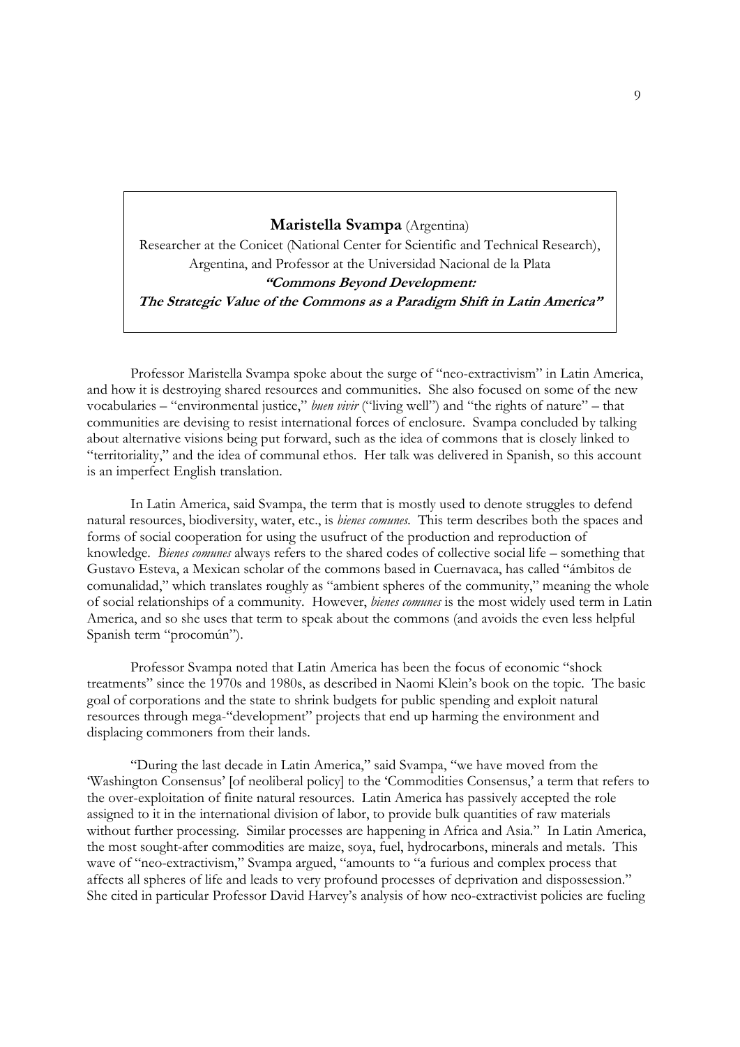**Maristella Svampa** (Argentina)

Researcher at the Conicet (National Center for Scientific and Technical Research), Argentina, and Professor at the Universidad Nacional de la Plata

***"Commons Beyond Development: The Strategic Value of the Commons as a Paradigm Shift in Latin America"***

Professor Maristella Svampa spoke about the surge of "neo-extractivism" in Latin America, and how it is destroying shared resources and communities. She also focused on some of the new vocabularies – "environmental justice," *buen vivir* ("living well") and "the rights of nature" – that communities are devising to resist international forces of enclosure. Svampa concluded by talking about alternative visions being put forward, such as the idea of commons that is closely linked to "territoriality," and the idea of communal ethos. Her talk was delivered in Spanish, so this account is an imperfect English translation.

In Latin America, said Svampa, the term that is mostly used to denote struggles to defend natural resources, biodiversity, water, etc., is *bienes comunes*. This term describes both the spaces and forms of social cooperation for using the usufruct of the production and reproduction of knowledge. *Bienes comunes* always refers to the shared codes of collective social life – something that Gustavo Esteva, a Mexican scholar of the commons based in Cuernavaca, has called "ámbitos de comunalidad," which translates roughly as "ambient spheres of the community," meaning the whole of social relationships of a community. However, *bienes comunes* is the most widely used term in Latin America, and so she uses that term to speak about the commons (and avoids the even less helpful Spanish term "procomún").

Professor Svampa noted that Latin America has been the focus of economic "shock treatments" since the 1970s and 1980s, as described in Naomi Klein's book on the topic. The basic goal of corporations and the state to shrink budgets for public spending and exploit natural resources through mega-"development" projects that end up harming the environment and displacing commoners from their lands.

"During the last decade in Latin America," said Svampa, "we have moved from the 'Washington Consensus' [of neoliberal policy] to the 'Commodities Consensus,' a term that refers to the over-exploitation of finite natural resources. Latin America has passively accepted the role assigned to it in the international division of labor, to provide bulk quantities of raw materials without further processing. Similar processes are happening in Africa and Asia." In Latin America, the most sought-after commodities are maize, soya, fuel, hydrocarbons, minerals and metals. This wave of "neo-extractivism," Svampa argued, "amounts to "a furious and complex process that affects all spheres of life and leads to very profound processes of deprivation and dispossession." She cited in particular Professor David Harvey's analysis of how neo-extractivist policies are fueling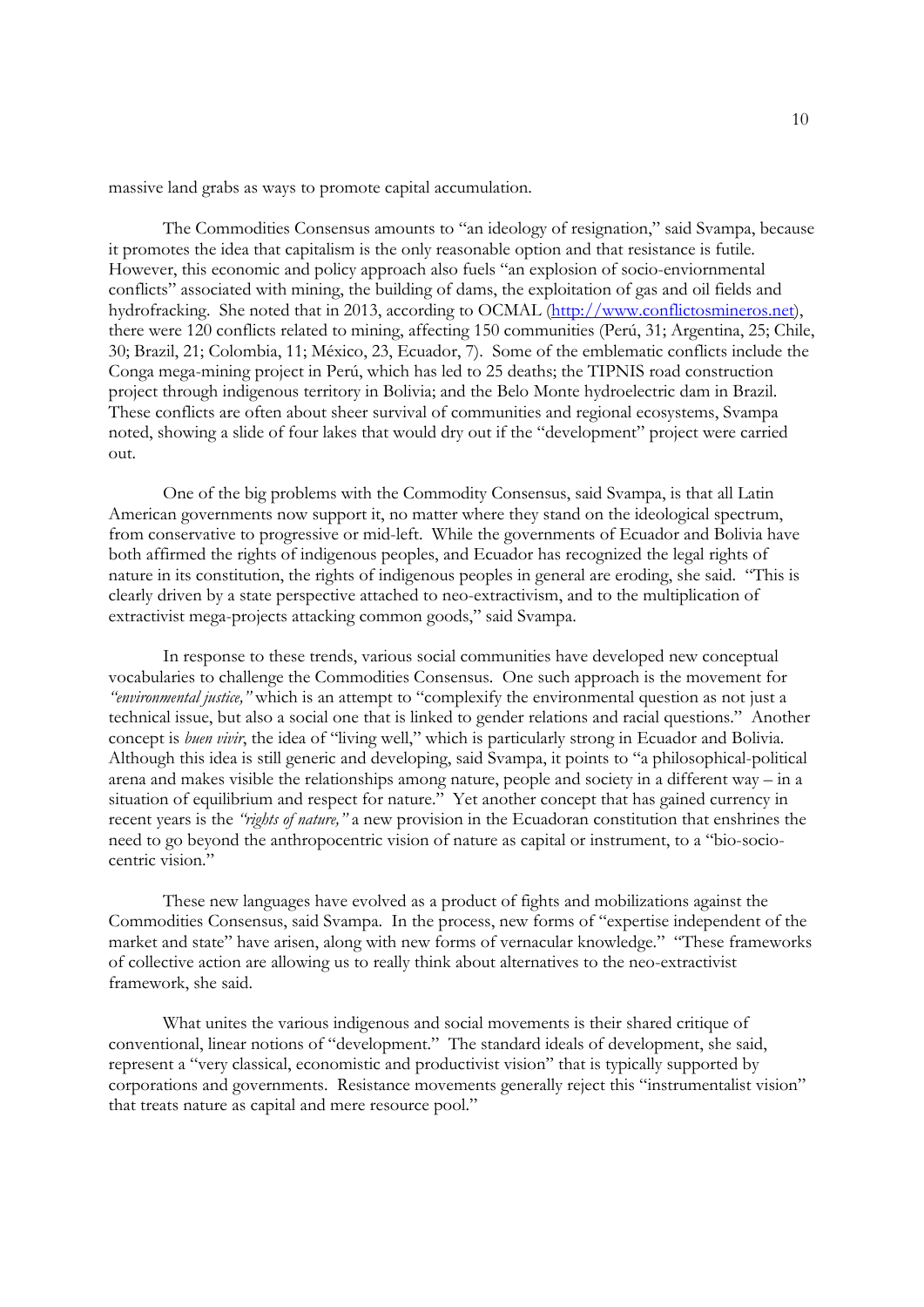massive land grabs as ways to promote capital accumulation.

The Commodities Consensus amounts to "an ideology of resignation," said Svampa, because it promotes the idea that capitalism is the only reasonable option and that resistance is futile. However, this economic and policy approach also fuels "an explosion of socio-enviornmental conflicts" associated with mining, the building of dams, the exploitation of gas and oil fields and hydrofracking. She noted that in 2013, according to OCMAL (http://www.conflictosmineros.net), there were 120 conflicts related to mining, affecting 150 communities (Perú, 31; Argentina, 25; Chile, 30; Brazil, 21; Colombia, 11; México, 23, Ecuador, 7). Some of the emblematic conflicts include the Conga mega-mining project in Perú, which has led to 25 deaths; the TIPNIS road construction project through indigenous territory in Bolivia; and the Belo Monte hydroelectric dam in Brazil. These conflicts are often about sheer survival of communities and regional ecosystems, Svampa noted, showing a slide of four lakes that would dry out if the "development" project were carried out.

One of the big problems with the Commodity Consensus, said Svampa, is that all Latin American governments now support it, no matter where they stand on the ideological spectrum, from conservative to progressive or mid-left. While the governments of Ecuador and Bolivia have both affirmed the rights of indigenous peoples, and Ecuador has recognized the legal rights of nature in its constitution, the rights of indigenous peoples in general are eroding, she said. "This is clearly driven by a state perspective attached to neo-extractivism, and to the multiplication of extractivist mega-projects attacking common goods," said Svampa.

In response to these trends, various social communities have developed new conceptual vocabularies to challenge the Commodities Consensus. One such approach is the movement for *"environmental justice,"* which is an attempt to "complexify the environmental question as not just a technical issue, but also a social one that is linked to gender relations and racial questions." Another concept is *buen vivir*, the idea of "living well," which is particularly strong in Ecuador and Bolivia. Although this idea is still generic and developing, said Svampa, it points to "a philosophical-political arena and makes visible the relationships among nature, people and society in a different way – in a situation of equilibrium and respect for nature." Yet another concept that has gained currency in recent years is the *"rights of nature,"* a new provision in the Ecuadoran constitution that enshrines the need to go beyond the anthropocentric vision of nature as capital or instrument, to a "bio-socio-centric vision."

These new languages have evolved as a product of fights and mobilizations against the Commodities Consensus, said Svampa. In the process, new forms of "expertise independent of the market and state" have arisen, along with new forms of vernacular knowledge." "These frameworks of collective action are allowing us to really think about alternatives to the neo-extractivist framework, she said.

What unites the various indigenous and social movements is their shared critique of conventional, linear notions of "development." The standard ideals of development, she said, represent a "very classical, economistic and productivist vision" that is typically supported by corporations and governments. Resistance movements generally reject this "instrumentalist vision" that treats nature as capital and mere resource pool."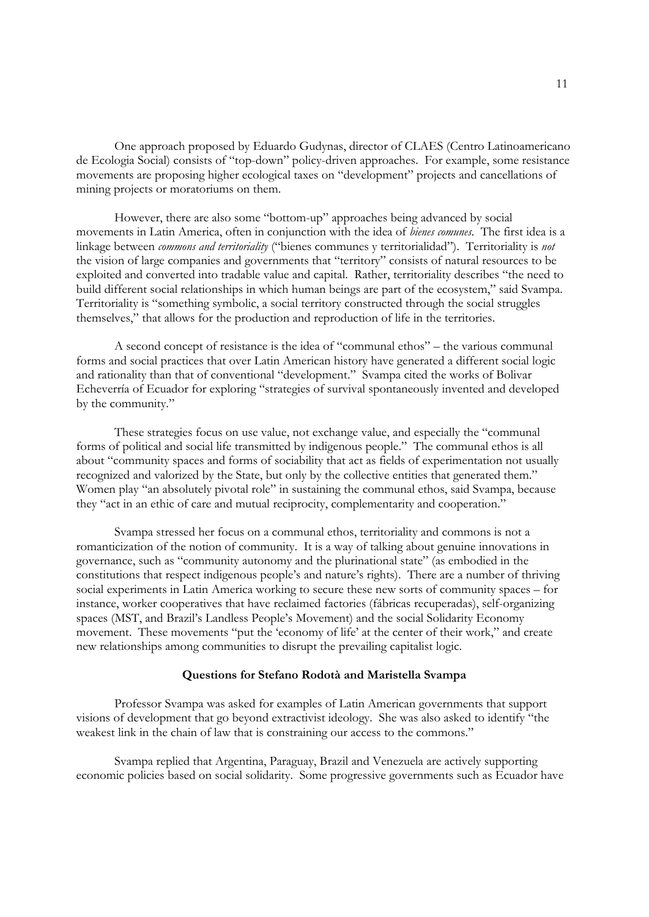One approach proposed by Eduardo Gudynas, director of CLAES (Centro Latinoamericano de Ecologia Social) consists of "top-down" policy-driven approaches. For example, some resistance movements are proposing higher ecological taxes on "development" projects and cancellations of mining projects or moratoriums on them.

However, there are also some "bottom-up" approaches being advanced by social movements in Latin America, often in conjunction with the idea of *bienes comunes*. The first idea is a linkage between *commons and territoriality* ("bienes communes y territorialidad"). Territoriality is *not* the vision of large companies and governments that "territory" consists of natural resources to be exploited and converted into tradable value and capital. Rather, territoriality describes "the need to build different social relationships in which human beings are part of the ecosystem," said Svampa. Territoriality is "something symbolic, a social territory constructed through the social struggles themselves," that allows for the production and reproduction of life in the territories.

A second concept of resistance is the idea of "communal ethos" – the various communal forms and social practices that over Latin American history have generated a different social logic and rationality than that of conventional "development." Svampa cited the works of Bolivar Echeverría of Ecuador for exploring "strategies of survival spontaneously invented and developed by the community."

These strategies focus on use value, not exchange value, and especially the "communal forms of political and social life transmitted by indigenous people." The communal ethos is all about "community spaces and forms of sociability that act as fields of experimentation not usually recognized and valorized by the State, but only by the collective entities that generated them." Women play "an absolutely pivotal role" in sustaining the communal ethos, said Svampa, because they "act in an ethic of care and mutual reciprocity, complementarity and cooperation."

Svampa stressed her focus on a communal ethos, territoriality and commons is not a romanticization of the notion of community. It is a way of talking about genuine innovations in governance, such as "community autonomy and the plurinational state" (as embodied in the constitutions that respect indigenous people's and nature's rights). There are a number of thriving social experiments in Latin America working to secure these new sorts of community spaces – for instance, worker cooperatives that have reclaimed factories (fábricas recuperadas), self-organizing spaces (MST, and Brazil's Landless People's Movement) and the social Solidarity Economy movement. These movements "put the 'economy of life' at the center of their work," and create new relationships among communities to disrupt the prevailing capitalist logic.

**Questions for Stefano Rodotà and Maristella Svampa**

Professor Svampa was asked for examples of Latin American governments that support visions of development that go beyond extractivist ideology. She was also asked to identify "the weakest link in the chain of law that is constraining our access to the commons."

Svampa replied that Argentina, Paraguay, Brazil and Venezuela are actively supporting economic policies based on social solidarity. Some progressive governments such as Ecuador have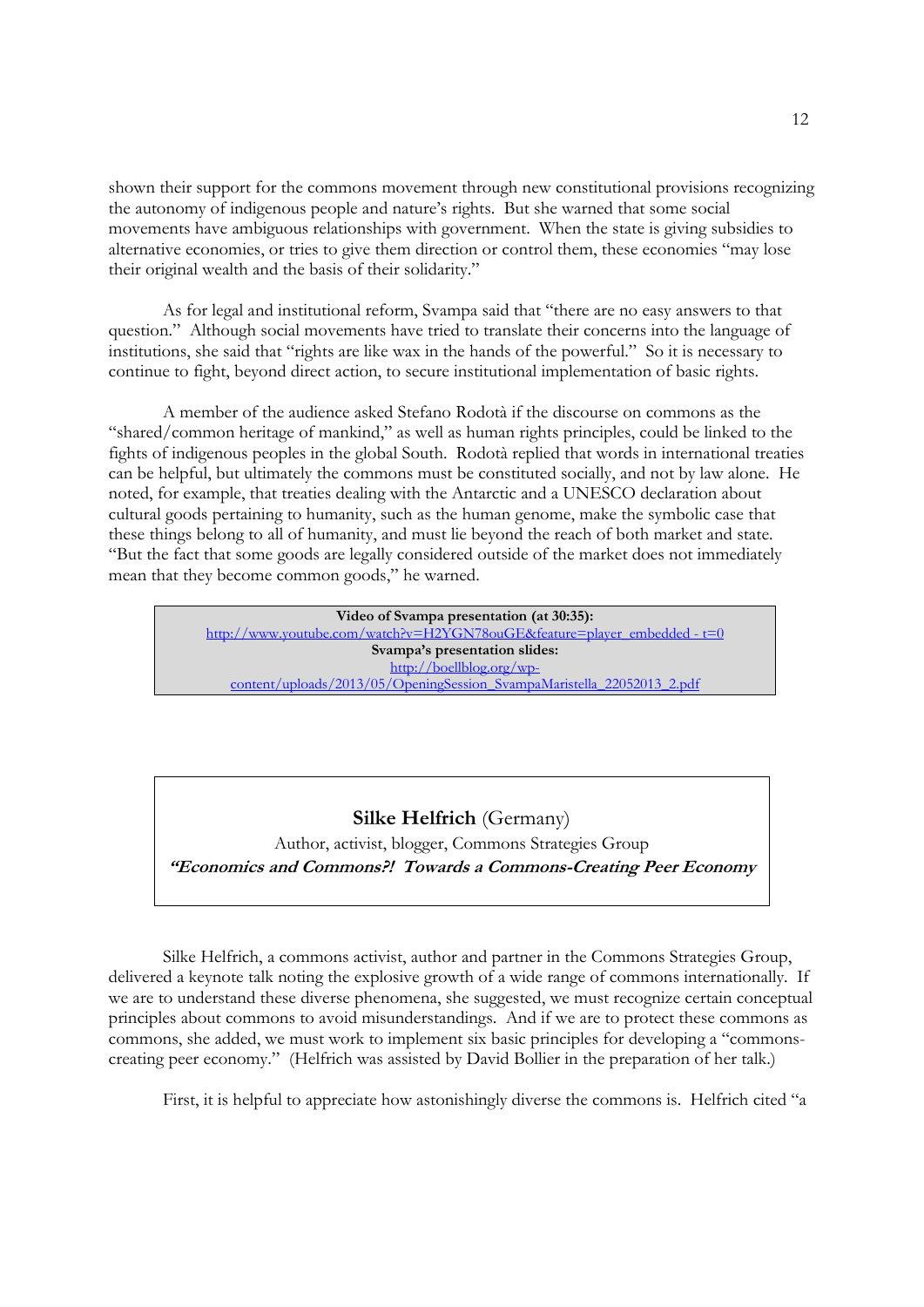shown their support for the commons movement through new constitutional provisions recognizing the autonomy of indigenous people and nature's rights. But she warned that some social movements have ambiguous relationships with government. When the state is giving subsidies to alternative economies, or tries to give them direction or control them, these economies "may lose their original wealth and the basis of their solidarity."

As for legal and institutional reform, Svampa said that "there are no easy answers to that question." Although social movements have tried to translate their concerns into the language of institutions, she said that "rights are like wax in the hands of the powerful." So it is necessary to continue to fight, beyond direct action, to secure institutional implementation of basic rights.

A member of the audience asked Stefano Rodotà if the discourse on commons as the "shared/common heritage of mankind," as well as human rights principles, could be linked to the fights of indigenous peoples in the global South. Rodotà replied that words in international treaties can be helpful, but ultimately the commons must be constituted socially, and not by law alone. He noted, for example, that treaties dealing with the Antarctic and a UNESCO declaration about cultural goods pertaining to humanity, such as the human genome, make the symbolic case that these things belong to all of humanity, and must lie beyond the reach of both market and state. "But the fact that some goods are legally considered outside of the market does not immediately mean that they become common goods," he warned.

**Video of Svampa presentation (at 30:35):**
http://www.youtube.com/watch?v=H2YGN78ouGE&feature=player_embedded - t=0
**Svampa's presentation slides:**
http://boellblog.org/wp-content/uploads/2013/05/OpeningSession_SvampaMaristella_22052013_2.pdf

## **Silke Helfrich** (Germany)

Author, activist, blogger, Commons Strategies Group

***"Economics and Commons?! Towards a Commons-Creating Peer Economy***

Silke Helfrich, a commons activist, author and partner in the Commons Strategies Group, delivered a keynote talk noting the explosive growth of a wide range of commons internationally. If we are to understand these diverse phenomena, she suggested, we must recognize certain conceptual principles about commons to avoid misunderstandings. And if we are to protect these commons as commons, she added, we must work to implement six basic principles for developing a "commons-creating peer economy." (Helfrich was assisted by David Bollier in the preparation of her talk.)

First, it is helpful to appreciate how astonishingly diverse the commons is. Helfrich cited "a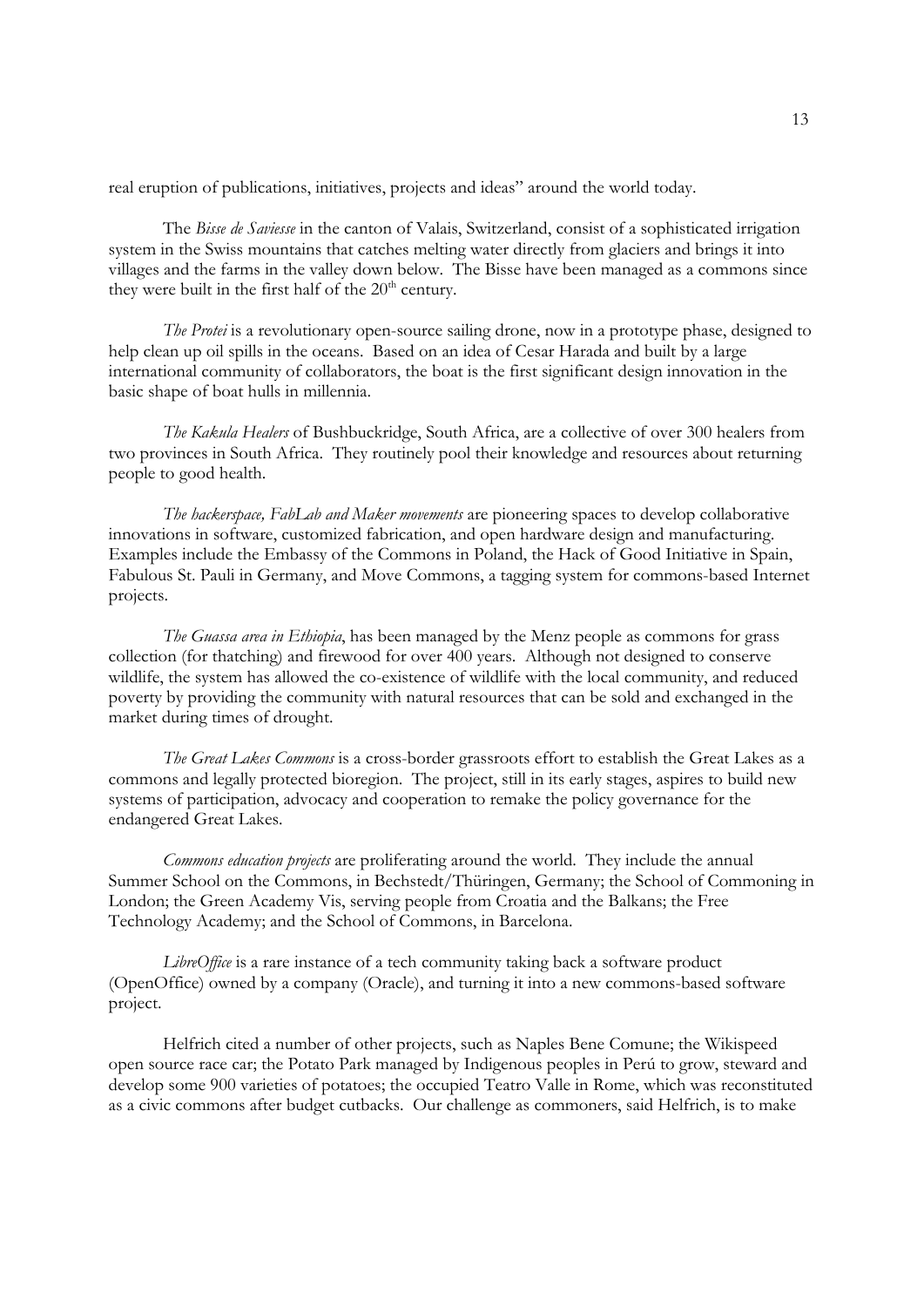real eruption of publications, initiatives, projects and ideas" around the world today.

The *Bisse de Saviesse* in the canton of Valais, Switzerland, consist of a sophisticated irrigation system in the Swiss mountains that catches melting water directly from glaciers and brings it into villages and the farms in the valley down below. The Bisse have been managed as a commons since they were built in the first half of the 20th century.

*The Protei* is a revolutionary open-source sailing drone, now in a prototype phase, designed to help clean up oil spills in the oceans. Based on an idea of Cesar Harada and built by a large international community of collaborators, the boat is the first significant design innovation in the basic shape of boat hulls in millennia.

*The Kakula Healers* of Bushbuckridge, South Africa, are a collective of over 300 healers from two provinces in South Africa. They routinely pool their knowledge and resources about returning people to good health.

*The hackerspace, FabLab and Maker movements* are pioneering spaces to develop collaborative innovations in software, customized fabrication, and open hardware design and manufacturing. Examples include the Embassy of the Commons in Poland, the Hack of Good Initiative in Spain, Fabulous St. Pauli in Germany, and Move Commons, a tagging system for commons-based Internet projects.

*The Guassa area in Ethiopia*, has been managed by the Menz people as commons for grass collection (for thatching) and firewood for over 400 years. Although not designed to conserve wildlife, the system has allowed the co-existence of wildlife with the local community, and reduced poverty by providing the community with natural resources that can be sold and exchanged in the market during times of drought.

*The Great Lakes Commons* is a cross-border grassroots effort to establish the Great Lakes as a commons and legally protected bioregion. The project, still in its early stages, aspires to build new systems of participation, advocacy and cooperation to remake the policy governance for the endangered Great Lakes.

*Commons education projects* are proliferating around the world. They include the annual Summer School on the Commons, in Bechstedt/Thüringen, Germany; the School of Commoning in London; the Green Academy Vis, serving people from Croatia and the Balkans; the Free Technology Academy; and the School of Commons, in Barcelona.

*LibreOffice* is a rare instance of a tech community taking back a software product (OpenOffice) owned by a company (Oracle), and turning it into a new commons-based software project.

Helfrich cited a number of other projects, such as Naples Bene Comune; the Wikispeed open source race car; the Potato Park managed by Indigenous peoples in Perú to grow, steward and develop some 900 varieties of potatoes; the occupied Teatro Valle in Rome, which was reconstituted as a civic commons after budget cutbacks. Our challenge as commoners, said Helfrich, is to make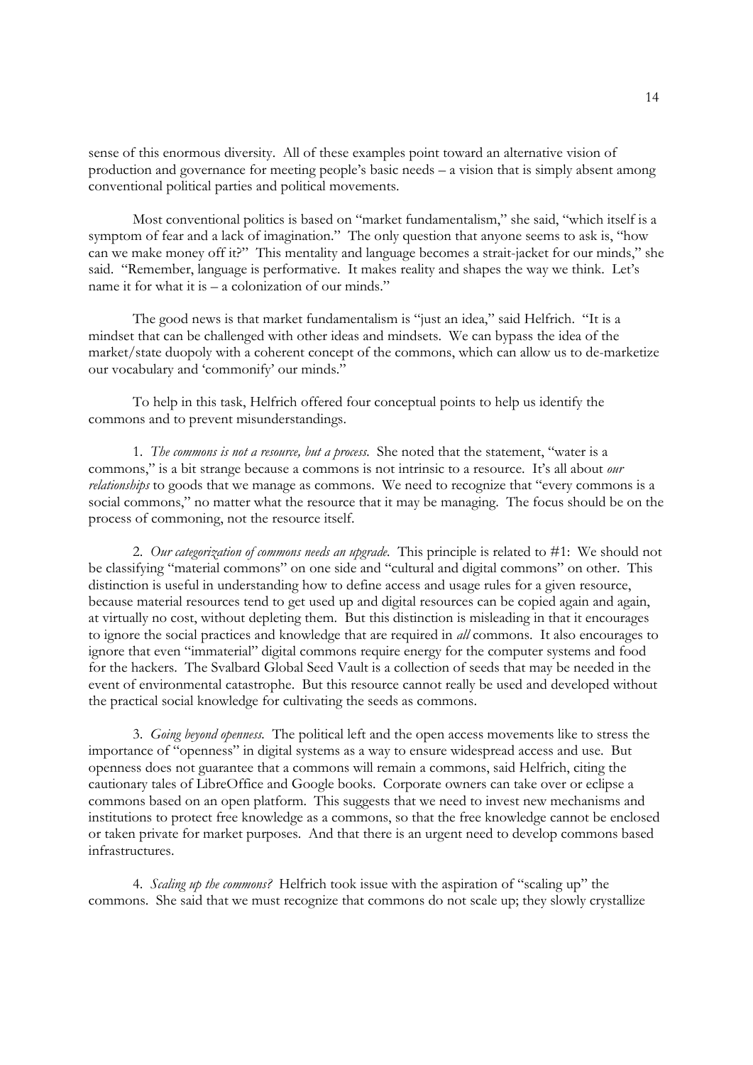sense of this enormous diversity. All of these examples point toward an alternative vision of production and governance for meeting people's basic needs – a vision that is simply absent among conventional political parties and political movements.

Most conventional politics is based on "market fundamentalism," she said, "which itself is a symptom of fear and a lack of imagination." The only question that anyone seems to ask is, "how can we make money off it?" This mentality and language becomes a strait-jacket for our minds," she said. "Remember, language is performative. It makes reality and shapes the way we think. Let's name it for what it is – a colonization of our minds."

The good news is that market fundamentalism is "just an idea," said Helfrich. "It is a mindset that can be challenged with other ideas and mindsets. We can bypass the idea of the market/state duopoly with a coherent concept of the commons, which can allow us to de-marketize our vocabulary and 'commonify' our minds."

To help in this task, Helfrich offered four conceptual points to help us identify the commons and to prevent misunderstandings.

1. *The commons is not a resource, but a process.* She noted that the statement, "water is a commons," is a bit strange because a commons is not intrinsic to a resource. It's all about *our relationships* to goods that we manage as commons. We need to recognize that "every commons is a social commons," no matter what the resource that it may be managing. The focus should be on the process of commoning, not the resource itself.

2. *Our categorization of commons needs an upgrade.* This principle is related to #1: We should not be classifying "material commons" on one side and "cultural and digital commons" on other. This distinction is useful in understanding how to define access and usage rules for a given resource, because material resources tend to get used up and digital resources can be copied again and again, at virtually no cost, without depleting them. But this distinction is misleading in that it encourages to ignore the social practices and knowledge that are required in *all* commons. It also encourages to ignore that even "immaterial" digital commons require energy for the computer systems and food for the hackers. The Svalbard Global Seed Vault is a collection of seeds that may be needed in the event of environmental catastrophe. But this resource cannot really be used and developed without the practical social knowledge for cultivating the seeds as commons.

3. *Going beyond openness.* The political left and the open access movements like to stress the importance of "openness" in digital systems as a way to ensure widespread access and use. But openness does not guarantee that a commons will remain a commons, said Helfrich, citing the cautionary tales of LibreOffice and Google books. Corporate owners can take over or eclipse a commons based on an open platform. This suggests that we need to invest new mechanisms and institutions to protect free knowledge as a commons, so that the free knowledge cannot be enclosed or taken private for market purposes. And that there is an urgent need to develop commons based infrastructures.

4. *Scaling up the commons?* Helfrich took issue with the aspiration of "scaling up" the commons. She said that we must recognize that commons do not scale up; they slowly crystallize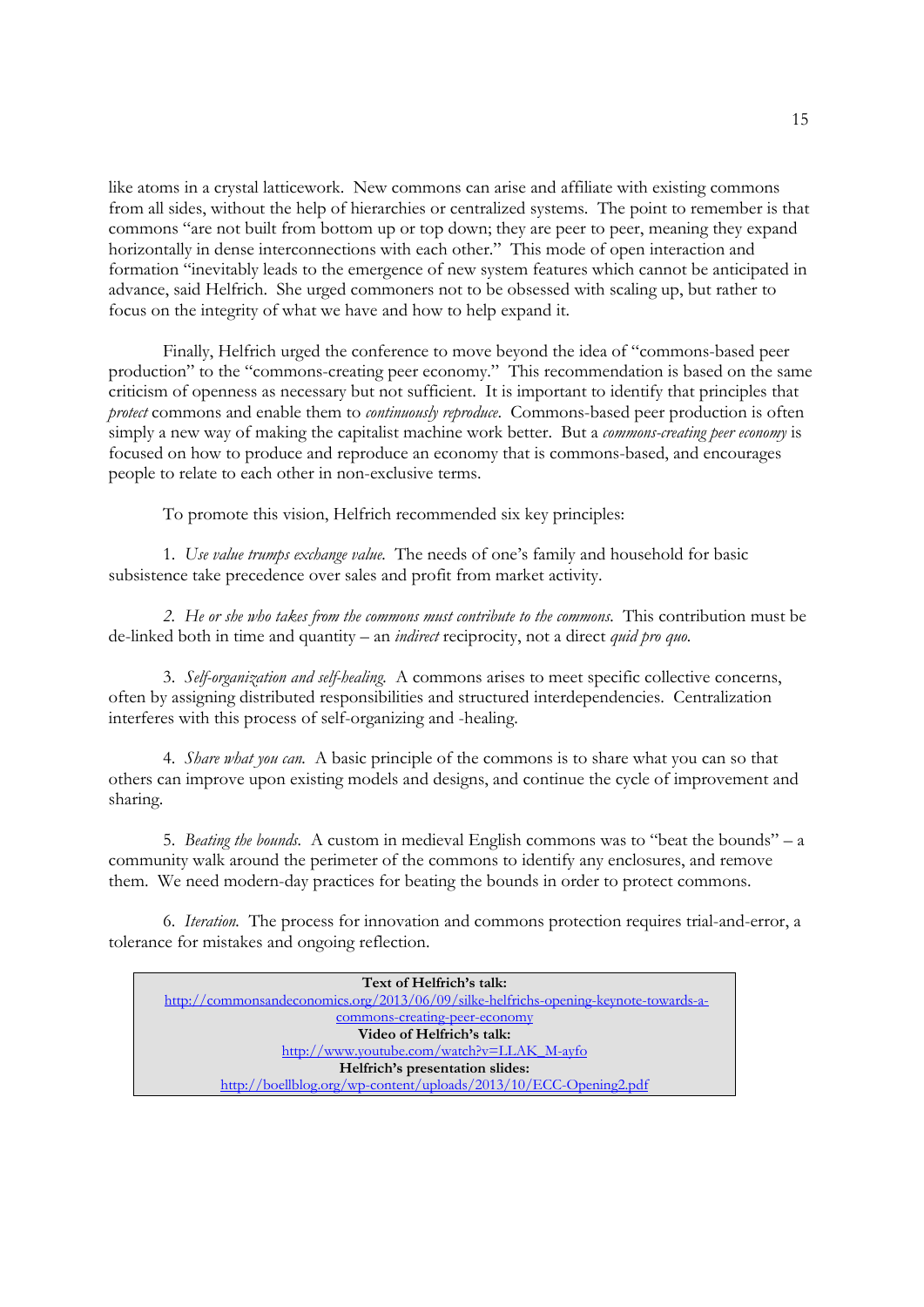like atoms in a crystal latticework. New commons can arise and affiliate with existing commons from all sides, without the help of hierarchies or centralized systems. The point to remember is that commons "are not built from bottom up or top down; they are peer to peer, meaning they expand horizontally in dense interconnections with each other." This mode of open interaction and formation "inevitably leads to the emergence of new system features which cannot be anticipated in advance, said Helfrich. She urged commoners not to be obsessed with scaling up, but rather to focus on the integrity of what we have and how to help expand it.

Finally, Helfrich urged the conference to move beyond the idea of "commons-based peer production" to the "commons-creating peer economy." This recommendation is based on the same criticism of openness as necessary but not sufficient. It is important to identify that principles that *protect* commons and enable them to *continuously reproduce*. Commons-based peer production is often simply a new way of making the capitalist machine work better. But a *commons-creating peer economy* is focused on how to produce and reproduce an economy that is commons-based, and encourages people to relate to each other in non-exclusive terms.

To promote this vision, Helfrich recommended six key principles:

1. *Use value trumps exchange value.* The needs of one's family and household for basic subsistence take precedence over sales and profit from market activity.

2. *He or she who takes from the commons must contribute to the commons.* This contribution must be de-linked both in time and quantity – an *indirect* reciprocity, not a direct *quid pro quo.*

3. *Self-organization and self-healing.* A commons arises to meet specific collective concerns, often by assigning distributed responsibilities and structured interdependencies. Centralization interferes with this process of self-organizing and -healing.

4. *Share what you can.* A basic principle of the commons is to share what you can so that others can improve upon existing models and designs, and continue the cycle of improvement and sharing.

5. *Beating the bounds.* A custom in medieval English commons was to "beat the bounds" – a community walk around the perimeter of the commons to identify any enclosures, and remove them. We need modern-day practices for beating the bounds in order to protect commons.

6. *Iteration.* The process for innovation and commons protection requires trial-and-error, a tolerance for mistakes and ongoing reflection.

| **Text of Helfrich's talk:** |
|---|
| http://commonsandeconomics.org/2013/06/09/silke-helfrichs-opening-keynote-towards-a-commons-creating-peer-economy |
| **Video of Helfrich's talk:** |
| http://www.youtube.com/watch?v=LLAK_M-ayfo |
| **Helfrich's presentation slides:** |
| http://boellblog.org/wp-content/uploads/2013/10/ECC-Opening2.pdf |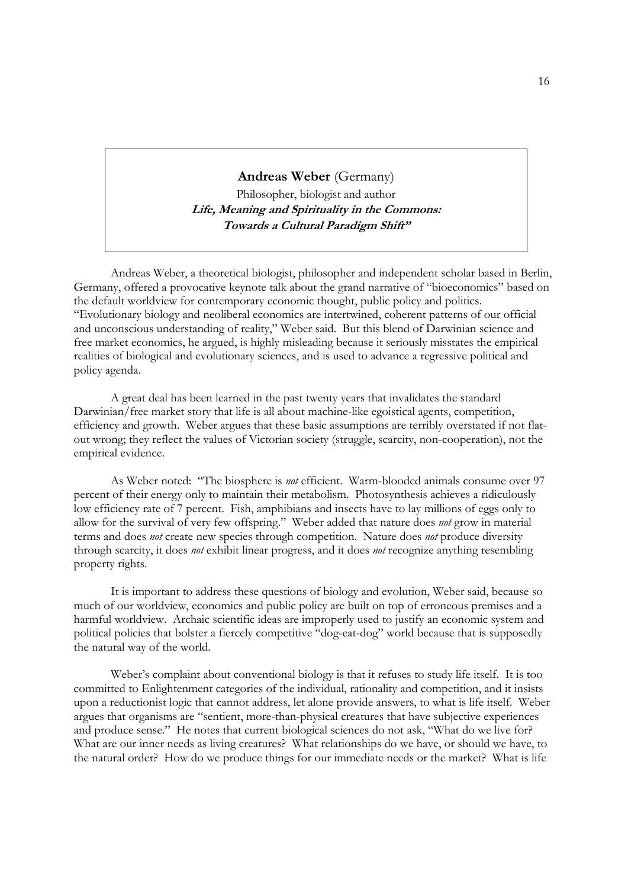**Andreas Weber** (Germany)

Philosopher, biologist and author

***Life, Meaning and Spirituality in the Commons: Towards a Cultural Paradigm Shift"***

Andreas Weber, a theoretical biologist, philosopher and independent scholar based in Berlin, Germany, offered a provocative keynote talk about the grand narrative of "bioeconomics" based on the default worldview for contemporary economic thought, public policy and politics. "Evolutionary biology and neoliberal economics are intertwined, coherent patterns of our official and unconscious understanding of reality," Weber said. But this blend of Darwinian science and free market economics, he argued, is highly misleading because it seriously misstates the empirical realities of biological and evolutionary sciences, and is used to advance a regressive political and policy agenda.

A great deal has been learned in the past twenty years that invalidates the standard Darwinian/free market story that life is all about machine-like egoistical agents, competition, efficiency and growth. Weber argues that these basic assumptions are terribly overstated if not flat-out wrong; they reflect the values of Victorian society (struggle, scarcity, non-cooperation), not the empirical evidence.

As Weber noted: "The biosphere is *not* efficient. Warm-blooded animals consume over 97 percent of their energy only to maintain their metabolism. Photosynthesis achieves a ridiculously low efficiency rate of 7 percent. Fish, amphibians and insects have to lay millions of eggs only to allow for the survival of very few offspring." Weber added that nature does *not* grow in material terms and does *not* create new species through competition. Nature does *not* produce diversity through scarcity, it does *not* exhibit linear progress, and it does *not* recognize anything resembling property rights.

It is important to address these questions of biology and evolution, Weber said, because so much of our worldview, economics and public policy are built on top of erroneous premises and a harmful worldview. Archaic scientific ideas are improperly used to justify an economic system and political policies that bolster a fiercely competitive "dog-eat-dog" world because that is supposedly the natural way of the world.

Weber's complaint about conventional biology is that it refuses to study life itself. It is too committed to Enlightenment categories of the individual, rationality and competition, and it insists upon a reductionist logic that cannot address, let alone provide answers, to what is life itself. Weber argues that organisms are "sentient, more-than-physical creatures that have subjective experiences and produce sense." He notes that current biological sciences do not ask, "What do we live for? What are our inner needs as living creatures? What relationships do we have, or should we have, to the natural order? How do we produce things for our immediate needs or the market? What is life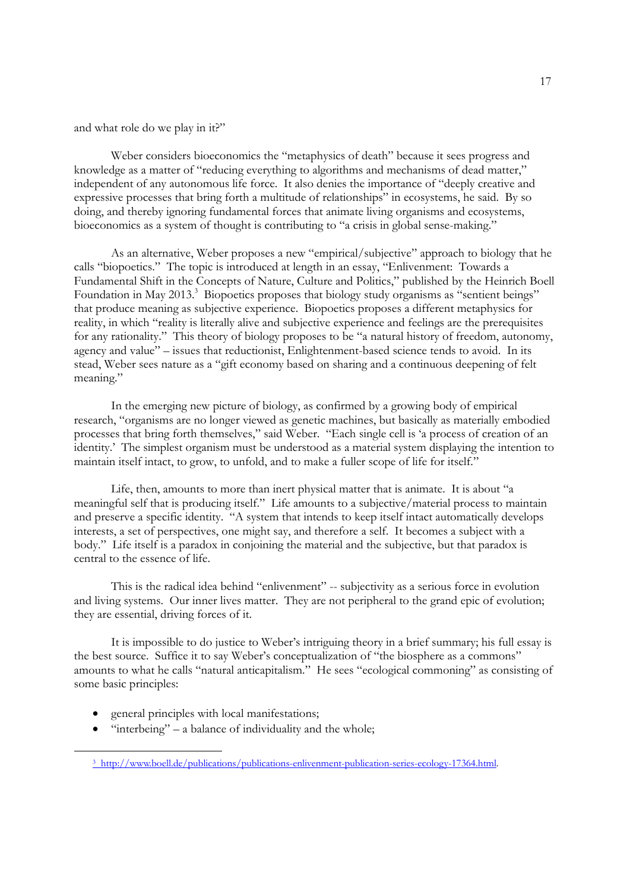and what role do we play in it?"

Weber considers bioeconomics the "metaphysics of death" because it sees progress and knowledge as a matter of "reducing everything to algorithms and mechanisms of dead matter," independent of any autonomous life force. It also denies the importance of "deeply creative and expressive processes that bring forth a multitude of relationships" in ecosystems, he said. By so doing, and thereby ignoring fundamental forces that animate living organisms and ecosystems, bioeconomics as a system of thought is contributing to "a crisis in global sense-making."

As an alternative, Weber proposes a new "empirical/subjective" approach to biology that he calls "biopoetics." The topic is introduced at length in an essay, "Enlivenment: Towards a Fundamental Shift in the Concepts of Nature, Culture and Politics," published by the Heinrich Boell Foundation in May 2013.[3] Biopoetics proposes that biology study organisms as "sentient beings" that produce meaning as subjective experience. Biopoetics proposes a different metaphysics for reality, in which "reality is literally alive and subjective experience and feelings are the prerequisites for any rationality." This theory of biology proposes to be "a natural history of freedom, autonomy, agency and value" – issues that reductionist, Enlightenment-based science tends to avoid. In its stead, Weber sees nature as a "gift economy based on sharing and a continuous deepening of felt meaning."

In the emerging new picture of biology, as confirmed by a growing body of empirical research, "organisms are no longer viewed as genetic machines, but basically as materially embodied processes that bring forth themselves," said Weber. "Each single cell is 'a process of creation of an identity.' The simplest organism must be understood as a material system displaying the intention to maintain itself intact, to grow, to unfold, and to make a fuller scope of life for itself."

Life, then, amounts to more than inert physical matter that is animate. It is about "a meaningful self that is producing itself." Life amounts to a subjective/material process to maintain and preserve a specific identity. "A system that intends to keep itself intact automatically develops interests, a set of perspectives, one might say, and therefore a self. It becomes a subject with a body." Life itself is a paradox in conjoining the material and the subjective, but that paradox is central to the essence of life.

This is the radical idea behind "enlivenment" -- subjectivity as a serious force in evolution and living systems. Our inner lives matter. They are not peripheral to the grand epic of evolution; they are essential, driving forces of it.

It is impossible to do justice to Weber's intriguing theory in a brief summary; his full essay is the best source. Suffice it to say Weber's conceptualization of "the biosphere as a commons" amounts to what he calls "natural anticapitalism." He sees "ecological commoning" as consisting of some basic principles:

- general principles with local manifestations;
- "interbeing" – a balance of individuality and the whole;

[3] http://www.boell.de/publications/publications-enlivenment-publication-series-ecology-17364.html.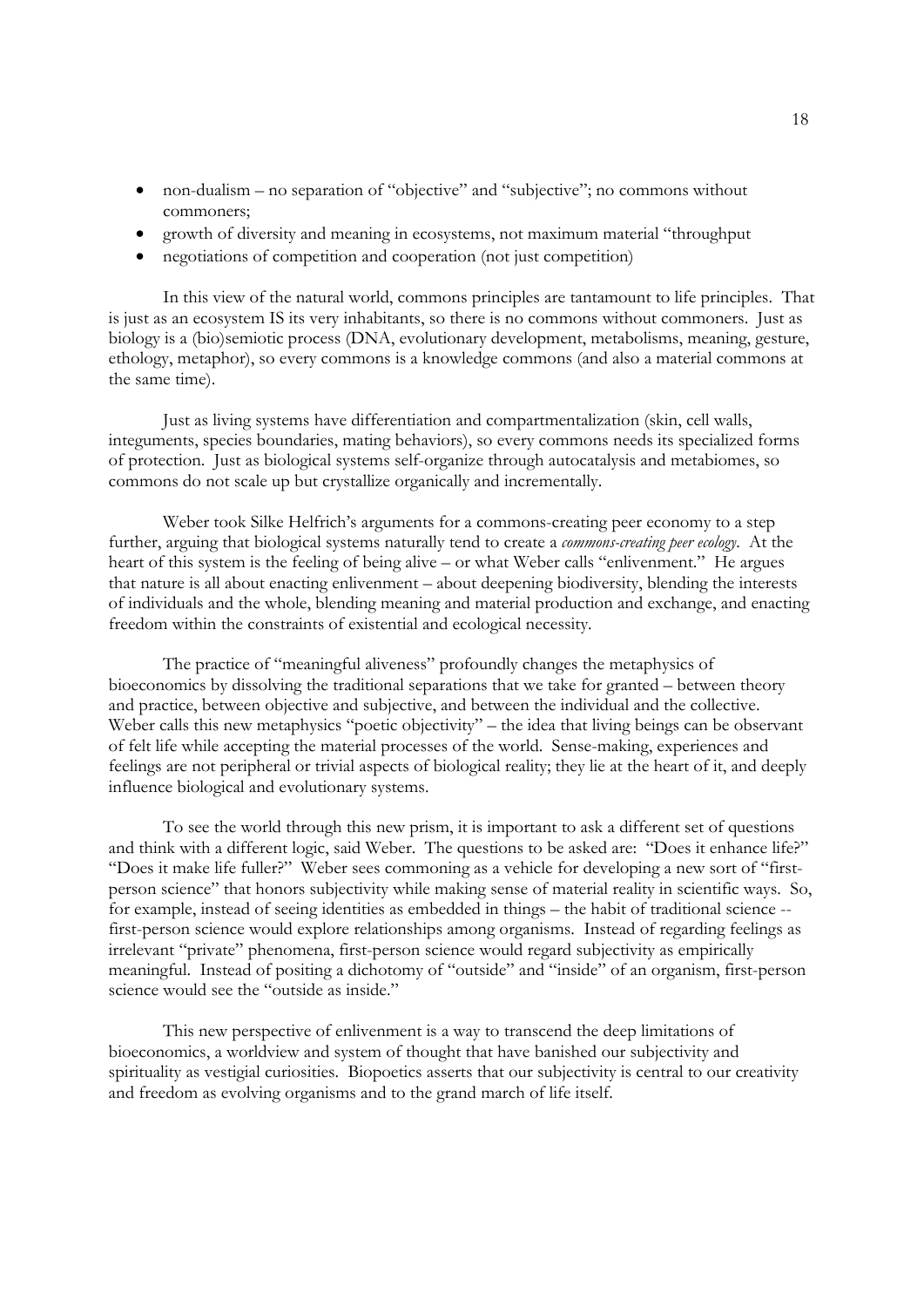- non-dualism – no separation of "objective" and "subjective"; no commons without commoners;
- growth of diversity and meaning in ecosystems, not maximum material "throughput
- negotiations of competition and cooperation (not just competition)

In this view of the natural world, commons principles are tantamount to life principles. That is just as an ecosystem IS its very inhabitants, so there is no commons without commoners. Just as biology is a (bio)semiotic process (DNA, evolutionary development, metabolisms, meaning, gesture, ethology, metaphor), so every commons is a knowledge commons (and also a material commons at the same time).

Just as living systems have differentiation and compartmentalization (skin, cell walls, integuments, species boundaries, mating behaviors), so every commons needs its specialized forms of protection. Just as biological systems self-organize through autocatalysis and metabiomes, so commons do not scale up but crystallize organically and incrementally.

Weber took Silke Helfrich's arguments for a commons-creating peer economy to a step further, arguing that biological systems naturally tend to create a *commons-creating peer ecology*. At the heart of this system is the feeling of being alive – or what Weber calls "enlivenment." He argues that nature is all about enacting enlivenment – about deepening biodiversity, blending the interests of individuals and the whole, blending meaning and material production and exchange, and enacting freedom within the constraints of existential and ecological necessity.

The practice of "meaningful aliveness" profoundly changes the metaphysics of bioeconomics by dissolving the traditional separations that we take for granted – between theory and practice, between objective and subjective, and between the individual and the collective. Weber calls this new metaphysics "poetic objectivity" – the idea that living beings can be observant of felt life while accepting the material processes of the world. Sense-making, experiences and feelings are not peripheral or trivial aspects of biological reality; they lie at the heart of it, and deeply influence biological and evolutionary systems.

To see the world through this new prism, it is important to ask a different set of questions and think with a different logic, said Weber. The questions to be asked are: "Does it enhance life?" "Does it make life fuller?" Weber sees commoning as a vehicle for developing a new sort of "first-person science" that honors subjectivity while making sense of material reality in scientific ways. So, for example, instead of seeing identities as embedded in things – the habit of traditional science -- first-person science would explore relationships among organisms. Instead of regarding feelings as irrelevant "private" phenomena, first-person science would regard subjectivity as empirically meaningful. Instead of positing a dichotomy of "outside" and "inside" of an organism, first-person science would see the "outside as inside."

This new perspective of enlivenment is a way to transcend the deep limitations of bioeconomics, a worldview and system of thought that have banished our subjectivity and spirituality as vestigial curiosities. Biopoetics asserts that our subjectivity is central to our creativity and freedom as evolving organisms and to the grand march of life itself.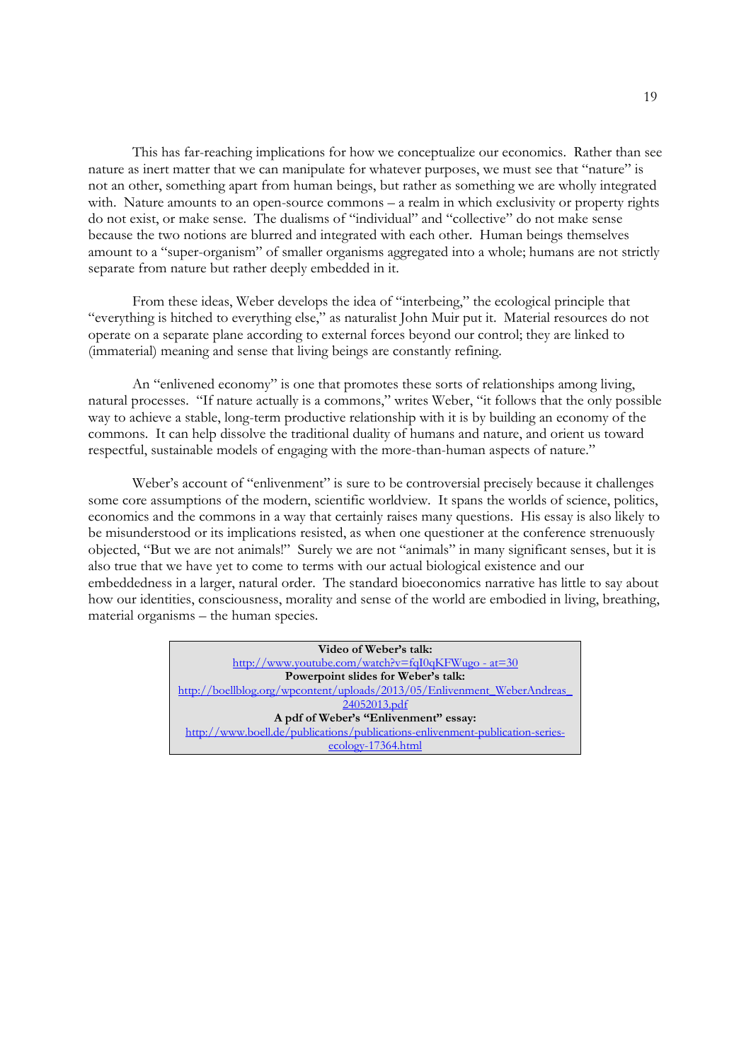This has far-reaching implications for how we conceptualize our economics. Rather than see nature as inert matter that we can manipulate for whatever purposes, we must see that "nature" is not an other, something apart from human beings, but rather as something we are wholly integrated with. Nature amounts to an open-source commons – a realm in which exclusivity or property rights do not exist, or make sense. The dualisms of "individual" and "collective" do not make sense because the two notions are blurred and integrated with each other. Human beings themselves amount to a "super-organism" of smaller organisms aggregated into a whole; humans are not strictly separate from nature but rather deeply embedded in it.

From these ideas, Weber develops the idea of "interbeing," the ecological principle that "everything is hitched to everything else," as naturalist John Muir put it. Material resources do not operate on a separate plane according to external forces beyond our control; they are linked to (immaterial) meaning and sense that living beings are constantly refining.

An "enlivened economy" is one that promotes these sorts of relationships among living, natural processes. "If nature actually is a commons," writes Weber, "it follows that the only possible way to achieve a stable, long-term productive relationship with it is by building an economy of the commons. It can help dissolve the traditional duality of humans and nature, and orient us toward respectful, sustainable models of engaging with the more-than-human aspects of nature."

Weber's account of "enlivenment" is sure to be controversial precisely because it challenges some core assumptions of the modern, scientific worldview. It spans the worlds of science, politics, economics and the commons in a way that certainly raises many questions. His essay is also likely to be misunderstood or its implications resisted, as when one questioner at the conference strenuously objected, "But we are not animals!" Surely we are not "animals" in many significant senses, but it is also true that we have yet to come to terms with our actual biological existence and our embeddedness in a larger, natural order. The standard bioeconomics narrative has little to say about how our identities, consciousness, morality and sense of the world are embodied in living, breathing, material organisms – the human species.

**Video of Weber's talk:**
http://www.youtube.com/watch?v=fqI0qKFWugo - at=30
**Powerpoint slides for Weber's talk:**
http://boellblog.org/wpcontent/uploads/2013/05/Enlivenment_WeberAndreas_24052013.pdf
**A pdf of Weber's "Enlivenment" essay:**
http://www.boell.de/publications/publications-enlivenment-publication-series-ecology-17364.html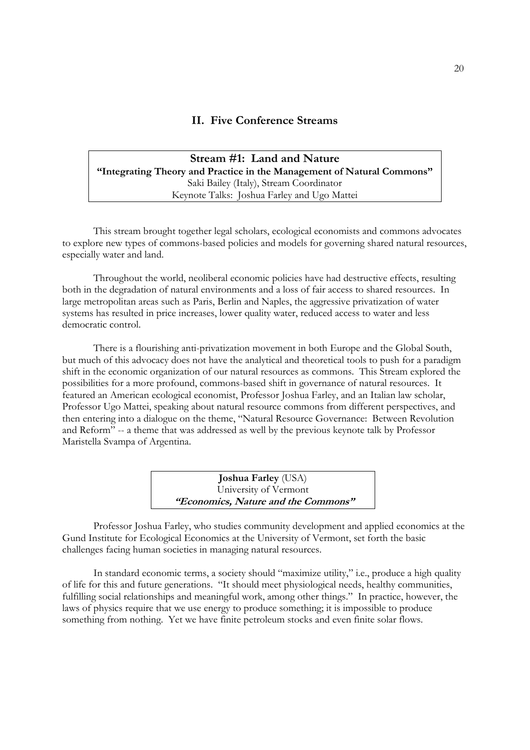## II. Five Conference Streams

**Stream #1: Land and Nature**
**"Integrating Theory and Practice in the Management of Natural Commons"**
Saki Bailey (Italy), Stream Coordinator
Keynote Talks: Joshua Farley and Ugo Mattei

This stream brought together legal scholars, ecological economists and commons advocates to explore new types of commons-based policies and models for governing shared natural resources, especially water and land.

Throughout the world, neoliberal economic policies have had destructive effects, resulting both in the degradation of natural environments and a loss of fair access to shared resources. In large metropolitan areas such as Paris, Berlin and Naples, the aggressive privatization of water systems has resulted in price increases, lower quality water, reduced access to water and less democratic control.

There is a flourishing anti-privatization movement in both Europe and the Global South, but much of this advocacy does not have the analytical and theoretical tools to push for a paradigm shift in the economic organization of our natural resources as commons. This Stream explored the possibilities for a more profound, commons-based shift in governance of natural resources. It featured an American ecological economist, Professor Joshua Farley, and an Italian law scholar, Professor Ugo Mattei, speaking about natural resource commons from different perspectives, and then entering into a dialogue on the theme, "Natural Resource Governance: Between Revolution and Reform" -- a theme that was addressed as well by the previous keynote talk by Professor Maristella Svampa of Argentina.

**Joshua Farley** (USA)
University of Vermont
***"Economics, Nature and the Commons"***

Professor Joshua Farley, who studies community development and applied economics at the Gund Institute for Ecological Economics at the University of Vermont, set forth the basic challenges facing human societies in managing natural resources.

In standard economic terms, a society should "maximize utility," i.e., produce a high quality of life for this and future generations. "It should meet physiological needs, healthy communities, fulfilling social relationships and meaningful work, among other things." In practice, however, the laws of physics require that we use energy to produce something; it is impossible to produce something from nothing. Yet we have finite petroleum stocks and even finite solar flows.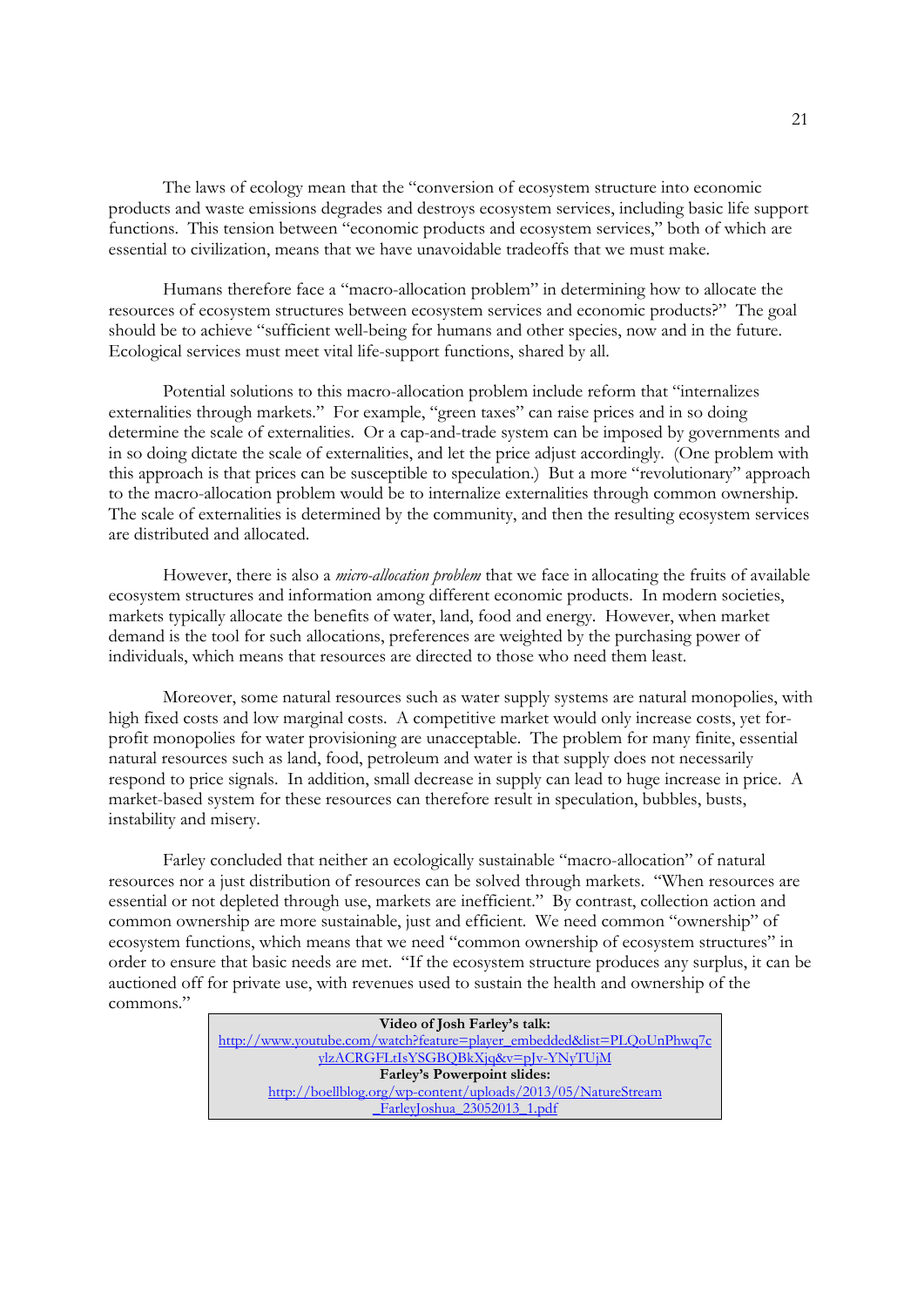The laws of ecology mean that the "conversion of ecosystem structure into economic products and waste emissions degrades and destroys ecosystem services, including basic life support functions. This tension between "economic products and ecosystem services," both of which are essential to civilization, means that we have unavoidable tradeoffs that we must make.

Humans therefore face a "macro-allocation problem" in determining how to allocate the resources of ecosystem structures between ecosystem services and economic products?" The goal should be to achieve "sufficient well-being for humans and other species, now and in the future. Ecological services must meet vital life-support functions, shared by all.

Potential solutions to this macro-allocation problem include reform that "internalizes externalities through markets." For example, "green taxes" can raise prices and in so doing determine the scale of externalities. Or a cap-and-trade system can be imposed by governments and in so doing dictate the scale of externalities, and let the price adjust accordingly. (One problem with this approach is that prices can be susceptible to speculation.) But a more "revolutionary" approach to the macro-allocation problem would be to internalize externalities through common ownership. The scale of externalities is determined by the community, and then the resulting ecosystem services are distributed and allocated.

However, there is also a *micro-allocation problem* that we face in allocating the fruits of available ecosystem structures and information among different economic products. In modern societies, markets typically allocate the benefits of water, land, food and energy. However, when market demand is the tool for such allocations, preferences are weighted by the purchasing power of individuals, which means that resources are directed to those who need them least.

Moreover, some natural resources such as water supply systems are natural monopolies, with high fixed costs and low marginal costs. A competitive market would only increase costs, yet for-profit monopolies for water provisioning are unacceptable. The problem for many finite, essential natural resources such as land, food, petroleum and water is that supply does not necessarily respond to price signals. In addition, small decrease in supply can lead to huge increase in price. A market-based system for these resources can therefore result in speculation, bubbles, busts, instability and misery.

Farley concluded that neither an ecologically sustainable "macro-allocation" of natural resources nor a just distribution of resources can be solved through markets. "When resources are essential or not depleted through use, markets are inefficient." By contrast, collection action and common ownership are more sustainable, just and efficient. We need common "ownership" of ecosystem functions, which means that we need "common ownership of ecosystem structures" in order to ensure that basic needs are met. "If the ecosystem structure produces any surplus, it can be auctioned off for private use, with revenues used to sustain the health and ownership of the commons."

| **Video of Josh Farley's talk:** |
| --- |
| http://www.youtube.com/watch?feature=player_embedded&list=PLQoUnPhwq7cylzACRGFLtIsYSGBQBkXjq&v=pJv-YNyTUjM |
| **Farley's Powerpoint slides:** |
| http://boellblog.org/wp-content/uploads/2013/05/NatureStream_FarleyJoshua_23052013_1.pdf |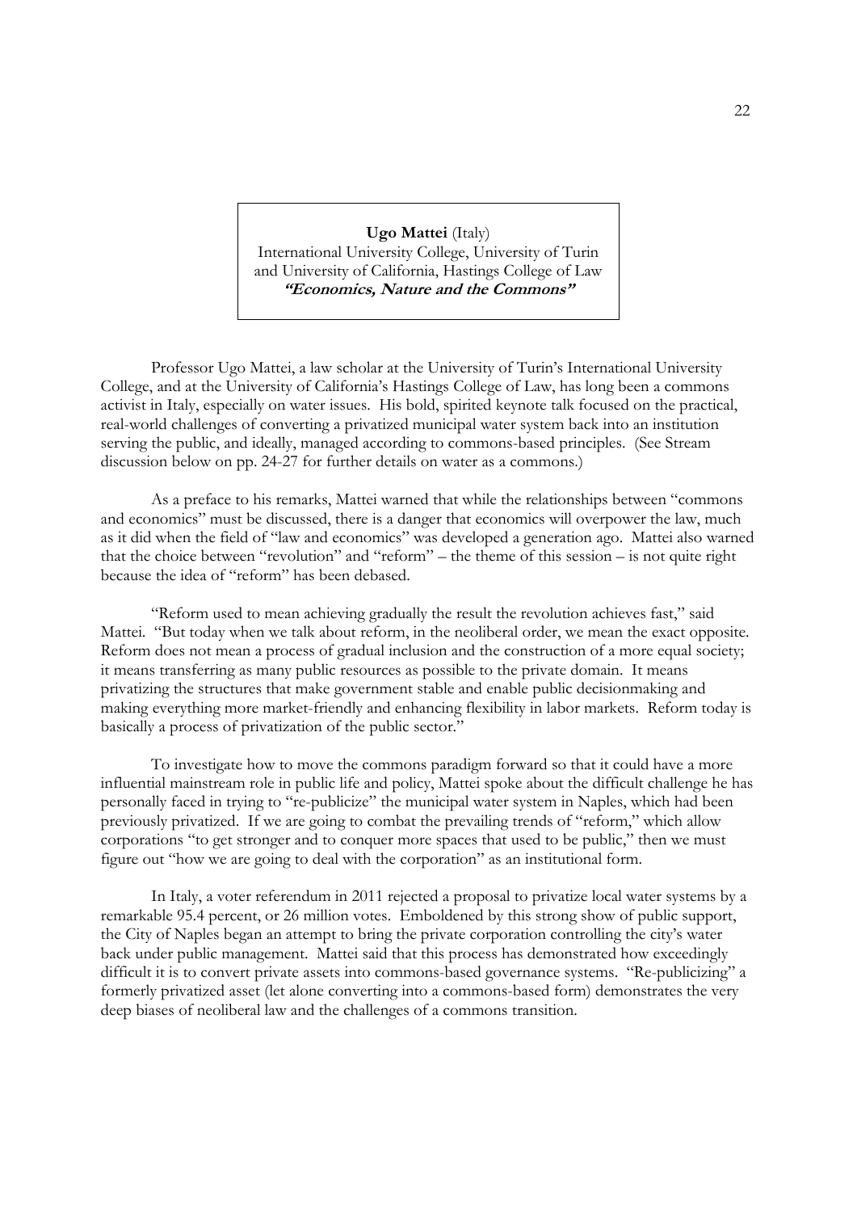**Ugo Mattei** (Italy)
International University College, University of Turin
and University of California, Hastings College of Law
***"Economics, Nature and the Commons"***

Professor Ugo Mattei, a law scholar at the University of Turin's International University College, and at the University of California's Hastings College of Law, has long been a commons activist in Italy, especially on water issues. His bold, spirited keynote talk focused on the practical, real-world challenges of converting a privatized municipal water system back into an institution serving the public, and ideally, managed according to commons-based principles. (See Stream discussion below on pp. 24-27 for further details on water as a commons.)

As a preface to his remarks, Mattei warned that while the relationships between "commons and economics" must be discussed, there is a danger that economics will overpower the law, much as it did when the field of "law and economics" was developed a generation ago. Mattei also warned that the choice between "revolution" and "reform" – the theme of this session – is not quite right because the idea of "reform" has been debased.

"Reform used to mean achieving gradually the result the revolution achieves fast," said Mattei. "But today when we talk about reform, in the neoliberal order, we mean the exact opposite. Reform does not mean a process of gradual inclusion and the construction of a more equal society; it means transferring as many public resources as possible to the private domain. It means privatizing the structures that make government stable and enable public decisionmaking and making everything more market-friendly and enhancing flexibility in labor markets. Reform today is basically a process of privatization of the public sector."

To investigate how to move the commons paradigm forward so that it could have a more influential mainstream role in public life and policy, Mattei spoke about the difficult challenge he has personally faced in trying to "re-publicize" the municipal water system in Naples, which had been previously privatized. If we are going to combat the prevailing trends of "reform," which allow corporations "to get stronger and to conquer more spaces that used to be public," then we must figure out "how we are going to deal with the corporation" as an institutional form.

In Italy, a voter referendum in 2011 rejected a proposal to privatize local water systems by a remarkable 95.4 percent, or 26 million votes. Emboldened by this strong show of public support, the City of Naples began an attempt to bring the private corporation controlling the city's water back under public management. Mattei said that this process has demonstrated how exceedingly difficult it is to convert private assets into commons-based governance systems. "Re-publicizing" a formerly privatized asset (let alone converting into a commons-based form) demonstrates the very deep biases of neoliberal law and the challenges of a commons transition.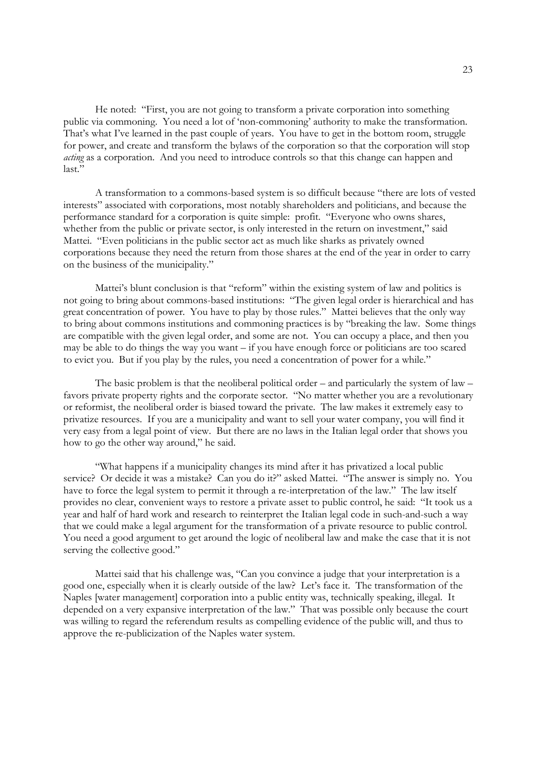He noted: "First, you are not going to transform a private corporation into something public via commoning. You need a lot of 'non-commoning' authority to make the transformation. That's what I've learned in the past couple of years. You have to get in the bottom room, struggle for power, and create and transform the bylaws of the corporation so that the corporation will stop *acting* as a corporation. And you need to introduce controls so that this change can happen and last."

A transformation to a commons-based system is so difficult because "there are lots of vested interests" associated with corporations, most notably shareholders and politicians, and because the performance standard for a corporation is quite simple: profit. "Everyone who owns shares, whether from the public or private sector, is only interested in the return on investment," said Mattei. "Even politicians in the public sector act as much like sharks as privately owned corporations because they need the return from those shares at the end of the year in order to carry on the business of the municipality."

Mattei's blunt conclusion is that "reform" within the existing system of law and politics is not going to bring about commons-based institutions: "The given legal order is hierarchical and has great concentration of power. You have to play by those rules." Mattei believes that the only way to bring about commons institutions and commoning practices is by "breaking the law. Some things are compatible with the given legal order, and some are not. You can occupy a place, and then you may be able to do things the way you want – if you have enough force or politicians are too scared to evict you. But if you play by the rules, you need a concentration of power for a while."

The basic problem is that the neoliberal political order – and particularly the system of law – favors private property rights and the corporate sector. "No matter whether you are a revolutionary or reformist, the neoliberal order is biased toward the private. The law makes it extremely easy to privatize resources. If you are a municipality and want to sell your water company, you will find it very easy from a legal point of view. But there are no laws in the Italian legal order that shows you how to go the other way around," he said.

"What happens if a municipality changes its mind after it has privatized a local public service? Or decide it was a mistake? Can you do it?" asked Mattei. "The answer is simply no. You have to force the legal system to permit it through a re-interpretation of the law." The law itself provides no clear, convenient ways to restore a private asset to public control, he said: "It took us a year and half of hard work and research to reinterpret the Italian legal code in such-and-such a way that we could make a legal argument for the transformation of a private resource to public control. You need a good argument to get around the logic of neoliberal law and make the case that it is not serving the collective good."

Mattei said that his challenge was, "Can you convince a judge that your interpretation is a good one, especially when it is clearly outside of the law? Let's face it. The transformation of the Naples [water management] corporation into a public entity was, technically speaking, illegal. It depended on a very expansive interpretation of the law." That was possible only because the court was willing to regard the referendum results as compelling evidence of the public will, and thus to approve the re-publicization of the Naples water system.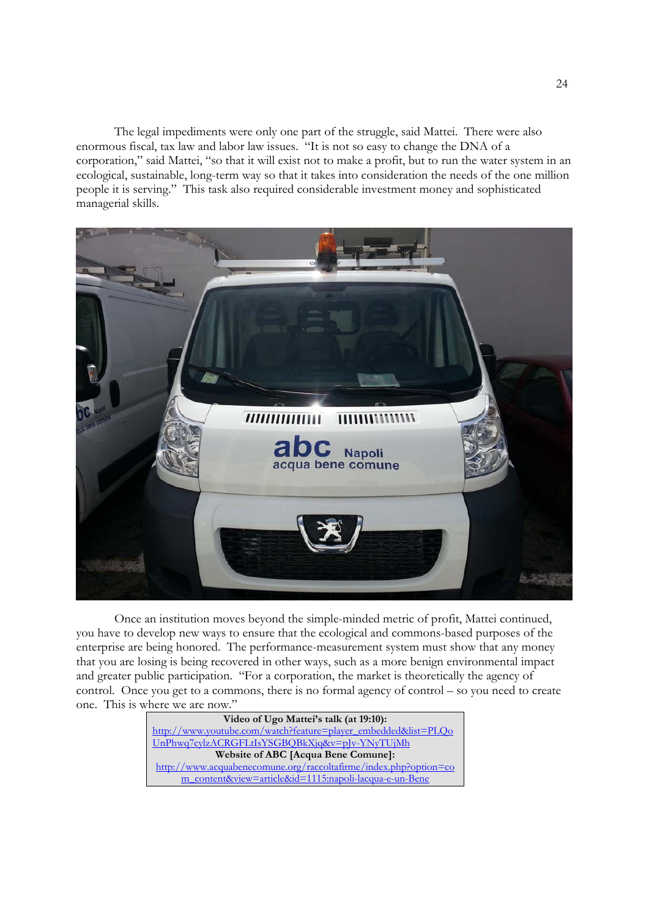The legal impediments were only one part of the struggle, said Mattei. There were also enormous fiscal, tax law and labor law issues. "It is not so easy to change the DNA of a corporation," said Mattei, "so that it will exist not to make a profit, but to run the water system in an ecological, sustainable, long-term way so that it takes into consideration the needs of the one million people it is serving." This task also required considerable investment money and sophisticated managerial skills.

Once an institution moves beyond the simple-minded metric of profit, Mattei continued, you have to develop new ways to ensure that the ecological and commons-based purposes of the enterprise are being honored. The performance-measurement system must show that any money that you are losing is being recovered in other ways, such as a more benign environmental impact and greater public participation. "For a corporation, the market is theoretically the agency of control. Once you get to a commons, there is no formal agency of control – so you need to create one. This is where we are now."

| **Video of Ugo Mattei's talk (at 19:10):** |
| --- |
| http://www.youtube.com/watch?feature=player_embedded&list=PLQoUnPhwq7cylzACRGFLtIsYSGBQBkXjq&v=pJv-YNyTUjMh |
| **Website of ABC [Acqua Bene Comune]:** |
| http://www.acquabenecomune.org/raccoltafirme/index.php?option=com_content&view=article&id=1115:napoli-lacqua-e-un-Bene |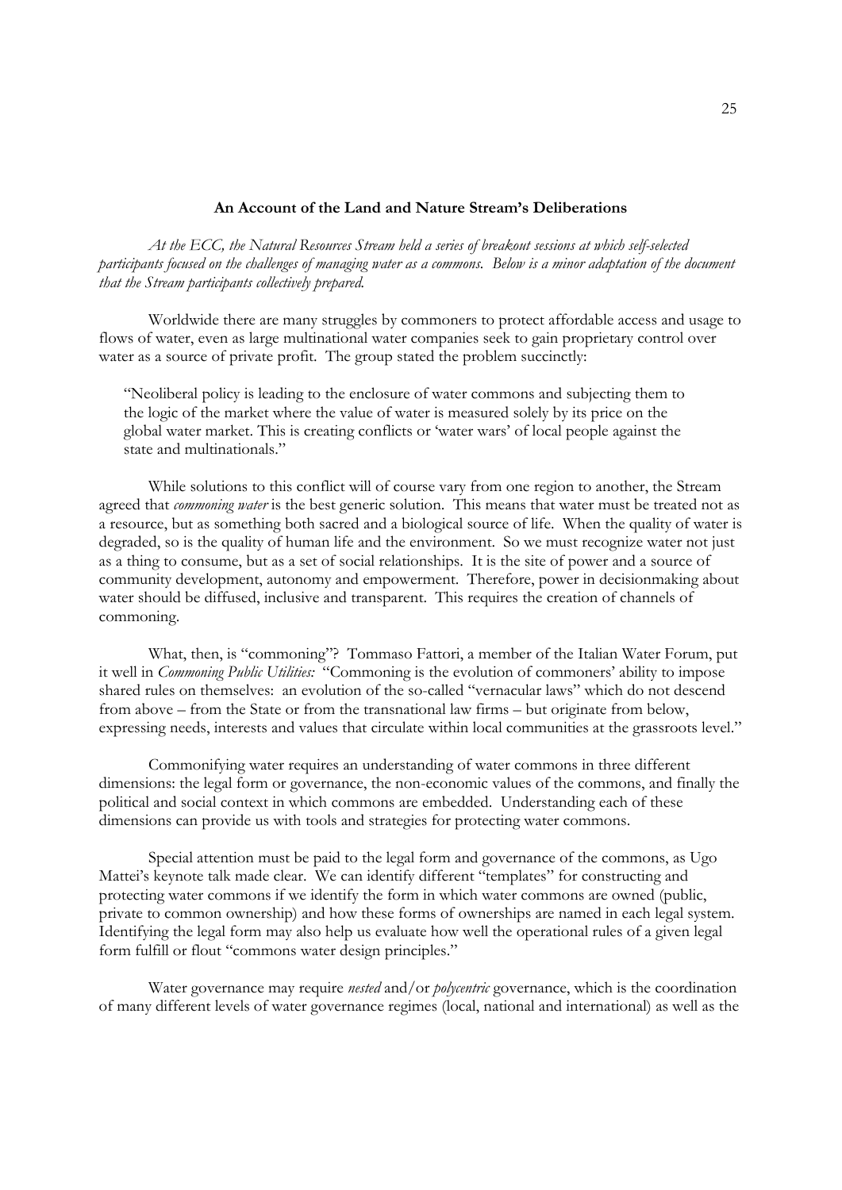**An Account of the Land and Nature Stream's Deliberations**

*At the ECC, the Natural Resources Stream held a series of breakout sessions at which self-selected participants focused on the challenges of managing water as a commons. Below is a minor adaptation of the document that the Stream participants collectively prepared.*

Worldwide there are many struggles by commoners to protect affordable access and usage to flows of water, even as large multinational water companies seek to gain proprietary control over water as a source of private profit. The group stated the problem succinctly:

> "Neoliberal policy is leading to the enclosure of water commons and subjecting them to the logic of the market where the value of water is measured solely by its price on the global water market. This is creating conflicts or 'water wars' of local people against the state and multinationals."

While solutions to this conflict will of course vary from one region to another, the Stream agreed that *commoning water* is the best generic solution. This means that water must be treated not as a resource, but as something both sacred and a biological source of life. When the quality of water is degraded, so is the quality of human life and the environment. So we must recognize water not just as a thing to consume, but as a set of social relationships. It is the site of power and a source of community development, autonomy and empowerment. Therefore, power in decisionmaking about water should be diffused, inclusive and transparent. This requires the creation of channels of commoning.

What, then, is "commoning"? Tommaso Fattori, a member of the Italian Water Forum, put it well in *Commoning Public Utilities:* "Commoning is the evolution of commoners' ability to impose shared rules on themselves: an evolution of the so-called "vernacular laws" which do not descend from above – from the State or from the transnational law firms – but originate from below, expressing needs, interests and values that circulate within local communities at the grassroots level."

Commonifying water requires an understanding of water commons in three different dimensions: the legal form or governance, the non-economic values of the commons, and finally the political and social context in which commons are embedded. Understanding each of these dimensions can provide us with tools and strategies for protecting water commons.

Special attention must be paid to the legal form and governance of the commons, as Ugo Mattei's keynote talk made clear. We can identify different "templates" for constructing and protecting water commons if we identify the form in which water commons are owned (public, private to common ownership) and how these forms of ownerships are named in each legal system. Identifying the legal form may also help us evaluate how well the operational rules of a given legal form fulfill or flout "commons water design principles."

Water governance may require *nested* and/or *polycentric* governance, which is the coordination of many different levels of water governance regimes (local, national and international) as well as the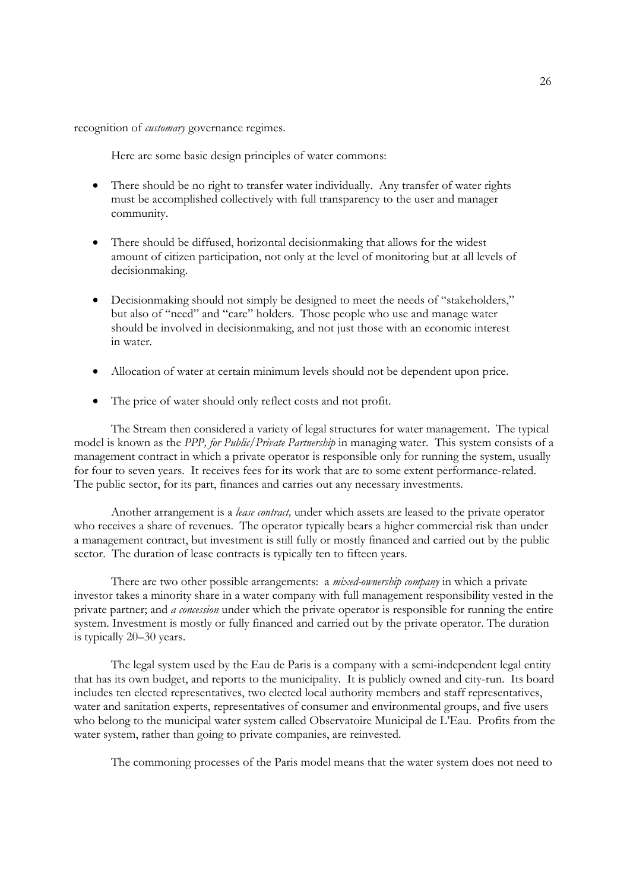recognition of *customary* governance regimes.

Here are some basic design principles of water commons:

- There should be no right to transfer water individually. Any transfer of water rights must be accomplished collectively with full transparency to the user and manager community.
- There should be diffused, horizontal decisionmaking that allows for the widest amount of citizen participation, not only at the level of monitoring but at all levels of decisionmaking.
- Decisionmaking should not simply be designed to meet the needs of "stakeholders," but also of "need" and "care" holders. Those people who use and manage water should be involved in decisionmaking, and not just those with an economic interest in water.
- Allocation of water at certain minimum levels should not be dependent upon price.
- The price of water should only reflect costs and not profit.

The Stream then considered a variety of legal structures for water management. The typical model is known as the *PPP, for Public/Private Partnership* in managing water. This system consists of a management contract in which a private operator is responsible only for running the system, usually for four to seven years. It receives fees for its work that are to some extent performance-related. The public sector, for its part, finances and carries out any necessary investments.

Another arrangement is a *lease contract,* under which assets are leased to the private operator who receives a share of revenues. The operator typically bears a higher commercial risk than under a management contract, but investment is still fully or mostly financed and carried out by the public sector. The duration of lease contracts is typically ten to fifteen years.

There are two other possible arrangements: a *mixed-ownership company* in which a private investor takes a minority share in a water company with full management responsibility vested in the private partner; and *a concession* under which the private operator is responsible for running the entire system. Investment is mostly or fully financed and carried out by the private operator. The duration is typically 20–30 years.

The legal system used by the Eau de Paris is a company with a semi-independent legal entity that has its own budget, and reports to the municipality. It is publicly owned and city-run. Its board includes ten elected representatives, two elected local authority members and staff representatives, water and sanitation experts, representatives of consumer and environmental groups, and five users who belong to the municipal water system called Observatoire Municipal de L'Eau. Profits from the water system, rather than going to private companies, are reinvested.

The commoning processes of the Paris model means that the water system does not need to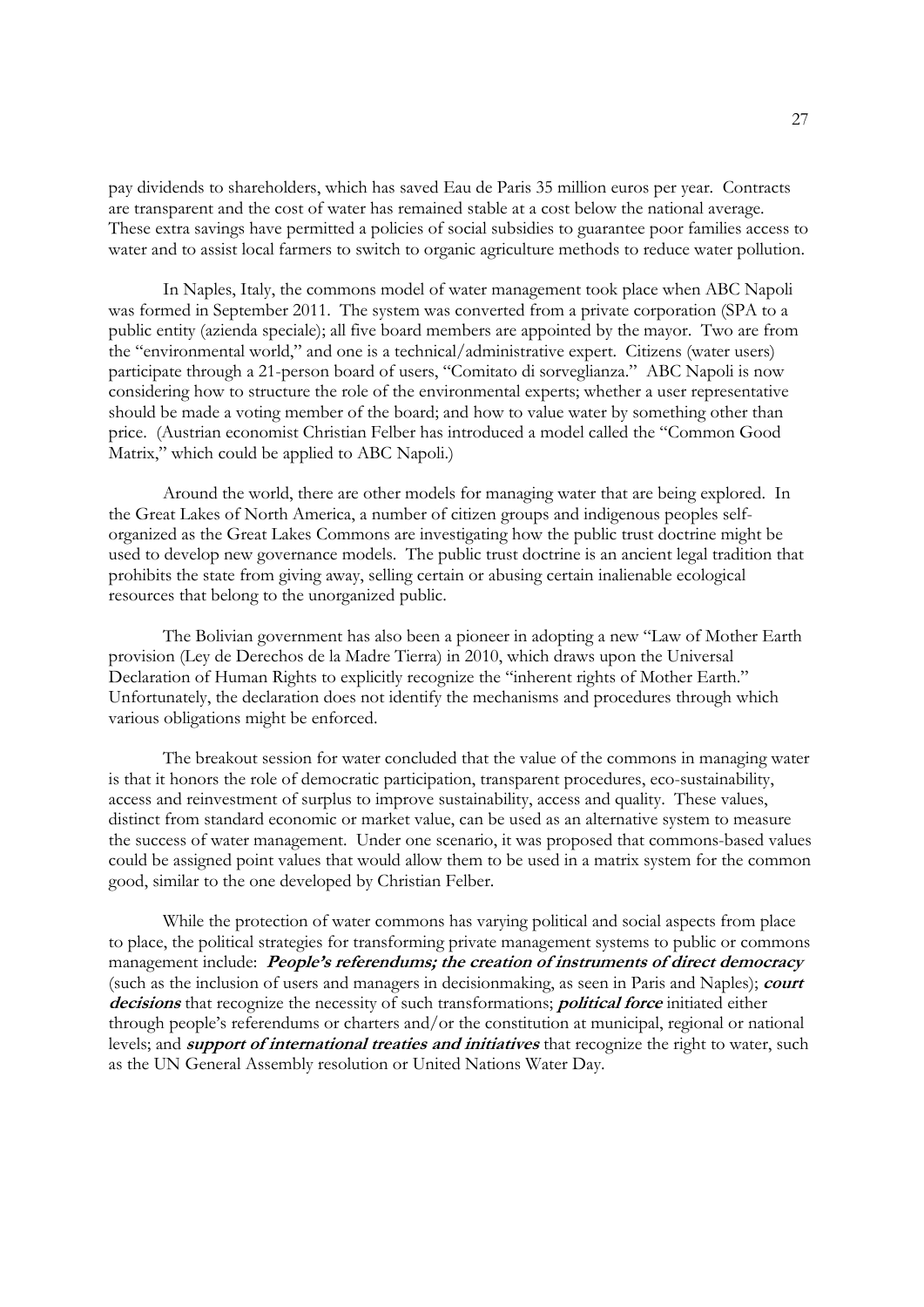pay dividends to shareholders, which has saved Eau de Paris 35 million euros per year. Contracts are transparent and the cost of water has remained stable at a cost below the national average. These extra savings have permitted a policies of social subsidies to guarantee poor families access to water and to assist local farmers to switch to organic agriculture methods to reduce water pollution.

In Naples, Italy, the commons model of water management took place when ABC Napoli was formed in September 2011. The system was converted from a private corporation (SPA to a public entity (azienda speciale); all five board members are appointed by the mayor. Two are from the "environmental world," and one is a technical/administrative expert. Citizens (water users) participate through a 21-person board of users, "Comitato di sorveglianza." ABC Napoli is now considering how to structure the role of the environmental experts; whether a user representative should be made a voting member of the board; and how to value water by something other than price. (Austrian economist Christian Felber has introduced a model called the "Common Good Matrix," which could be applied to ABC Napoli.)

Around the world, there are other models for managing water that are being explored. In the Great Lakes of North America, a number of citizen groups and indigenous peoples self-organized as the Great Lakes Commons are investigating how the public trust doctrine might be used to develop new governance models. The public trust doctrine is an ancient legal tradition that prohibits the state from giving away, selling certain or abusing certain inalienable ecological resources that belong to the unorganized public.

The Bolivian government has also been a pioneer in adopting a new "Law of Mother Earth provision (Ley de Derechos de la Madre Tierra) in 2010, which draws upon the Universal Declaration of Human Rights to explicitly recognize the "inherent rights of Mother Earth." Unfortunately, the declaration does not identify the mechanisms and procedures through which various obligations might be enforced.

The breakout session for water concluded that the value of the commons in managing water is that it honors the role of democratic participation, transparent procedures, eco-sustainability, access and reinvestment of surplus to improve sustainability, access and quality. These values, distinct from standard economic or market value, can be used as an alternative system to measure the success of water management. Under one scenario, it was proposed that commons-based values could be assigned point values that would allow them to be used in a matrix system for the common good, similar to the one developed by Christian Felber.

While the protection of water commons has varying political and social aspects from place to place, the political strategies for transforming private management systems to public or commons management include: ***People's referendums; the creation of instruments of direct democracy*** (such as the inclusion of users and managers in decisionmaking, as seen in Paris and Naples); ***court decisions*** that recognize the necessity of such transformations; ***political force*** initiated either through people's referendums or charters and/or the constitution at municipal, regional or national levels; and ***support of international treaties and initiatives*** that recognize the right to water, such as the UN General Assembly resolution or United Nations Water Day.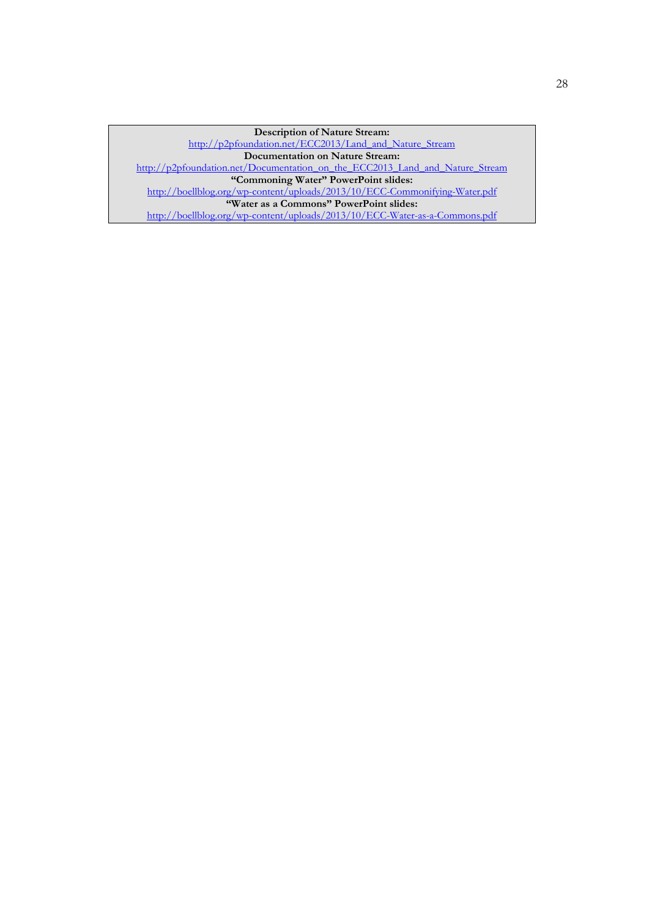**Description of Nature Stream:**
http://p2pfoundation.net/ECC2013/Land_and_Nature_Stream
**Documentation on Nature Stream:**
http://p2pfoundation.net/Documentation_on_the_ECC2013_Land_and_Nature_Stream
**"Commoning Water" PowerPoint slides:**
http://boellblog.org/wp-content/uploads/2013/10/ECC-Commonifying-Water.pdf
**"Water as a Commons" PowerPoint slides:**
http://boellblog.org/wp-content/uploads/2013/10/ECC-Water-as-a-Commons.pdf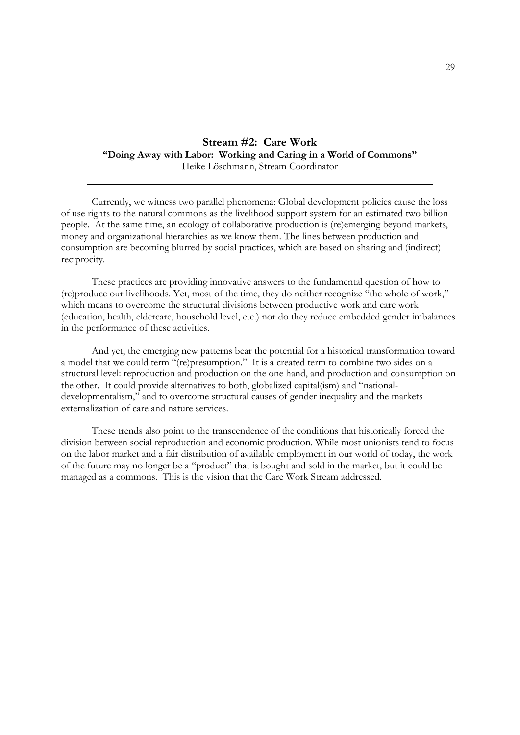## Stream #2: Care Work

**"Doing Away with Labor: Working and Caring in a World of Commons"**

Heike Löschmann, Stream Coordinator

Currently, we witness two parallel phenomena: Global development policies cause the loss of use rights to the natural commons as the livelihood support system for an estimated two billion people. At the same time, an ecology of collaborative production is (re)emerging beyond markets, money and organizational hierarchies as we know them. The lines between production and consumption are becoming blurred by social practices, which are based on sharing and (indirect) reciprocity.

These practices are providing innovative answers to the fundamental question of how to (re)produce our livelihoods. Yet, most of the time, they do neither recognize "the whole of work," which means to overcome the structural divisions between productive work and care work (education, health, eldercare, household level, etc.) nor do they reduce embedded gender imbalances in the performance of these activities.

And yet, the emerging new patterns bear the potential for a historical transformation toward a model that we could term "(re)presumption." It is a created term to combine two sides on a structural level: reproduction and production on the one hand, and production and consumption on the other. It could provide alternatives to both, globalized capital(ism) and "national-developmentalism," and to overcome structural causes of gender inequality and the markets externalization of care and nature services.

These trends also point to the transcendence of the conditions that historically forced the division between social reproduction and economic production. While most unionists tend to focus on the labor market and a fair distribution of available employment in our world of today, the work of the future may no longer be a "product" that is bought and sold in the market, but it could be managed as a commons. This is the vision that the Care Work Stream addressed.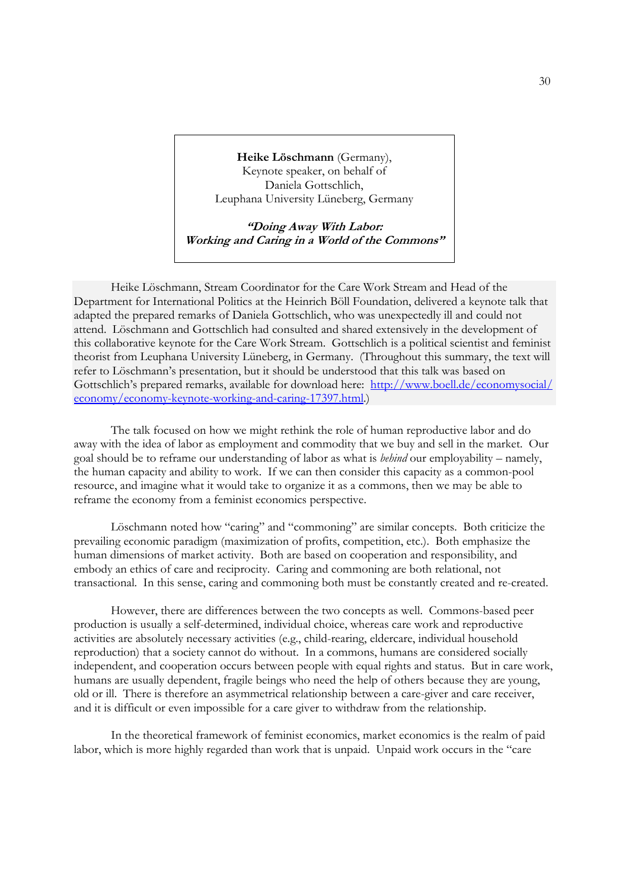**Heike Löschmann** (Germany),
Keynote speaker, on behalf of
Daniela Gottschlich,
Leuphana University Lüneberg, Germany

***"Doing Away With Labor: Working and Caring in a World of the Commons"***

Heike Löschmann, Stream Coordinator for the Care Work Stream and Head of the Department for International Politics at the Heinrich Böll Foundation, delivered a keynote talk that adapted the prepared remarks of Daniela Gottschlich, who was unexpectedly ill and could not attend. Löschmann and Gottschlich had consulted and shared extensively in the development of this collaborative keynote for the Care Work Stream. Gottschlich is a political scientist and feminist theorist from Leuphana University Lüneberg, in Germany. (Throughout this summary, the text will refer to Löschmann's presentation, but it should be understood that this talk was based on Gottschlich's prepared remarks, available for download here: [http://www.boell.de/economysocial/economy/economy-keynote-working-and-caring-17397.html](http://www.boell.de/economysocial/economy/economy-keynote-working-and-caring-17397.html).)

The talk focused on how we might rethink the role of human reproductive labor and do away with the idea of labor as employment and commodity that we buy and sell in the market. Our goal should be to reframe our understanding of labor as what is *behind* our employability – namely, the human capacity and ability to work. If we can then consider this capacity as a common-pool resource, and imagine what it would take to organize it as a commons, then we may be able to reframe the economy from a feminist economics perspective.

Löschmann noted how "caring" and "commoning" are similar concepts. Both criticize the prevailing economic paradigm (maximization of profits, competition, etc.). Both emphasize the human dimensions of market activity. Both are based on cooperation and responsibility, and embody an ethics of care and reciprocity. Caring and commoning are both relational, not transactional. In this sense, caring and commoning both must be constantly created and re-created.

However, there are differences between the two concepts as well. Commons-based peer production is usually a self-determined, individual choice, whereas care work and reproductive activities are absolutely necessary activities (e.g., child-rearing, eldercare, individual household reproduction) that a society cannot do without. In a commons, humans are considered socially independent, and cooperation occurs between people with equal rights and status. But in care work, humans are usually dependent, fragile beings who need the help of others because they are young, old or ill. There is therefore an asymmetrical relationship between a care-giver and care receiver, and it is difficult or even impossible for a care giver to withdraw from the relationship.

In the theoretical framework of feminist economics, market economics is the realm of paid labor, which is more highly regarded than work that is unpaid. Unpaid work occurs in the "care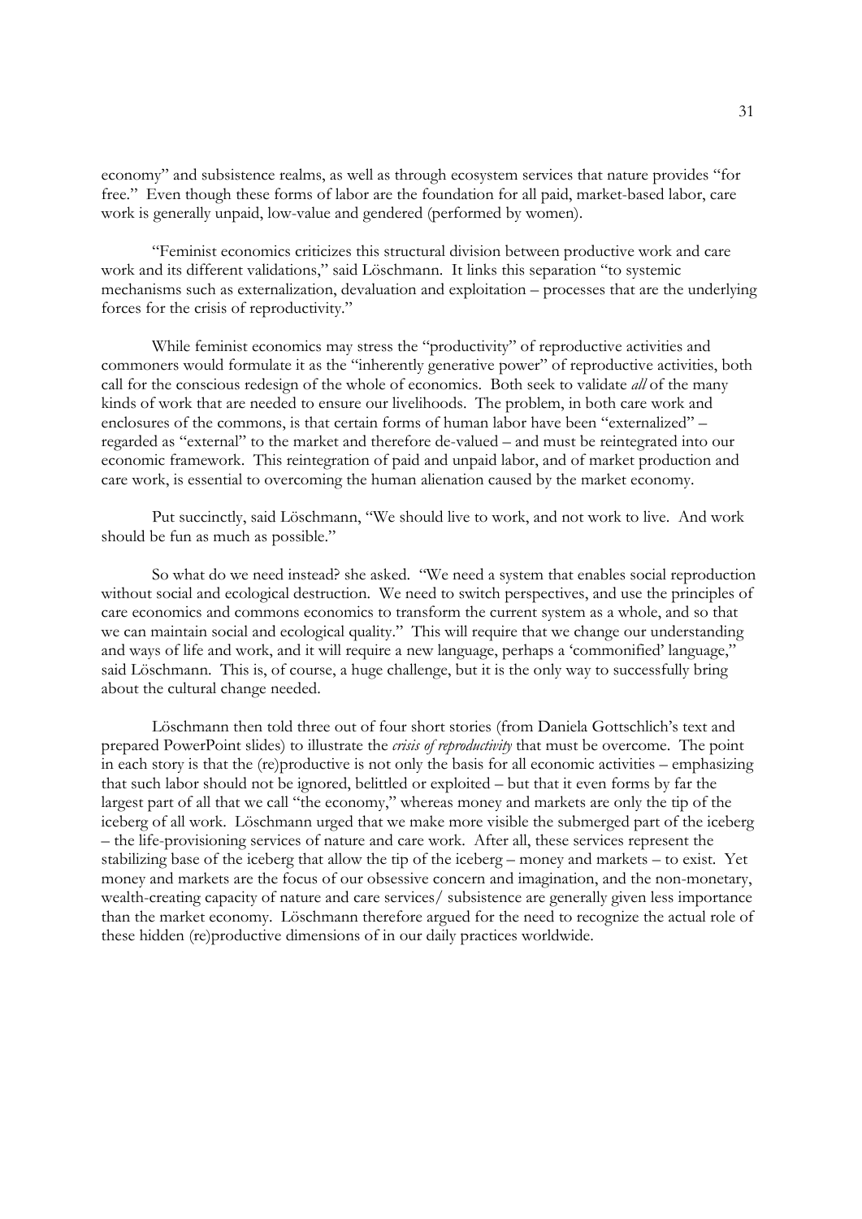economy" and subsistence realms, as well as through ecosystem services that nature provides "for free." Even though these forms of labor are the foundation for all paid, market-based labor, care work is generally unpaid, low-value and gendered (performed by women).

"Feminist economics criticizes this structural division between productive work and care work and its different validations," said Löschmann. It links this separation "to systemic mechanisms such as externalization, devaluation and exploitation – processes that are the underlying forces for the crisis of reproductivity."

While feminist economics may stress the "productivity" of reproductive activities and commoners would formulate it as the "inherently generative power" of reproductive activities, both call for the conscious redesign of the whole of economics. Both seek to validate *all* of the many kinds of work that are needed to ensure our livelihoods. The problem, in both care work and enclosures of the commons, is that certain forms of human labor have been "externalized" – regarded as "external" to the market and therefore de-valued – and must be reintegrated into our economic framework. This reintegration of paid and unpaid labor, and of market production and care work, is essential to overcoming the human alienation caused by the market economy.

Put succinctly, said Löschmann, "We should live to work, and not work to live. And work should be fun as much as possible."

So what do we need instead? she asked. "We need a system that enables social reproduction without social and ecological destruction. We need to switch perspectives, and use the principles of care economics and commons economics to transform the current system as a whole, and so that we can maintain social and ecological quality." This will require that we change our understanding and ways of life and work, and it will require a new language, perhaps a 'commonified' language," said Löschmann. This is, of course, a huge challenge, but it is the only way to successfully bring about the cultural change needed.

Löschmann then told three out of four short stories (from Daniela Gottschlich's text and prepared PowerPoint slides) to illustrate the *crisis of reproductivity* that must be overcome. The point in each story is that the (re)productive is not only the basis for all economic activities – emphasizing that such labor should not be ignored, belittled or exploited – but that it even forms by far the largest part of all that we call "the economy," whereas money and markets are only the tip of the iceberg of all work. Löschmann urged that we make more visible the submerged part of the iceberg – the life-provisioning services of nature and care work. After all, these services represent the stabilizing base of the iceberg that allow the tip of the iceberg – money and markets – to exist. Yet money and markets are the focus of our obsessive concern and imagination, and the non-monetary, wealth-creating capacity of nature and care services/ subsistence are generally given less importance than the market economy. Löschmann therefore argued for the need to recognize the actual role of these hidden (re)productive dimensions of in our daily practices worldwide.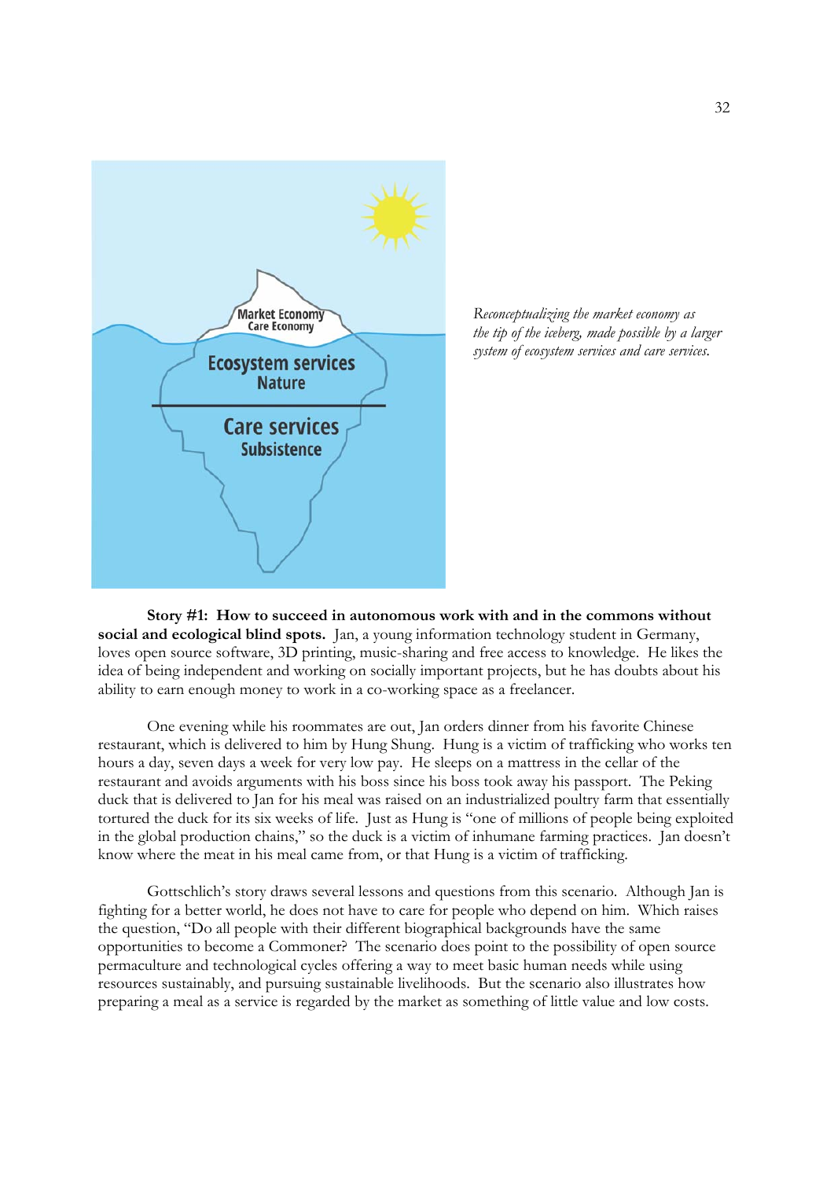*Reconceptualizing the market economy as the tip of the iceberg, made possible by a larger system of ecosystem services and care services.*

**Story #1: How to succeed in autonomous work with and in the commons without social and ecological blind spots.** Jan, a young information technology student in Germany, loves open source software, 3D printing, music-sharing and free access to knowledge. He likes the idea of being independent and working on socially important projects, but he has doubts about his ability to earn enough money to work in a co-working space as a freelancer.

One evening while his roommates are out, Jan orders dinner from his favorite Chinese restaurant, which is delivered to him by Hung Shung. Hung is a victim of trafficking who works ten hours a day, seven days a week for very low pay. He sleeps on a mattress in the cellar of the restaurant and avoids arguments with his boss since his boss took away his passport. The Peking duck that is delivered to Jan for his meal was raised on an industrialized poultry farm that essentially tortured the duck for its six weeks of life. Just as Hung is "one of millions of people being exploited in the global production chains," so the duck is a victim of inhumane farming practices. Jan doesn't know where the meat in his meal came from, or that Hung is a victim of trafficking.

Gottschlich's story draws several lessons and questions from this scenario. Although Jan is fighting for a better world, he does not have to care for people who depend on him. Which raises the question, "Do all people with their different biographical backgrounds have the same opportunities to become a Commoner? The scenario does point to the possibility of open source permaculture and technological cycles offering a way to meet basic human needs while using resources sustainably, and pursuing sustainable livelihoods. But the scenario also illustrates how preparing a meal as a service is regarded by the market as something of little value and low costs.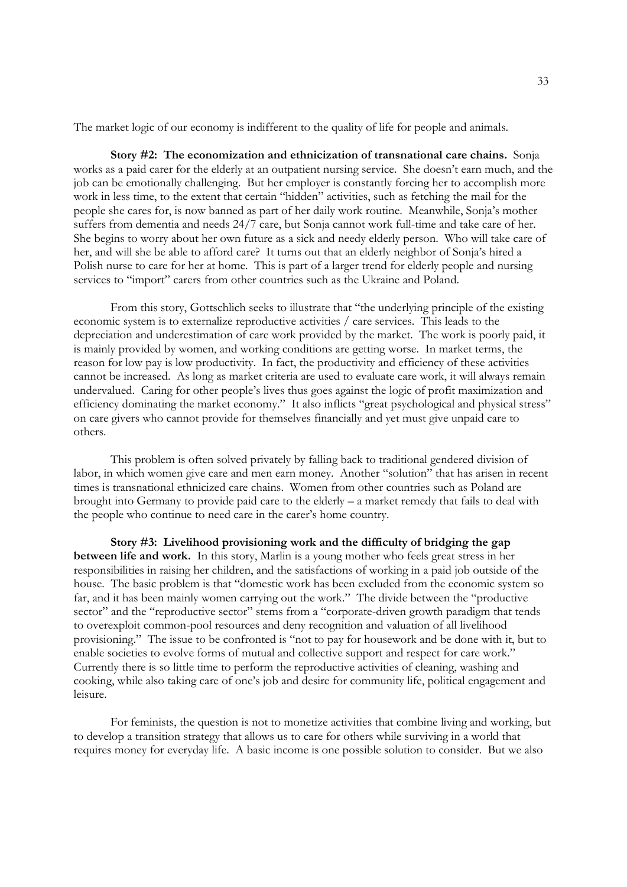The market logic of our economy is indifferent to the quality of life for people and animals.

**Story #2: The economization and ethnicization of transnational care chains.** Sonja works as a paid carer for the elderly at an outpatient nursing service. She doesn't earn much, and the job can be emotionally challenging. But her employer is constantly forcing her to accomplish more work in less time, to the extent that certain "hidden" activities, such as fetching the mail for the people she cares for, is now banned as part of her daily work routine. Meanwhile, Sonja's mother suffers from dementia and needs 24/7 care, but Sonja cannot work full-time and take care of her. She begins to worry about her own future as a sick and needy elderly person. Who will take care of her, and will she be able to afford care? It turns out that an elderly neighbor of Sonja's hired a Polish nurse to care for her at home. This is part of a larger trend for elderly people and nursing services to "import" carers from other countries such as the Ukraine and Poland.

From this story, Gottschlich seeks to illustrate that "the underlying principle of the existing economic system is to externalize reproductive activities / care services. This leads to the depreciation and underestimation of care work provided by the market. The work is poorly paid, it is mainly provided by women, and working conditions are getting worse. In market terms, the reason for low pay is low productivity. In fact, the productivity and efficiency of these activities cannot be increased. As long as market criteria are used to evaluate care work, it will always remain undervalued. Caring for other people's lives thus goes against the logic of profit maximization and efficiency dominating the market economy." It also inflicts "great psychological and physical stress" on care givers who cannot provide for themselves financially and yet must give unpaid care to others.

This problem is often solved privately by falling back to traditional gendered division of labor, in which women give care and men earn money. Another "solution" that has arisen in recent times is transnational ethnicized care chains. Women from other countries such as Poland are brought into Germany to provide paid care to the elderly – a market remedy that fails to deal with the people who continue to need care in the carer's home country.

**Story #3: Livelihood provisioning work and the difficulty of bridging the gap between life and work.** In this story, Marlin is a young mother who feels great stress in her responsibilities in raising her children, and the satisfactions of working in a paid job outside of the house. The basic problem is that "domestic work has been excluded from the economic system so far, and it has been mainly women carrying out the work." The divide between the "productive sector" and the "reproductive sector" stems from a "corporate-driven growth paradigm that tends to overexploit common-pool resources and deny recognition and valuation of all livelihood provisioning." The issue to be confronted is "not to pay for housework and be done with it, but to enable societies to evolve forms of mutual and collective support and respect for care work." Currently there is so little time to perform the reproductive activities of cleaning, washing and cooking, while also taking care of one's job and desire for community life, political engagement and leisure.

For feminists, the question is not to monetize activities that combine living and working, but to develop a transition strategy that allows us to care for others while surviving in a world that requires money for everyday life. A basic income is one possible solution to consider. But we also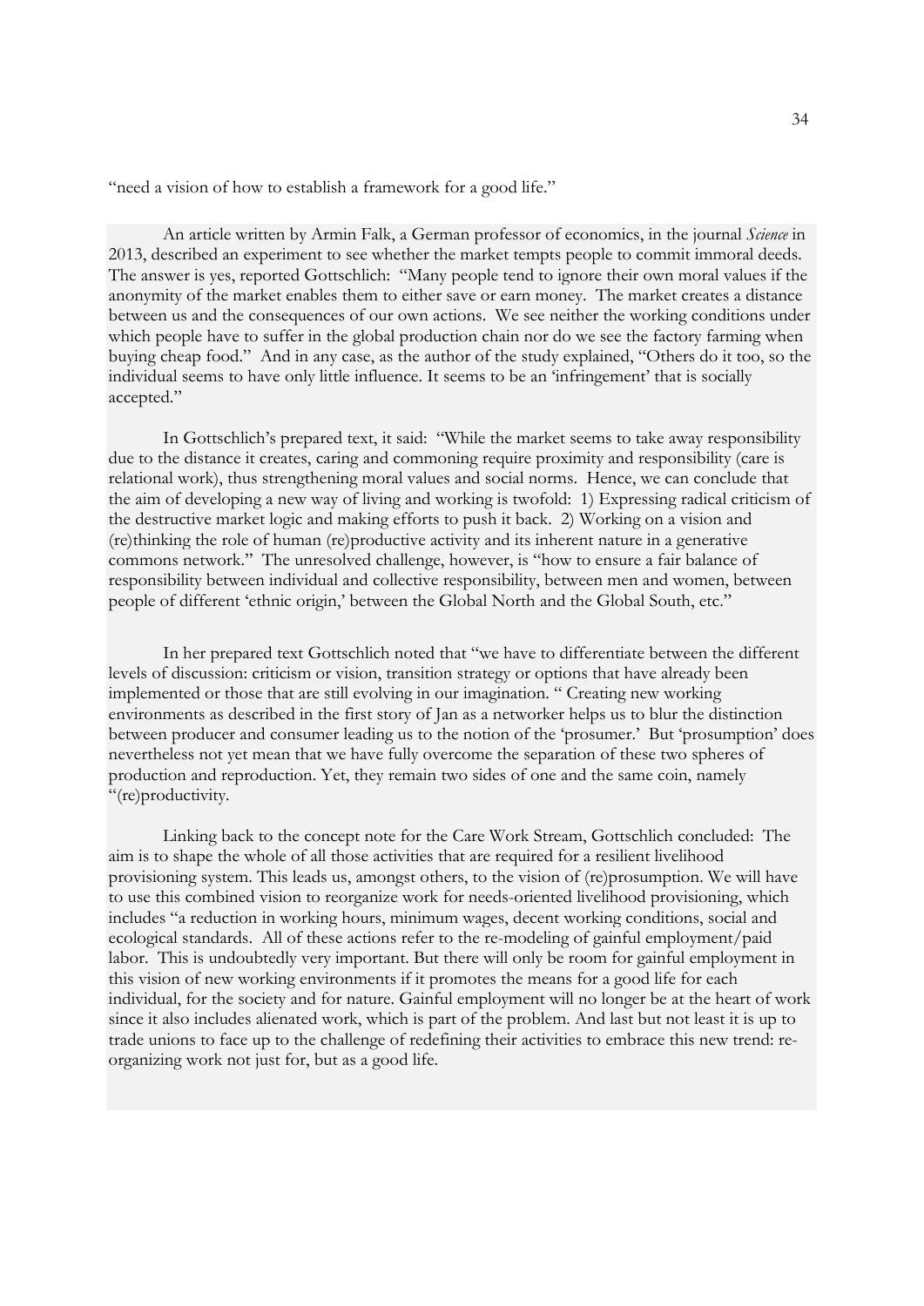"need a vision of how to establish a framework for a good life."

An article written by Armin Falk, a German professor of economics, in the journal *Science* in 2013, described an experiment to see whether the market tempts people to commit immoral deeds. The answer is yes, reported Gottschlich: "Many people tend to ignore their own moral values if the anonymity of the market enables them to either save or earn money. The market creates a distance between us and the consequences of our own actions. We see neither the working conditions under which people have to suffer in the global production chain nor do we see the factory farming when buying cheap food." And in any case, as the author of the study explained, "Others do it too, so the individual seems to have only little influence. It seems to be an 'infringement' that is socially accepted."

In Gottschlich's prepared text, it said: "While the market seems to take away responsibility due to the distance it creates, caring and commoning require proximity and responsibility (care is relational work), thus strengthening moral values and social norms. Hence, we can conclude that the aim of developing a new way of living and working is twofold: 1) Expressing radical criticism of the destructive market logic and making efforts to push it back. 2) Working on a vision and (re)thinking the role of human (re)productive activity and its inherent nature in a generative commons network." The unresolved challenge, however, is "how to ensure a fair balance of responsibility between individual and collective responsibility, between men and women, between people of different 'ethnic origin,' between the Global North and the Global South, etc."

In her prepared text Gottschlich noted that "we have to differentiate between the different levels of discussion: criticism or vision, transition strategy or options that have already been implemented or those that are still evolving in our imagination. " Creating new working environments as described in the first story of Jan as a networker helps us to blur the distinction between producer and consumer leading us to the notion of the 'prosumer.' But 'prosumption' does nevertheless not yet mean that we have fully overcome the separation of these two spheres of production and reproduction. Yet, they remain two sides of one and the same coin, namely "(re)productivity.

Linking back to the concept note for the Care Work Stream, Gottschlich concluded: The aim is to shape the whole of all those activities that are required for a resilient livelihood provisioning system. This leads us, amongst others, to the vision of (re)prosumption. We will have to use this combined vision to reorganize work for needs-oriented livelihood provisioning, which includes "a reduction in working hours, minimum wages, decent working conditions, social and ecological standards. All of these actions refer to the re-modeling of gainful employment/paid labor. This is undoubtedly very important. But there will only be room for gainful employment in this vision of new working environments if it promotes the means for a good life for each individual, for the society and for nature. Gainful employment will no longer be at the heart of work since it also includes alienated work, which is part of the problem. And last but not least it is up to trade unions to face up to the challenge of redefining their activities to embrace this new trend: re-organizing work not just for, but as a good life.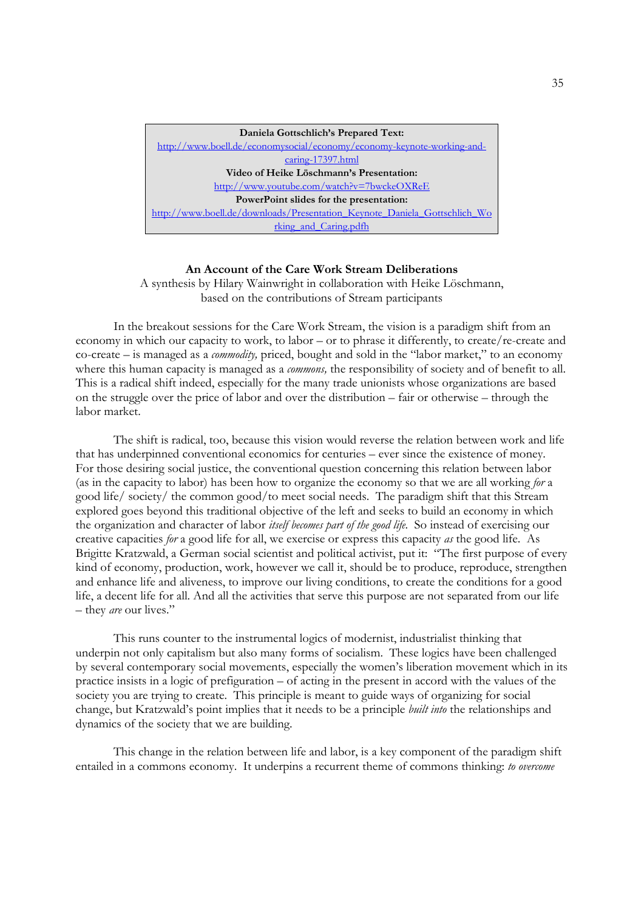**Daniela Gottschlich's Prepared Text:**
http://www.boell.de/economysocial/economy/economy-keynote-working-and-caring-17397.html
**Video of Heike Löschmann's Presentation:**
http://www.youtube.com/watch?v=7bwckeOXReE
**PowerPoint slides for the presentation:**
http://www.boell.de/downloads/Presentation_Keynote_Daniela_Gottschlich_Working_and_Caring.pdfh

### An Account of the Care Work Stream Deliberations

A synthesis by Hilary Wainwright in collaboration with Heike Löschmann, based on the contributions of Stream participants

In the breakout sessions for the Care Work Stream, the vision is a paradigm shift from an economy in which our capacity to work, to labor – or to phrase it differently, to create/re-create and co-create – is managed as a *commodity,* priced, bought and sold in the "labor market," to an economy where this human capacity is managed as a *commons,* the responsibility of society and of benefit to all. This is a radical shift indeed, especially for the many trade unionists whose organizations are based on the struggle over the price of labor and over the distribution – fair or otherwise – through the labor market.

The shift is radical, too, because this vision would reverse the relation between work and life that has underpinned conventional economics for centuries – ever since the existence of money. For those desiring social justice, the conventional question concerning this relation between labor (as in the capacity to labor) has been how to organize the economy so that we are all working *for* a good life/ society/ the common good/to meet social needs. The paradigm shift that this Stream explored goes beyond this traditional objective of the left and seeks to build an economy in which the organization and character of labor *itself becomes part of the good life.* So instead of exercising our creative capacities *for* a good life for all, we exercise or express this capacity *as* the good life. As Brigitte Kratzwald, a German social scientist and political activist, put it: "The first purpose of every kind of economy, production, work, however we call it, should be to produce, reproduce, strengthen and enhance life and aliveness, to improve our living conditions, to create the conditions for a good life, a decent life for all. And all the activities that serve this purpose are not separated from our life – they *are* our lives."

This runs counter to the instrumental logics of modernist, industrialist thinking that underpin not only capitalism but also many forms of socialism. These logics have been challenged by several contemporary social movements, especially the women's liberation movement which in its practice insists in a logic of prefiguration – of acting in the present in accord with the values of the society you are trying to create. This principle is meant to guide ways of organizing for social change, but Kratzwald's point implies that it needs to be a principle *built into* the relationships and dynamics of the society that we are building.

This change in the relation between life and labor, is a key component of the paradigm shift entailed in a commons economy. It underpins a recurrent theme of commons thinking: *to overcome*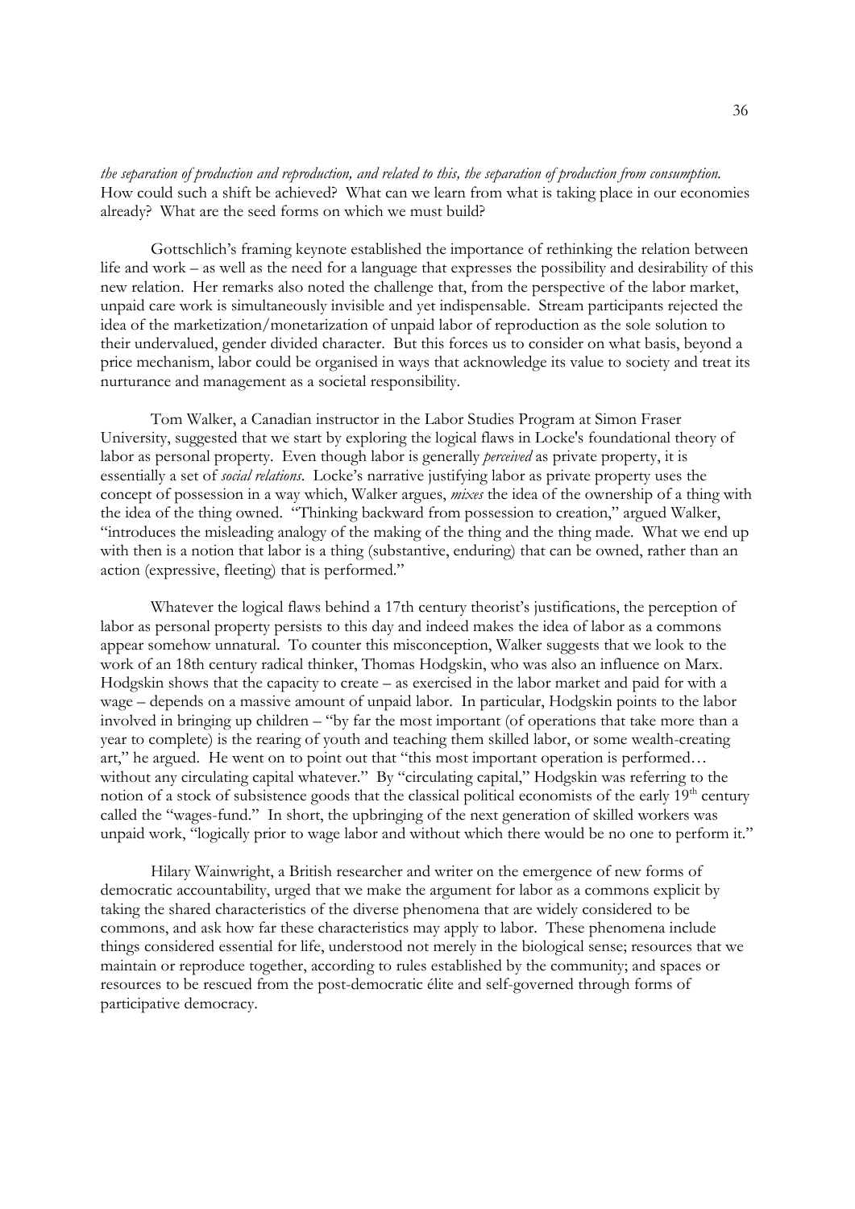*the separation of production and reproduction, and related to this, the separation of production from consumption.* How could such a shift be achieved? What can we learn from what is taking place in our economies already? What are the seed forms on which we must build?

Gottschlich's framing keynote established the importance of rethinking the relation between life and work – as well as the need for a language that expresses the possibility and desirability of this new relation. Her remarks also noted the challenge that, from the perspective of the labor market, unpaid care work is simultaneously invisible and yet indispensable. Stream participants rejected the idea of the marketization/monetarization of unpaid labor of reproduction as the sole solution to their undervalued, gender divided character. But this forces us to consider on what basis, beyond a price mechanism, labor could be organised in ways that acknowledge its value to society and treat its nurturance and management as a societal responsibility.

Tom Walker, a Canadian instructor in the Labor Studies Program at Simon Fraser University, suggested that we start by exploring the logical flaws in Locke's foundational theory of labor as personal property. Even though labor is generally *perceived* as private property, it is essentially a set of *social relations*. Locke's narrative justifying labor as private property uses the concept of possession in a way which, Walker argues, *mixes* the idea of the ownership of a thing with the idea of the thing owned. "Thinking backward from possession to creation," argued Walker, "introduces the misleading analogy of the making of the thing and the thing made. What we end up with then is a notion that labor is a thing (substantive, enduring) that can be owned, rather than an action (expressive, fleeting) that is performed."

Whatever the logical flaws behind a 17th century theorist's justifications, the perception of labor as personal property persists to this day and indeed makes the idea of labor as a commons appear somehow unnatural. To counter this misconception, Walker suggests that we look to the work of an 18th century radical thinker, Thomas Hodgskin, who was also an influence on Marx. Hodgskin shows that the capacity to create – as exercised in the labor market and paid for with a wage – depends on a massive amount of unpaid labor. In particular, Hodgskin points to the labor involved in bringing up children – "by far the most important (of operations that take more than a year to complete) is the rearing of youth and teaching them skilled labor, or some wealth-creating art," he argued. He went on to point out that "this most important operation is performed… without any circulating capital whatever." By "circulating capital," Hodgskin was referring to the notion of a stock of subsistence goods that the classical political economists of the early 19th century called the "wages-fund." In short, the upbringing of the next generation of skilled workers was unpaid work, "logically prior to wage labor and without which there would be no one to perform it."

Hilary Wainwright, a British researcher and writer on the emergence of new forms of democratic accountability, urged that we make the argument for labor as a commons explicit by taking the shared characteristics of the diverse phenomena that are widely considered to be commons, and ask how far these characteristics may apply to labor. These phenomena include things considered essential for life, understood not merely in the biological sense; resources that we maintain or reproduce together, according to rules established by the community; and spaces or resources to be rescued from the post-democratic élite and self-governed through forms of participative democracy.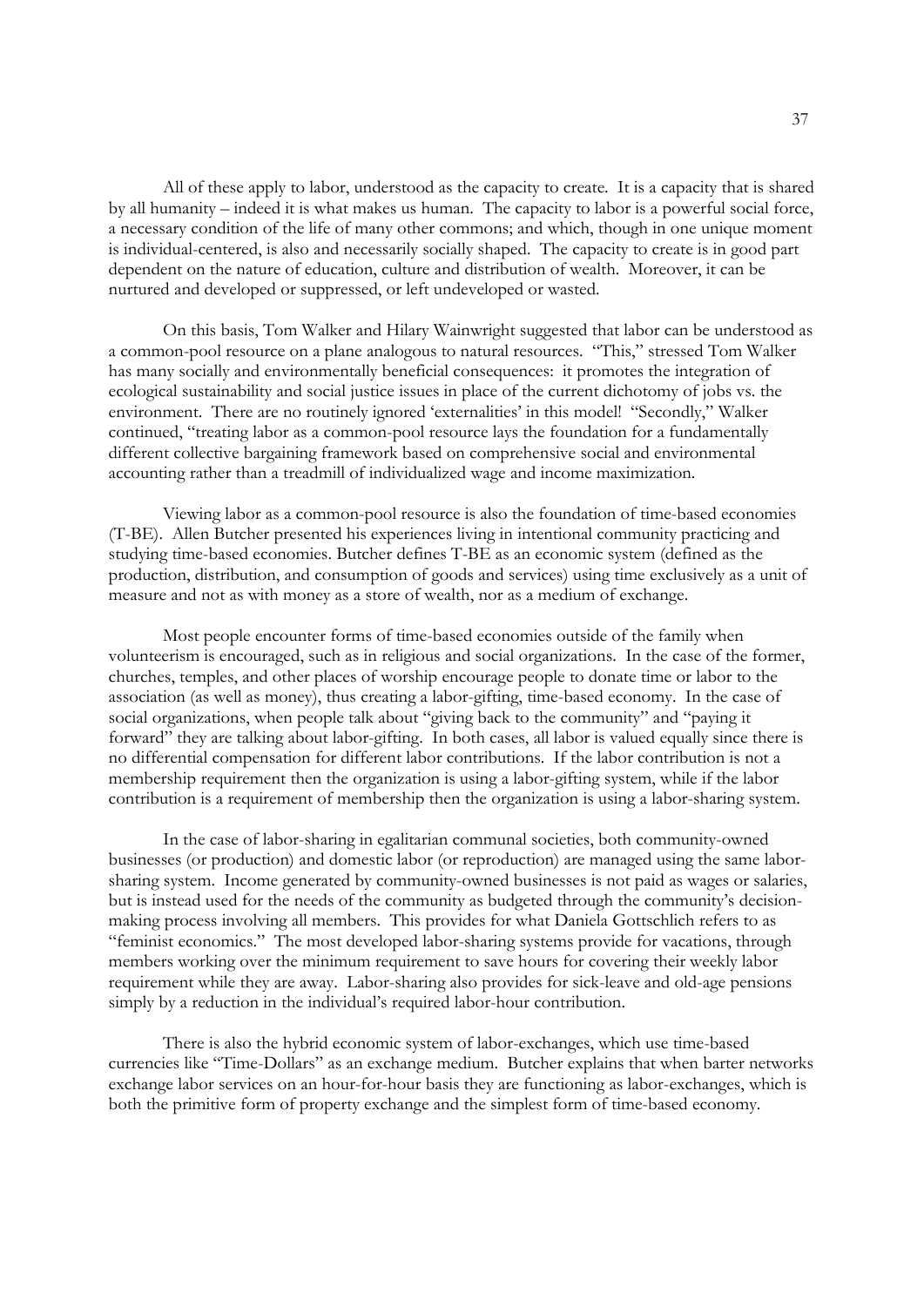All of these apply to labor, understood as the capacity to create. It is a capacity that is shared by all humanity – indeed it is what makes us human. The capacity to labor is a powerful social force, a necessary condition of the life of many other commons; and which, though in one unique moment is individual-centered, is also and necessarily socially shaped. The capacity to create is in good part dependent on the nature of education, culture and distribution of wealth. Moreover, it can be nurtured and developed or suppressed, or left undeveloped or wasted.

On this basis, Tom Walker and Hilary Wainwright suggested that labor can be understood as a common-pool resource on a plane analogous to natural resources. "This," stressed Tom Walker has many socially and environmentally beneficial consequences: it promotes the integration of ecological sustainability and social justice issues in place of the current dichotomy of jobs vs. the environment. There are no routinely ignored 'externalities' in this model! "Secondly," Walker continued, "treating labor as a common-pool resource lays the foundation for a fundamentally different collective bargaining framework based on comprehensive social and environmental accounting rather than a treadmill of individualized wage and income maximization.

Viewing labor as a common-pool resource is also the foundation of time-based economies (T-BE). Allen Butcher presented his experiences living in intentional community practicing and studying time-based economies. Butcher defines T-BE as an economic system (defined as the production, distribution, and consumption of goods and services) using time exclusively as a unit of measure and not as with money as a store of wealth, nor as a medium of exchange.

Most people encounter forms of time-based economies outside of the family when volunteerism is encouraged, such as in religious and social organizations. In the case of the former, churches, temples, and other places of worship encourage people to donate time or labor to the association (as well as money), thus creating a labor-gifting, time-based economy. In the case of social organizations, when people talk about "giving back to the community" and "paying it forward" they are talking about labor-gifting. In both cases, all labor is valued equally since there is no differential compensation for different labor contributions. If the labor contribution is not a membership requirement then the organization is using a labor-gifting system, while if the labor contribution is a requirement of membership then the organization is using a labor-sharing system.

In the case of labor-sharing in egalitarian communal societies, both community-owned businesses (or production) and domestic labor (or reproduction) are managed using the same labor-sharing system. Income generated by community-owned businesses is not paid as wages or salaries, but is instead used for the needs of the community as budgeted through the community's decision-making process involving all members. This provides for what Daniela Gottschlich refers to as "feminist economics." The most developed labor-sharing systems provide for vacations, through members working over the minimum requirement to save hours for covering their weekly labor requirement while they are away. Labor-sharing also provides for sick-leave and old-age pensions simply by a reduction in the individual's required labor-hour contribution.

There is also the hybrid economic system of labor-exchanges, which use time-based currencies like "Time-Dollars" as an exchange medium. Butcher explains that when barter networks exchange labor services on an hour-for-hour basis they are functioning as labor-exchanges, which is both the primitive form of property exchange and the simplest form of time-based economy.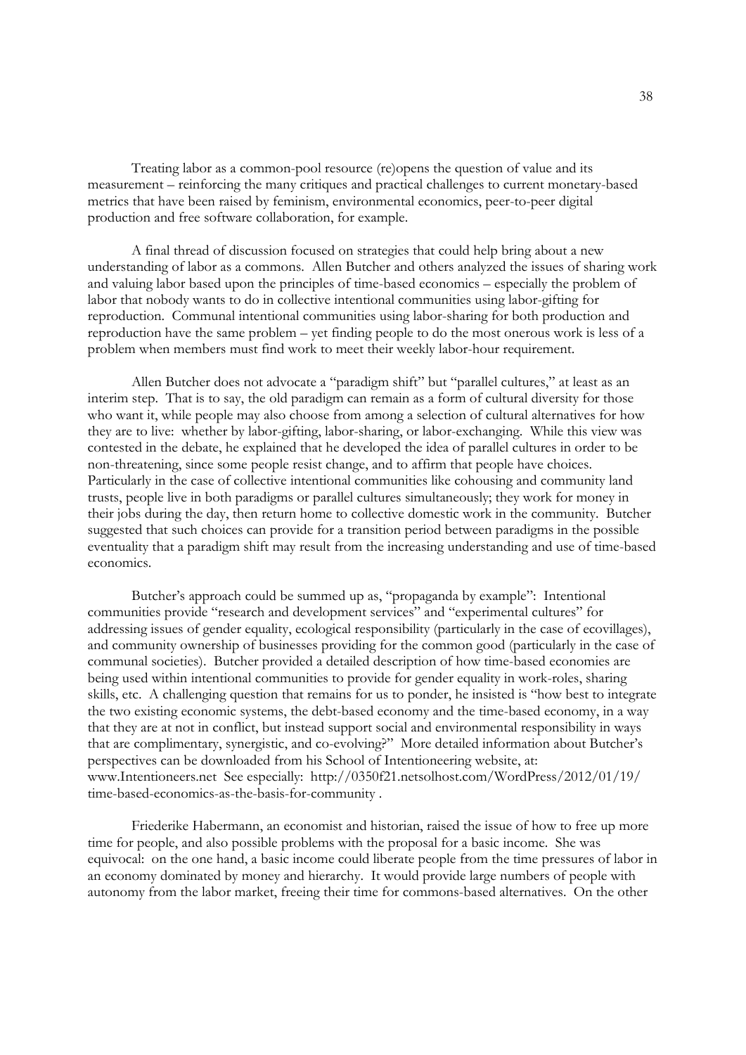Treating labor as a common-pool resource (re)opens the question of value and its measurement – reinforcing the many critiques and practical challenges to current monetary-based metrics that have been raised by feminism, environmental economics, peer-to-peer digital production and free software collaboration, for example.

A final thread of discussion focused on strategies that could help bring about a new understanding of labor as a commons. Allen Butcher and others analyzed the issues of sharing work and valuing labor based upon the principles of time-based economics – especially the problem of labor that nobody wants to do in collective intentional communities using labor-gifting for reproduction. Communal intentional communities using labor-sharing for both production and reproduction have the same problem – yet finding people to do the most onerous work is less of a problem when members must find work to meet their weekly labor-hour requirement.

Allen Butcher does not advocate a "paradigm shift" but "parallel cultures," at least as an interim step. That is to say, the old paradigm can remain as a form of cultural diversity for those who want it, while people may also choose from among a selection of cultural alternatives for how they are to live: whether by labor-gifting, labor-sharing, or labor-exchanging. While this view was contested in the debate, he explained that he developed the idea of parallel cultures in order to be non-threatening, since some people resist change, and to affirm that people have choices. Particularly in the case of collective intentional communities like cohousing and community land trusts, people live in both paradigms or parallel cultures simultaneously; they work for money in their jobs during the day, then return home to collective domestic work in the community. Butcher suggested that such choices can provide for a transition period between paradigms in the possible eventuality that a paradigm shift may result from the increasing understanding and use of time-based economics.

Butcher's approach could be summed up as, "propaganda by example": Intentional communities provide "research and development services" and "experimental cultures" for addressing issues of gender equality, ecological responsibility (particularly in the case of ecovillages), and community ownership of businesses providing for the common good (particularly in the case of communal societies). Butcher provided a detailed description of how time-based economies are being used within intentional communities to provide for gender equality in work-roles, sharing skills, etc. A challenging question that remains for us to ponder, he insisted is "how best to integrate the two existing economic systems, the debt-based economy and the time-based economy, in a way that they are at not in conflict, but instead support social and environmental responsibility in ways that are complimentary, synergistic, and co-evolving?" More detailed information about Butcher's perspectives can be downloaded from his School of Intentioneering website, at: www.Intentioneers.net See especially: http://0350f21.netsolhost.com/WordPress/2012/01/19/time-based-economics-as-the-basis-for-community .

Friederike Habermann, an economist and historian, raised the issue of how to free up more time for people, and also possible problems with the proposal for a basic income. She was equivocal: on the one hand, a basic income could liberate people from the time pressures of labor in an economy dominated by money and hierarchy. It would provide large numbers of people with autonomy from the labor market, freeing their time for commons-based alternatives. On the other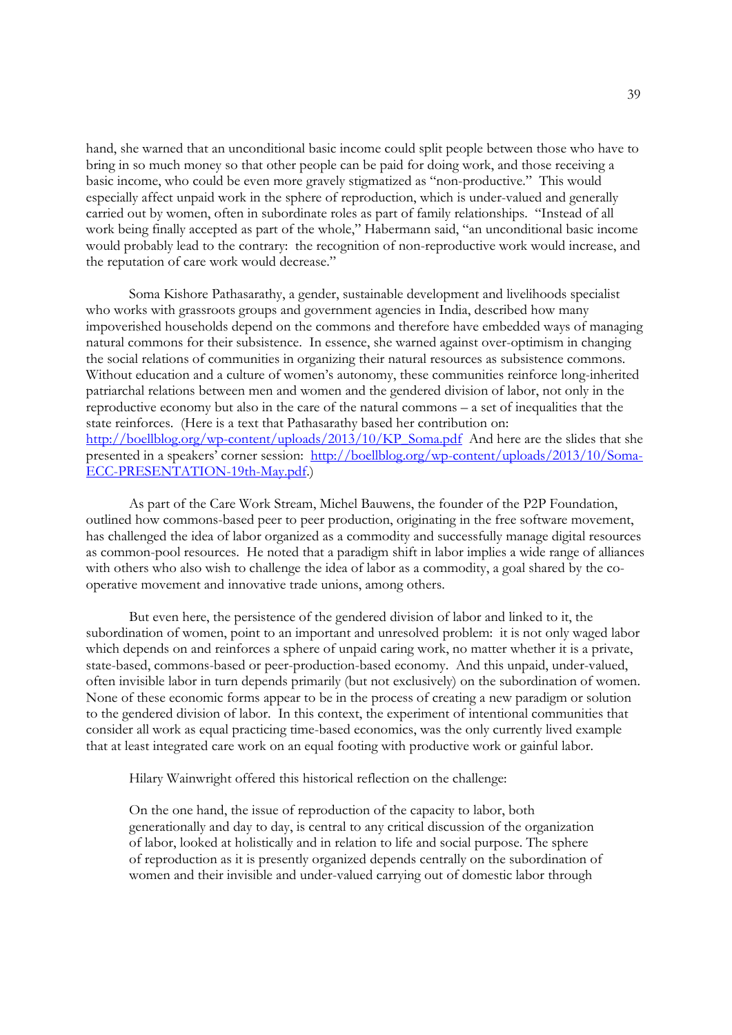hand, she warned that an unconditional basic income could split people between those who have to bring in so much money so that other people can be paid for doing work, and those receiving a basic income, who could be even more gravely stigmatized as "non-productive." This would especially affect unpaid work in the sphere of reproduction, which is under-valued and generally carried out by women, often in subordinate roles as part of family relationships. "Instead of all work being finally accepted as part of the whole," Habermann said, "an unconditional basic income would probably lead to the contrary: the recognition of non-reproductive work would increase, and the reputation of care work would decrease."

Soma Kishore Pathasarathy, a gender, sustainable development and livelihoods specialist who works with grassroots groups and government agencies in India, described how many impoverished households depend on the commons and therefore have embedded ways of managing natural commons for their subsistence. In essence, she warned against over-optimism in changing the social relations of communities in organizing their natural resources as subsistence commons. Without education and a culture of women's autonomy, these communities reinforce long-inherited patriarchal relations between men and women and the gendered division of labor, not only in the reproductive economy but also in the care of the natural commons – a set of inequalities that the state reinforces. (Here is a text that Pathasarathy based her contribution on: [http://boellblog.org/wp-content/uploads/2013/10/KP_Soma.pdf](http://boellblog.org/wp-content/uploads/2013/10/KP_Soma.pdf) And here are the slides that she presented in a speakers' corner session: [http://boellblog.org/wp-content/uploads/2013/10/Soma-ECC-PRESENTATION-19th-May.pdf](http://boellblog.org/wp-content/uploads/2013/10/Soma-ECC-PRESENTATION-19th-May.pdf).)

As part of the Care Work Stream, Michel Bauwens, the founder of the P2P Foundation, outlined how commons-based peer to peer production, originating in the free software movement, has challenged the idea of labor organized as a commodity and successfully manage digital resources as common-pool resources. He noted that a paradigm shift in labor implies a wide range of alliances with others who also wish to challenge the idea of labor as a commodity, a goal shared by the co-operative movement and innovative trade unions, among others.

But even here, the persistence of the gendered division of labor and linked to it, the subordination of women, point to an important and unresolved problem: it is not only waged labor which depends on and reinforces a sphere of unpaid caring work, no matter whether it is a private, state-based, commons-based or peer-production-based economy. And this unpaid, under-valued, often invisible labor in turn depends primarily (but not exclusively) on the subordination of women. None of these economic forms appear to be in the process of creating a new paradigm or solution to the gendered division of labor. In this context, the experiment of intentional communities that consider all work as equal practicing time-based economics, was the only currently lived example that at least integrated care work on an equal footing with productive work or gainful labor.

Hilary Wainwright offered this historical reflection on the challenge:

> On the one hand, the issue of reproduction of the capacity to labor, both generationally and day to day, is central to any critical discussion of the organization of labor, looked at holistically and in relation to life and social purpose. The sphere of reproduction as it is presently organized depends centrally on the subordination of women and their invisible and under-valued carrying out of domestic labor through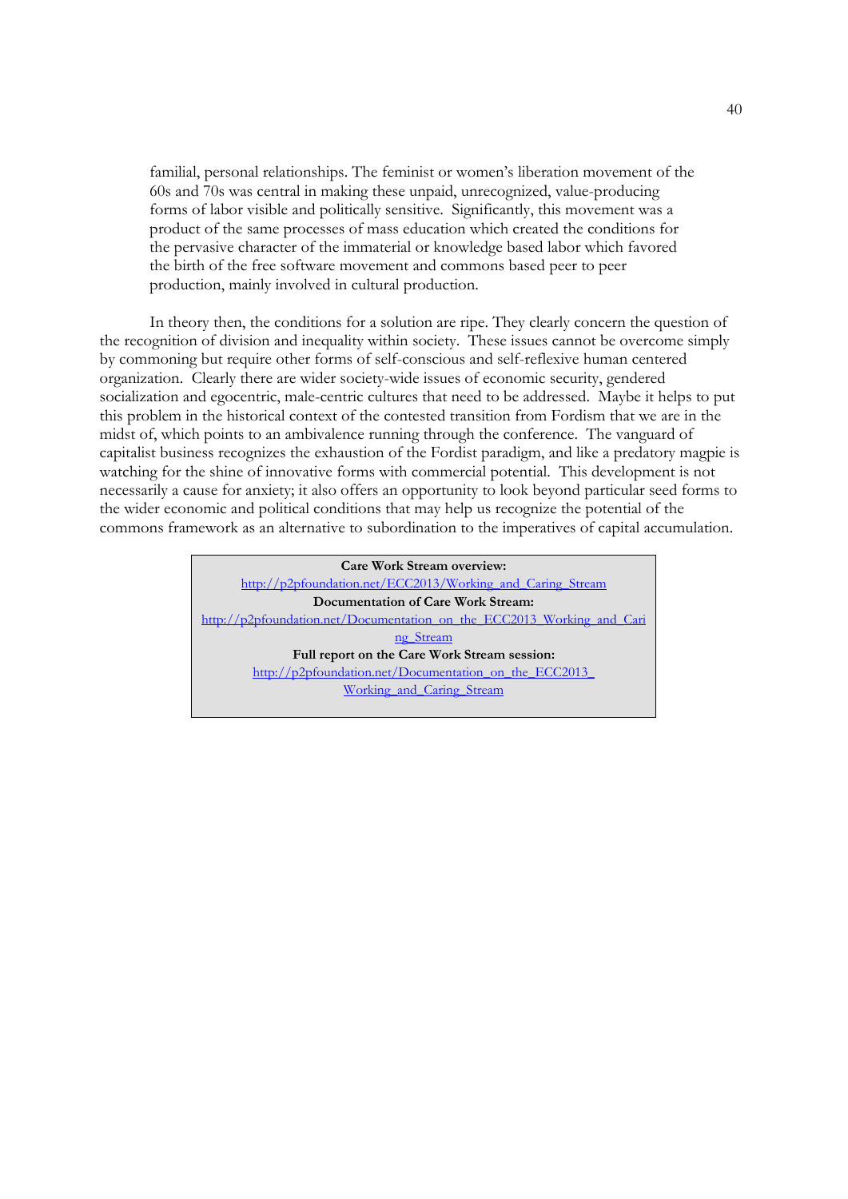familial, personal relationships. The feminist or women's liberation movement of the 60s and 70s was central in making these unpaid, unrecognized, value-producing forms of labor visible and politically sensitive. Significantly, this movement was a product of the same processes of mass education which created the conditions for the pervasive character of the immaterial or knowledge based labor which favored the birth of the free software movement and commons based peer to peer production, mainly involved in cultural production.

In theory then, the conditions for a solution are ripe. They clearly concern the question of the recognition of division and inequality within society. These issues cannot be overcome simply by commoning but require other forms of self-conscious and self-reflexive human centered organization. Clearly there are wider society-wide issues of economic security, gendered socialization and egocentric, male-centric cultures that need to be addressed. Maybe it helps to put this problem in the historical context of the contested transition from Fordism that we are in the midst of, which points to an ambivalence running through the conference. The vanguard of capitalist business recognizes the exhaustion of the Fordist paradigm, and like a predatory magpie is watching for the shine of innovative forms with commercial potential. This development is not necessarily a cause for anxiety; it also offers an opportunity to look beyond particular seed forms to the wider economic and political conditions that may help us recognize the potential of the commons framework as an alternative to subordination to the imperatives of capital accumulation.

**Care Work Stream overview:**
http://p2pfoundation.net/ECC2013/Working_and_Caring_Stream
**Documentation of Care Work Stream:**
http://p2pfoundation.net/Documentation_on_the_ECC2013_Working_and_Caring_Stream
**Full report on the Care Work Stream session:**
http://p2pfoundation.net/Documentation_on_the_ECC2013_Working_and_Caring_Stream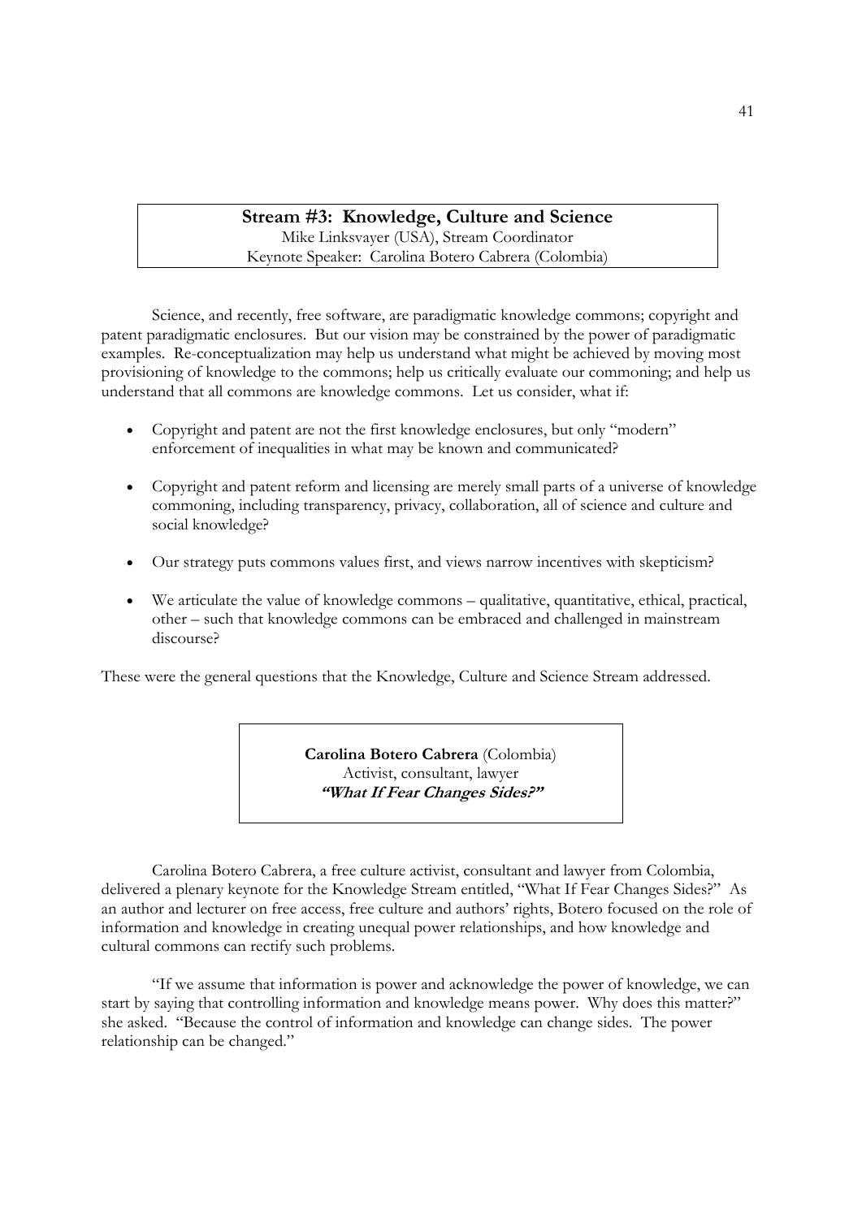## Stream #3: Knowledge, Culture and Science

Mike Linksvayer (USA), Stream Coordinator
Keynote Speaker: Carolina Botero Cabrera (Colombia)

Science, and recently, free software, are paradigmatic knowledge commons; copyright and patent paradigmatic enclosures. But our vision may be constrained by the power of paradigmatic examples. Re-conceptualization may help us understand what might be achieved by moving most provisioning of knowledge to the commons; help us critically evaluate our commoning; and help us understand that all commons are knowledge commons. Let us consider, what if:

- Copyright and patent are not the first knowledge enclosures, but only "modern" enforcement of inequalities in what may be known and communicated?
- Copyright and patent reform and licensing are merely small parts of a universe of knowledge commoning, including transparency, privacy, collaboration, all of science and culture and social knowledge?
- Our strategy puts commons values first, and views narrow incentives with skepticism?
- We articulate the value of knowledge commons – qualitative, quantitative, ethical, practical, other – such that knowledge commons can be embraced and challenged in mainstream discourse?

These were the general questions that the Knowledge, Culture and Science Stream addressed.

**Carolina Botero Cabrera** (Colombia)
Activist, consultant, lawyer
***"What If Fear Changes Sides?"***

Carolina Botero Cabrera, a free culture activist, consultant and lawyer from Colombia, delivered a plenary keynote for the Knowledge Stream entitled, "What If Fear Changes Sides?" As an author and lecturer on free access, free culture and authors' rights, Botero focused on the role of information and knowledge in creating unequal power relationships, and how knowledge and cultural commons can rectify such problems.

"If we assume that information is power and acknowledge the power of knowledge, we can start by saying that controlling information and knowledge means power. Why does this matter?" she asked. "Because the control of information and knowledge can change sides. The power relationship can be changed."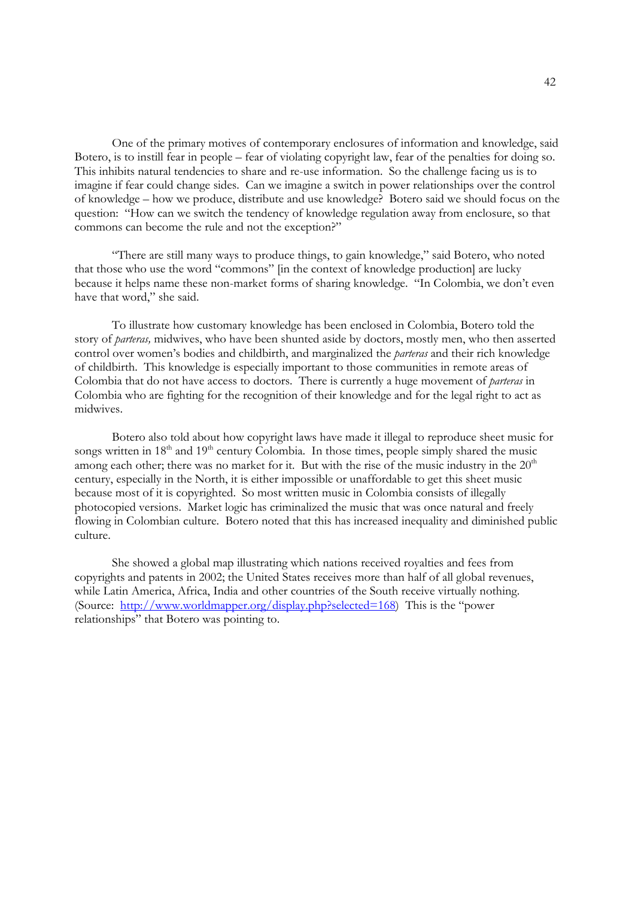One of the primary motives of contemporary enclosures of information and knowledge, said Botero, is to instill fear in people – fear of violating copyright law, fear of the penalties for doing so. This inhibits natural tendencies to share and re-use information. So the challenge facing us is to imagine if fear could change sides. Can we imagine a switch in power relationships over the control of knowledge – how we produce, distribute and use knowledge? Botero said we should focus on the question: "How can we switch the tendency of knowledge regulation away from enclosure, so that commons can become the rule and not the exception?"

"There are still many ways to produce things, to gain knowledge," said Botero, who noted that those who use the word "commons" [in the context of knowledge production] are lucky because it helps name these non-market forms of sharing knowledge. "In Colombia, we don't even have that word," she said.

To illustrate how customary knowledge has been enclosed in Colombia, Botero told the story of *parteras,* midwives, who have been shunted aside by doctors, mostly men, who then asserted control over women's bodies and childbirth, and marginalized the *parteras* and their rich knowledge of childbirth. This knowledge is especially important to those communities in remote areas of Colombia that do not have access to doctors. There is currently a huge movement of *parteras* in Colombia who are fighting for the recognition of their knowledge and for the legal right to act as midwives.

Botero also told about how copyright laws have made it illegal to reproduce sheet music for songs written in 18th and 19th century Colombia. In those times, people simply shared the music among each other; there was no market for it. But with the rise of the music industry in the 20th century, especially in the North, it is either impossible or unaffordable to get this sheet music because most of it is copyrighted. So most written music in Colombia consists of illegally photocopied versions. Market logic has criminalized the music that was once natural and freely flowing in Colombian culture. Botero noted that this has increased inequality and diminished public culture.

She showed a global map illustrating which nations received royalties and fees from copyrights and patents in 2002; the United States receives more than half of all global revenues, while Latin America, Africa, India and other countries of the South receive virtually nothing. (Source: [http://www.worldmapper.org/display.php?selected=168](http://www.worldmapper.org/display.php?selected=168)) This is the "power relationships" that Botero was pointing to.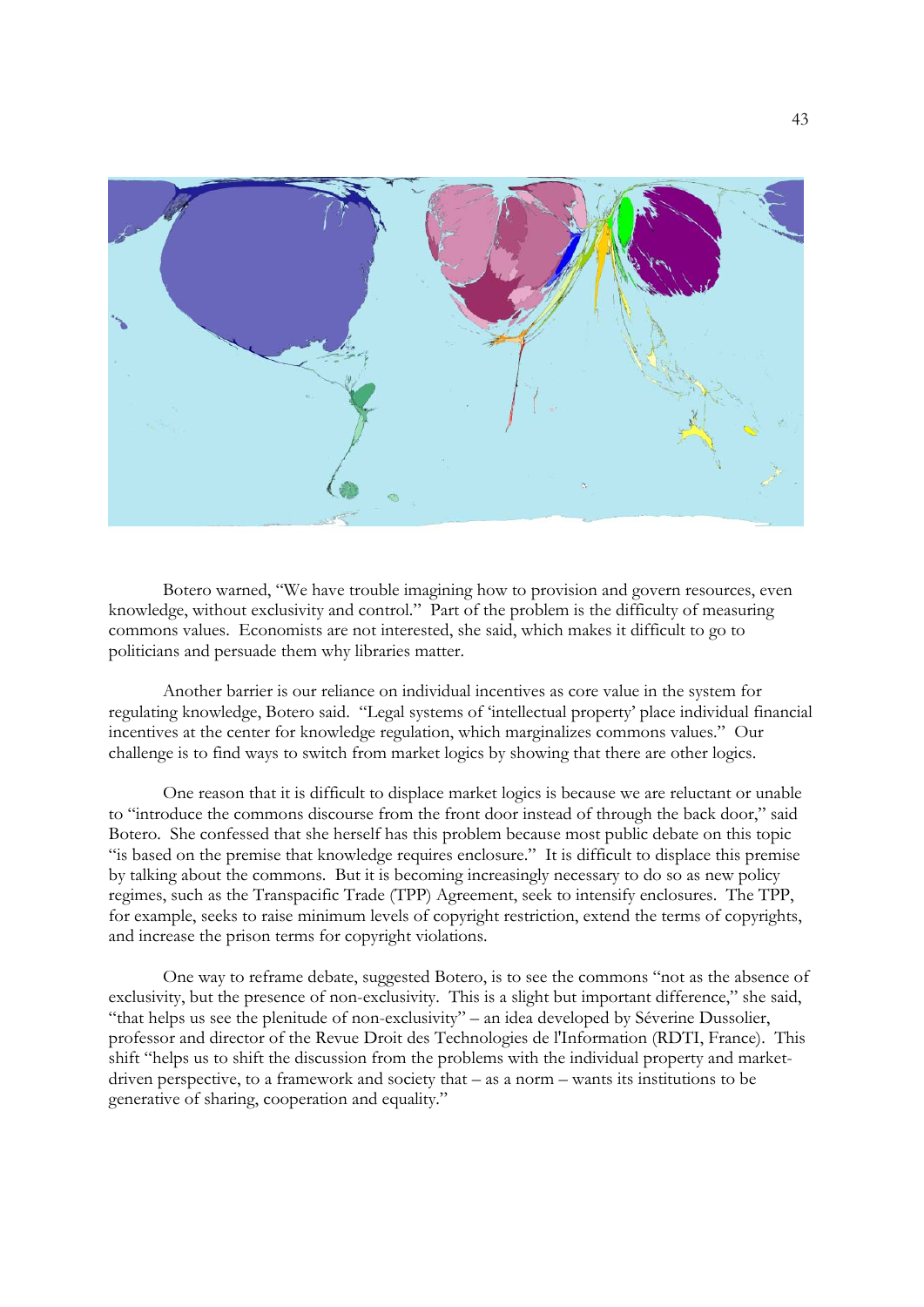Botero warned, "We have trouble imagining how to provision and govern resources, even knowledge, without exclusivity and control." Part of the problem is the difficulty of measuring commons values. Economists are not interested, she said, which makes it difficult to go to politicians and persuade them why libraries matter.

Another barrier is our reliance on individual incentives as core value in the system for regulating knowledge, Botero said. "Legal systems of 'intellectual property' place individual financial incentives at the center for knowledge regulation, which marginalizes commons values." Our challenge is to find ways to switch from market logics by showing that there are other logics.

One reason that it is difficult to displace market logics is because we are reluctant or unable to "introduce the commons discourse from the front door instead of through the back door," said Botero. She confessed that she herself has this problem because most public debate on this topic "is based on the premise that knowledge requires enclosure." It is difficult to displace this premise by talking about the commons. But it is becoming increasingly necessary to do so as new policy regimes, such as the Transpacific Trade (TPP) Agreement, seek to intensify enclosures. The TPP, for example, seeks to raise minimum levels of copyright restriction, extend the terms of copyrights, and increase the prison terms for copyright violations.

One way to reframe debate, suggested Botero, is to see the commons "not as the absence of exclusivity, but the presence of non-exclusivity. This is a slight but important difference," she said, "that helps us see the plenitude of non-exclusivity" – an idea developed by Séverine Dussolier, professor and director of the Revue Droit des Technologies de l'Information (RDTI, France). This shift "helps us to shift the discussion from the problems with the individual property and market-driven perspective, to a framework and society that – as a norm – wants its institutions to be generative of sharing, cooperation and equality."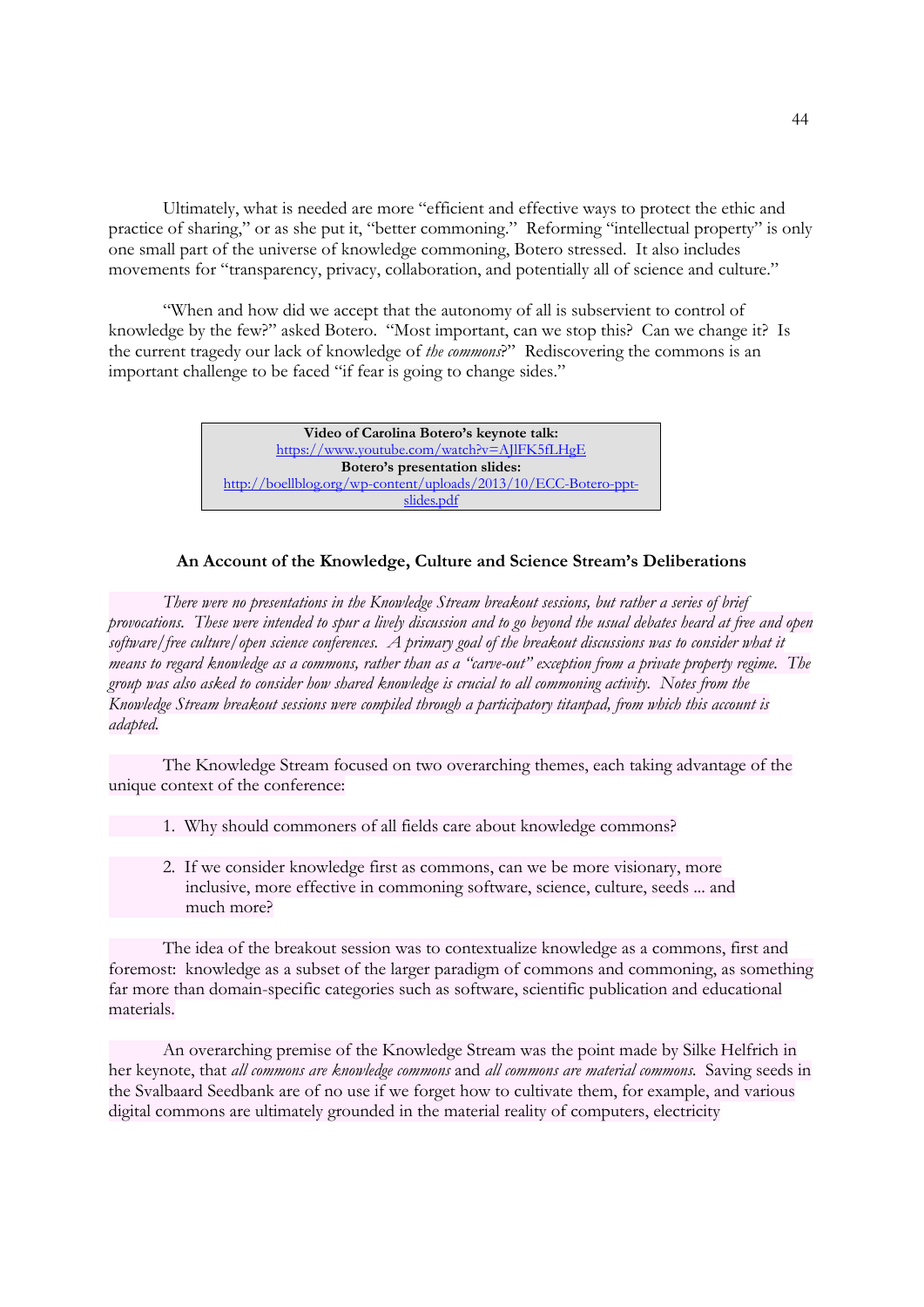Ultimately, what is needed are more "efficient and effective ways to protect the ethic and practice of sharing," or as she put it, "better commoning." Reforming "intellectual property" is only one small part of the universe of knowledge commoning, Botero stressed. It also includes movements for "transparency, privacy, collaboration, and potentially all of science and culture."

"When and how did we accept that the autonomy of all is subservient to control of knowledge by the few?" asked Botero. "Most important, can we stop this? Can we change it? Is the current tragedy our lack of knowledge of *the commons*?" Rediscovering the commons is an important challenge to be faced "if fear is going to change sides."

> **Video of Carolina Botero's keynote talk:**
> https://www.youtube.com/watch?v=AJlFK5fLHgE
> **Botero's presentation slides:**
> http://boellblog.org/wp-content/uploads/2013/10/ECC-Botero-ppt-slides.pdf

### An Account of the Knowledge, Culture and Science Stream's Deliberations

*There were no presentations in the Knowledge Stream breakout sessions, but rather a series of brief provocations. These were intended to spur a lively discussion and to go beyond the usual debates heard at free and open software/free culture/open science conferences. A primary goal of the breakout discussions was to consider what it means to regard knowledge as a commons, rather than as a "carve-out" exception from a private property regime. The group was also asked to consider how shared knowledge is crucial to all commoning activity. Notes from the Knowledge Stream breakout sessions were compiled through a participatory titanpad, from which this account is adapted.*

The Knowledge Stream focused on two overarching themes, each taking advantage of the unique context of the conference:

1. Why should commoners of all fields care about knowledge commons?

2. If we consider knowledge first as commons, can we be more visionary, more inclusive, more effective in commoning software, science, culture, seeds ... and much more?

The idea of the breakout session was to contextualize knowledge as a commons, first and foremost: knowledge as a subset of the larger paradigm of commons and commoning, as something far more than domain-specific categories such as software, scientific publication and educational materials.

An overarching premise of the Knowledge Stream was the point made by Silke Helfrich in her keynote, that *all commons are knowledge commons* and *all commons are material commons.* Saving seeds in the Svalbaard Seedbank are of no use if we forget how to cultivate them, for example, and various digital commons are ultimately grounded in the material reality of computers, electricity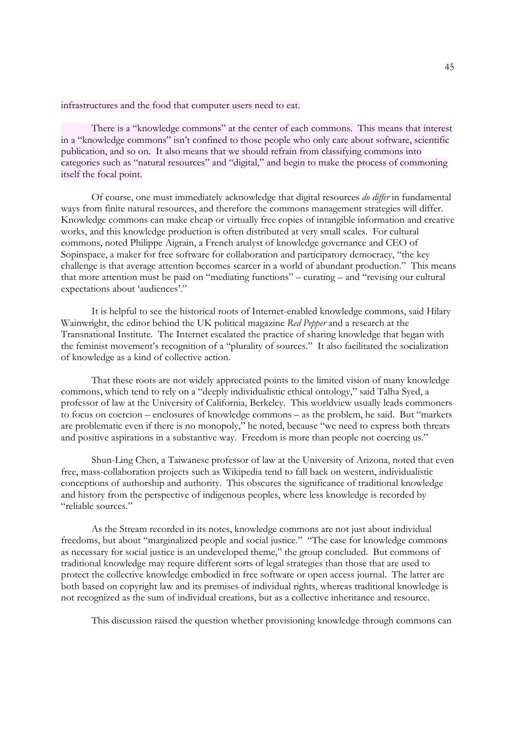infrastructures and the food that computer users need to eat.

There is a "knowledge commons" at the center of each commons. This means that interest in a "knowledge commons" isn't confined to those people who only care about software, scientific publication, and so on. It also means that we should refrain from classifying commons into categories such as "natural resources" and "digital," and begin to make the process of commoning itself the focal point.

Of course, one must immediately acknowledge that digital resources *do differ* in fundamental ways from finite natural resources, and therefore the commons management strategies will differ. Knowledge commons can make cheap or virtually free copies of intangible information and creative works, and this knowledge production is often distributed at very small scales. For cultural commons, noted Philippe Aigrain, a French analyst of knowledge governance and CEO of Sopinspace, a maker for free software for collaboration and participatory democracy, "the key challenge is that average attention becomes scarcer in a world of abundant production." This means that more attention must be paid on "mediating functions" – curating – and "revising our cultural expectations about 'audiences'."

It is helpful to see the historical roots of Internet-enabled knowledge commons, said Hilary Wainwright, the editor behind the UK political magazine *Red Pepper* and a research at the Transnational Institute. The Internet escalated the practice of sharing knowledge that began with the feminist movement's recognition of a "plurality of sources." It also facilitated the socialization of knowledge as a kind of collective action.

That these roots are not widely appreciated points to the limited vision of many knowledge commons, which tend to rely on a "deeply individualistic ethical ontology," said Talha Syed, a professor of law at the University of California, Berkeley. This worldview usually leads commoners to focus on coercion – enclosures of knowledge commons – as the problem, he said. But "markets are problematic even if there is no monopoly," he noted, because "we need to express both threats and positive aspirations in a substantive way. Freedom is more than people not coercing us."

Shun-Ling Chen, a Taiwanese professor of law at the University of Arizona, noted that even free, mass-collaboration projects such as Wikipedia tend to fall back on western, individualistic conceptions of authorship and authority. This obscures the significance of traditional knowledge and history from the perspective of indigenous peoples, where less knowledge is recorded by "reliable sources."

As the Stream recorded in its notes, knowledge commons are not just about individual freedoms, but about "marginalized people and social justice." "The case for knowledge commons as necessary for social justice is an undeveloped theme," the group concluded. But commons of traditional knowledge may require different sorts of legal strategies than those that are used to protect the collective knowledge embodied in free software or open access journal. The latter are both based on copyright law and its premises of individual rights, whereas traditional knowledge is not recognized as the sum of individual creations, but as a collective inheritance and resource.

This discussion raised the question whether provisioning knowledge through commons can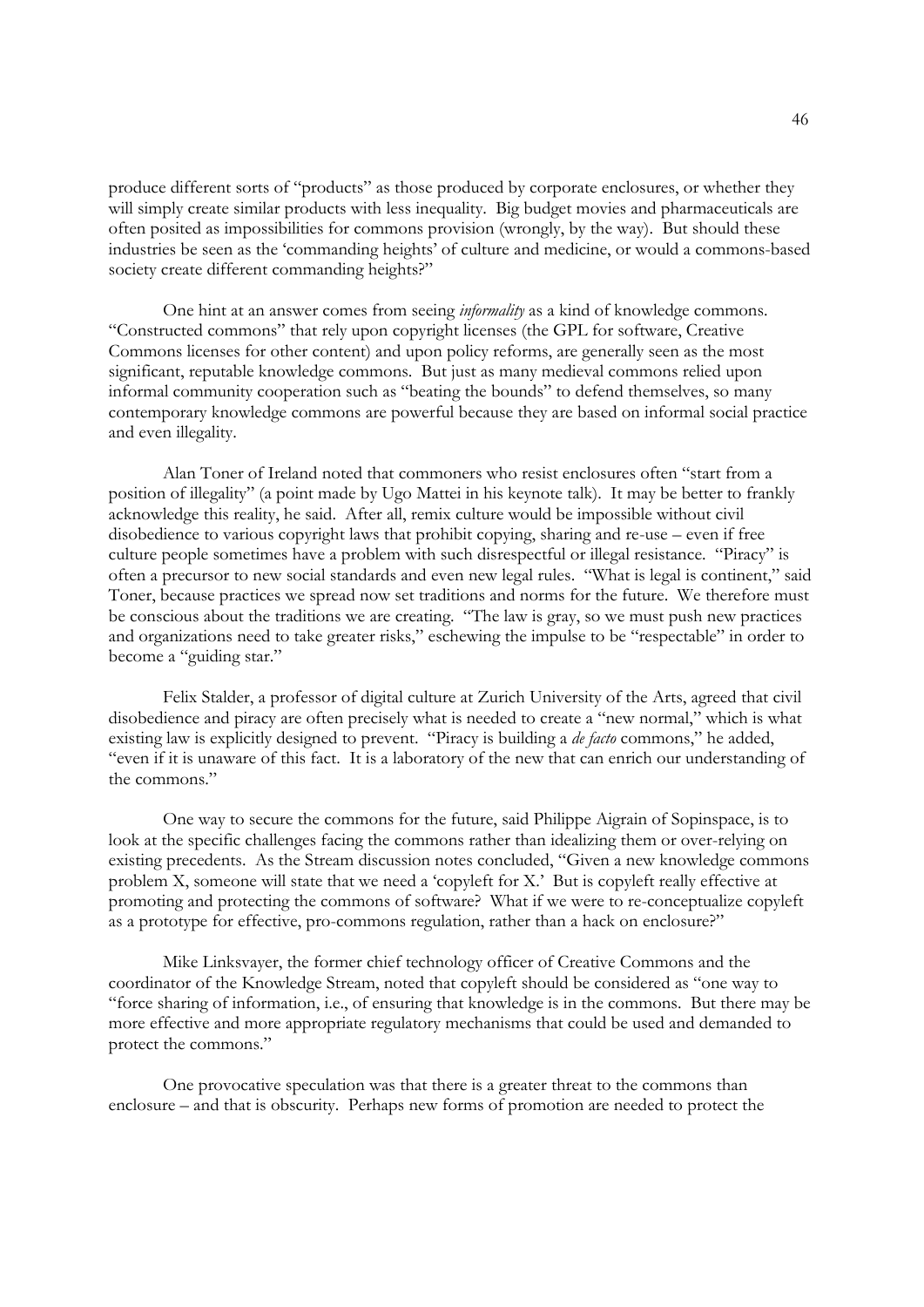produce different sorts of "products" as those produced by corporate enclosures, or whether they will simply create similar products with less inequality. Big budget movies and pharmaceuticals are often posited as impossibilities for commons provision (wrongly, by the way). But should these industries be seen as the 'commanding heights' of culture and medicine, or would a commons-based society create different commanding heights?"

One hint at an answer comes from seeing *informality* as a kind of knowledge commons. "Constructed commons" that rely upon copyright licenses (the GPL for software, Creative Commons licenses for other content) and upon policy reforms, are generally seen as the most significant, reputable knowledge commons. But just as many medieval commons relied upon informal community cooperation such as "beating the bounds" to defend themselves, so many contemporary knowledge commons are powerful because they are based on informal social practice and even illegality.

Alan Toner of Ireland noted that commoners who resist enclosures often "start from a position of illegality" (a point made by Ugo Mattei in his keynote talk). It may be better to frankly acknowledge this reality, he said. After all, remix culture would be impossible without civil disobedience to various copyright laws that prohibit copying, sharing and re-use – even if free culture people sometimes have a problem with such disrespectful or illegal resistance. "Piracy" is often a precursor to new social standards and even new legal rules. "What is legal is continent," said Toner, because practices we spread now set traditions and norms for the future. We therefore must be conscious about the traditions we are creating. "The law is gray, so we must push new practices and organizations need to take greater risks," eschewing the impulse to be "respectable" in order to become a "guiding star."

Felix Stalder, a professor of digital culture at Zurich University of the Arts, agreed that civil disobedience and piracy are often precisely what is needed to create a "new normal," which is what existing law is explicitly designed to prevent. "Piracy is building a *de facto* commons," he added, "even if it is unaware of this fact. It is a laboratory of the new that can enrich our understanding of the commons."

One way to secure the commons for the future, said Philippe Aigrain of Sopinspace, is to look at the specific challenges facing the commons rather than idealizing them or over-relying on existing precedents. As the Stream discussion notes concluded, "Given a new knowledge commons problem X, someone will state that we need a 'copyleft for X.' But is copyleft really effective at promoting and protecting the commons of software? What if we were to re-conceptualize copyleft as a prototype for effective, pro-commons regulation, rather than a hack on enclosure?"

Mike Linksvayer, the former chief technology officer of Creative Commons and the coordinator of the Knowledge Stream, noted that copyleft should be considered as "one way to "force sharing of information, i.e., of ensuring that knowledge is in the commons. But there may be more effective and more appropriate regulatory mechanisms that could be used and demanded to protect the commons."

One provocative speculation was that there is a greater threat to the commons than enclosure – and that is obscurity. Perhaps new forms of promotion are needed to protect the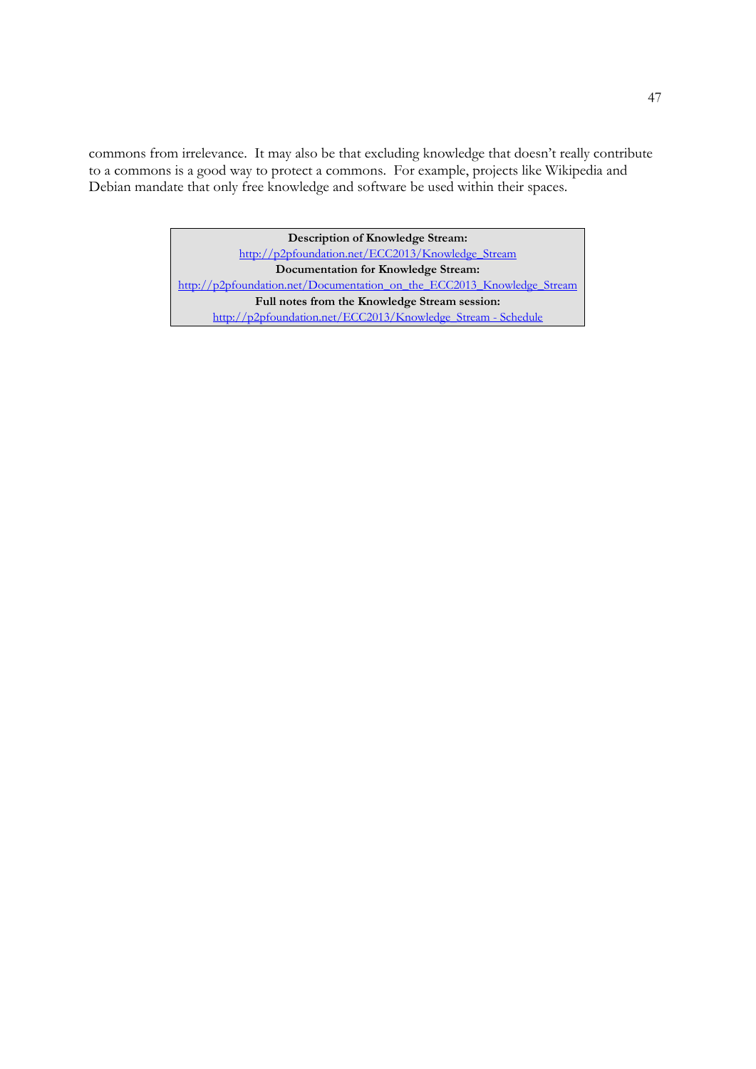commons from irrelevance. It may also be that excluding knowledge that doesn't really contribute to a commons is a good way to protect a commons. For example, projects like Wikipedia and Debian mandate that only free knowledge and software be used within their spaces.

| **Description of Knowledge Stream:** |
| --- |
| http://p2pfoundation.net/ECC2013/Knowledge_Stream |
| **Documentation for Knowledge Stream:** |
| http://p2pfoundation.net/Documentation_on_the_ECC2013_Knowledge_Stream |
| **Full notes from the Knowledge Stream session:** |
| http://p2pfoundation.net/ECC2013/Knowledge_Stream - Schedule |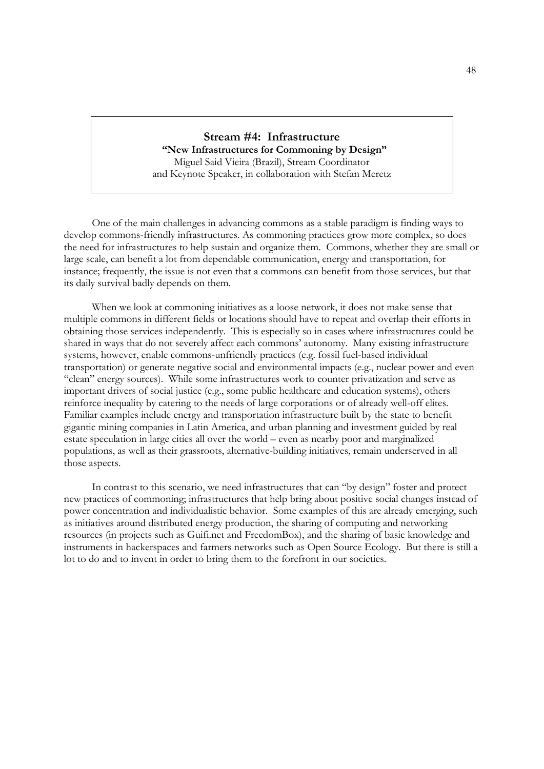## Stream #4: Infrastructure

**"New Infrastructures for Commoning by Design"**

Miguel Said Vieira (Brazil), Stream Coordinator and Keynote Speaker, in collaboration with Stefan Meretz

One of the main challenges in advancing commons as a stable paradigm is finding ways to develop commons-friendly infrastructures. As commoning practices grow more complex, so does the need for infrastructures to help sustain and organize them. Commons, whether they are small or large scale, can benefit a lot from dependable communication, energy and transportation, for instance; frequently, the issue is not even that a commons can benefit from those services, but that its daily survival badly depends on them.

When we look at commoning initiatives as a loose network, it does not make sense that multiple commons in different fields or locations should have to repeat and overlap their efforts in obtaining those services independently. This is especially so in cases where infrastructures could be shared in ways that do not severely affect each commons' autonomy. Many existing infrastructure systems, however, enable commons-unfriendly practices (e.g. fossil fuel-based individual transportation) or generate negative social and environmental impacts (e.g., nuclear power and even "clean" energy sources). While some infrastructures work to counter privatization and serve as important drivers of social justice (e.g., some public healthcare and education systems), others reinforce inequality by catering to the needs of large corporations or of already well-off elites. Familiar examples include energy and transportation infrastructure built by the state to benefit gigantic mining companies in Latin America, and urban planning and investment guided by real estate speculation in large cities all over the world – even as nearby poor and marginalized populations, as well as their grassroots, alternative-building initiatives, remain underserved in all those aspects.

In contrast to this scenario, we need infrastructures that can "by design" foster and protect new practices of commoning; infrastructures that help bring about positive social changes instead of power concentration and individualistic behavior. Some examples of this are already emerging, such as initiatives around distributed energy production, the sharing of computing and networking resources (in projects such as Guifi.net and FreedomBox), and the sharing of basic knowledge and instruments in hackerspaces and farmers networks such as Open Source Ecology. But there is still a lot to do and to invent in order to bring them to the forefront in our societies.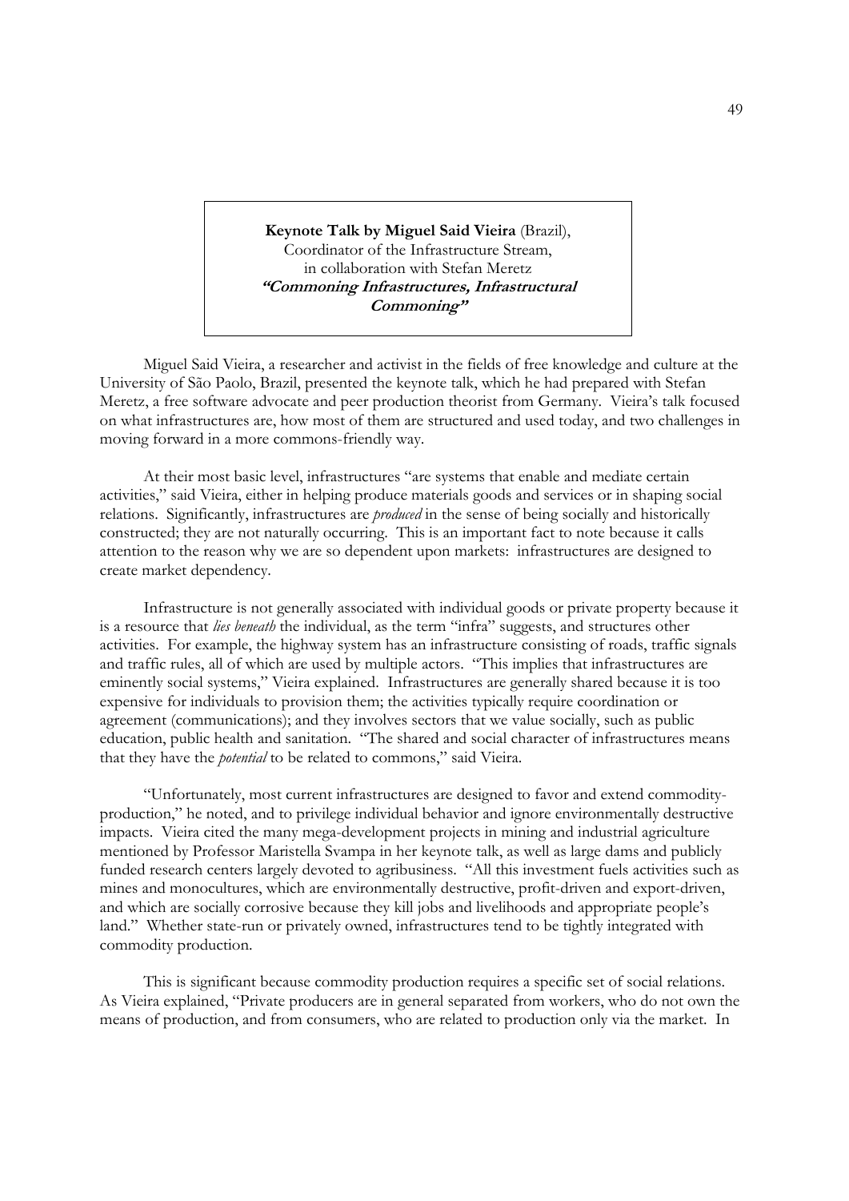**Keynote Talk by Miguel Said Vieira** (Brazil),
Coordinator of the Infrastructure Stream,
in collaboration with Stefan Meretz
***"Commoning Infrastructures, Infrastructural Commoning"***

Miguel Said Vieira, a researcher and activist in the fields of free knowledge and culture at the University of São Paolo, Brazil, presented the keynote talk, which he had prepared with Stefan Meretz, a free software advocate and peer production theorist from Germany. Vieira's talk focused on what infrastructures are, how most of them are structured and used today, and two challenges in moving forward in a more commons-friendly way.

At their most basic level, infrastructures "are systems that enable and mediate certain activities," said Vieira, either in helping produce materials goods and services or in shaping social relations. Significantly, infrastructures are *produced* in the sense of being socially and historically constructed; they are not naturally occurring. This is an important fact to note because it calls attention to the reason why we are so dependent upon markets: infrastructures are designed to create market dependency.

Infrastructure is not generally associated with individual goods or private property because it is a resource that *lies beneath* the individual, as the term "infra" suggests, and structures other activities. For example, the highway system has an infrastructure consisting of roads, traffic signals and traffic rules, all of which are used by multiple actors. "This implies that infrastructures are eminently social systems," Vieira explained. Infrastructures are generally shared because it is too expensive for individuals to provision them; the activities typically require coordination or agreement (communications); and they involves sectors that we value socially, such as public education, public health and sanitation. "The shared and social character of infrastructures means that they have the *potential* to be related to commons," said Vieira.

"Unfortunately, most current infrastructures are designed to favor and extend commodity-production," he noted, and to privilege individual behavior and ignore environmentally destructive impacts. Vieira cited the many mega-development projects in mining and industrial agriculture mentioned by Professor Maristella Svampa in her keynote talk, as well as large dams and publicly funded research centers largely devoted to agribusiness. "All this investment fuels activities such as mines and monocultures, which are environmentally destructive, profit-driven and export-driven, and which are socially corrosive because they kill jobs and livelihoods and appropriate people's land." Whether state-run or privately owned, infrastructures tend to be tightly integrated with commodity production.

This is significant because commodity production requires a specific set of social relations. As Vieira explained, "Private producers are in general separated from workers, who do not own the means of production, and from consumers, who are related to production only via the market. In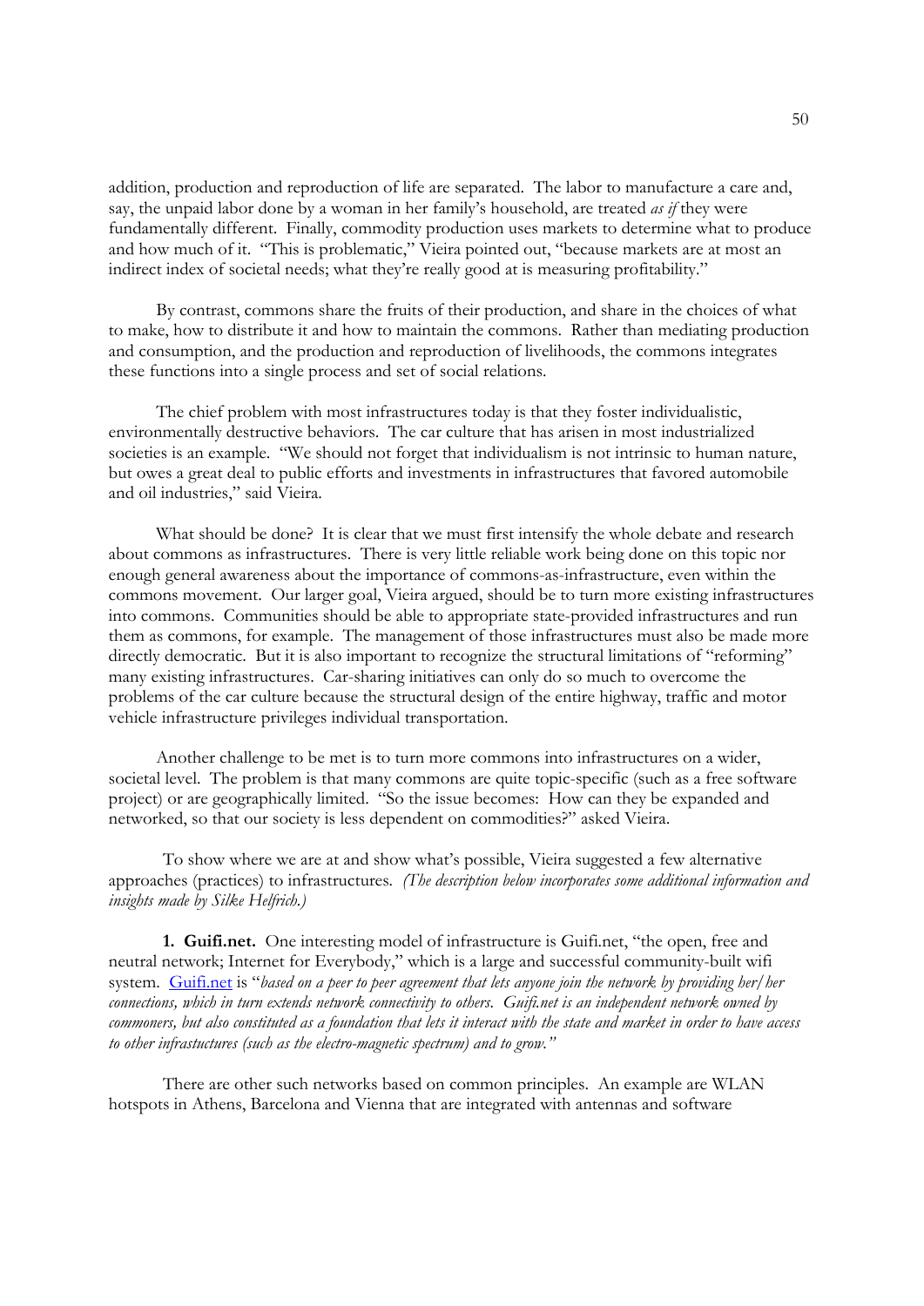addition, production and reproduction of life are separated. The labor to manufacture a care and, say, the unpaid labor done by a woman in her family's household, are treated *as if* they were fundamentally different. Finally, commodity production uses markets to determine what to produce and how much of it. "This is problematic," Vieira pointed out, "because markets are at most an indirect index of societal needs; what they're really good at is measuring profitability."

By contrast, commons share the fruits of their production, and share in the choices of what to make, how to distribute it and how to maintain the commons. Rather than mediating production and consumption, and the production and reproduction of livelihoods, the commons integrates these functions into a single process and set of social relations.

The chief problem with most infrastructures today is that they foster individualistic, environmentally destructive behaviors. The car culture that has arisen in most industrialized societies is an example. "We should not forget that individualism is not intrinsic to human nature, but owes a great deal to public efforts and investments in infrastructures that favored automobile and oil industries," said Vieira.

What should be done? It is clear that we must first intensify the whole debate and research about commons as infrastructures. There is very little reliable work being done on this topic nor enough general awareness about the importance of commons-as-infrastructure, even within the commons movement. Our larger goal, Vieira argued, should be to turn more existing infrastructures into commons. Communities should be able to appropriate state-provided infrastructures and run them as commons, for example. The management of those infrastructures must also be made more directly democratic. But it is also important to recognize the structural limitations of "reforming" many existing infrastructures. Car-sharing initiatives can only do so much to overcome the problems of the car culture because the structural design of the entire highway, traffic and motor vehicle infrastructure privileges individual transportation.

Another challenge to be met is to turn more commons into infrastructures on a wider, societal level. The problem is that many commons are quite topic-specific (such as a free software project) or are geographically limited. "So the issue becomes: How can they be expanded and networked, so that our society is less dependent on commodities?" asked Vieira.

To show where we are at and show what's possible, Vieira suggested a few alternative approaches (practices) to infrastructures. *(The description below incorporates some additional information and insights made by Silke Helfrich.)*

**1. Guifi.net.** One interesting model of infrastructure is Guifi.net, "the open, free and neutral network; Internet for Everybody," which is a large and successful community-built wifi system. Guifi.net is "*based on a peer to peer agreement that lets anyone join the network by providing her/her connections, which in turn extends network connectivity to others. Guifi.net is an independent network owned by commoners, but also constituted as a foundation that lets it interact with the state and market in order to have access to other infrastuctures (such as the electro-magnetic spectrum) and to grow.*"

There are other such networks based on common principles. An example are WLAN hotspots in Athens, Barcelona and Vienna that are integrated with antennas and software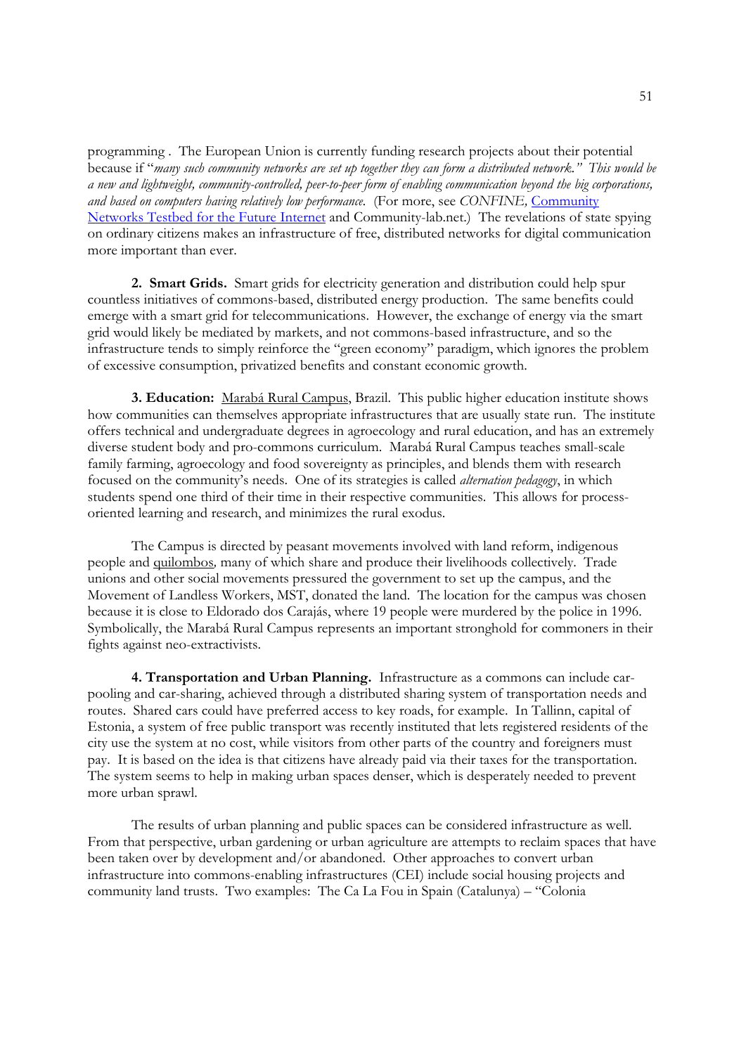programming . The European Union is currently funding research projects about their potential because if "*many such community networks are set up together they can form a distributed network." This would be a new and lightweight, community-controlled, peer-to-peer form of enabling communication beyond the big corporations, and based on computers having relatively low performance.* (For more, see *CONFINE,* Community Networks Testbed for the Future Internet and Community-lab.net.) The revelations of state spying on ordinary citizens makes an infrastructure of free, distributed networks for digital communication more important than ever.

**2. Smart Grids.** Smart grids for electricity generation and distribution could help spur countless initiatives of commons-based, distributed energy production. The same benefits could emerge with a smart grid for telecommunications. However, the exchange of energy via the smart grid would likely be mediated by markets, and not commons-based infrastructure, and so the infrastructure tends to simply reinforce the "green economy" paradigm, which ignores the problem of excessive consumption, privatized benefits and constant economic growth.

**3. Education:** Marabá Rural Campus, Brazil. This public higher education institute shows how communities can themselves appropriate infrastructures that are usually state run. The institute offers technical and undergraduate degrees in agroecology and rural education, and has an extremely diverse student body and pro-commons curriculum. Marabá Rural Campus teaches small-scale family farming, agroecology and food sovereignty as principles, and blends them with research focused on the community's needs. One of its strategies is called *alternation pedagogy*, in which students spend one third of their time in their respective communities. This allows for process-oriented learning and research, and minimizes the rural exodus.

The Campus is directed by peasant movements involved with land reform, indigenous people and quilombos, many of which share and produce their livelihoods collectively. Trade unions and other social movements pressured the government to set up the campus, and the Movement of Landless Workers, MST, donated the land. The location for the campus was chosen because it is close to Eldorado dos Carajás, where 19 people were murdered by the police in 1996. Symbolically, the Marabá Rural Campus represents an important stronghold for commoners in their fights against neo-extractivists.

**4. Transportation and Urban Planning.** Infrastructure as a commons can include car-pooling and car-sharing, achieved through a distributed sharing system of transportation needs and routes. Shared cars could have preferred access to key roads, for example. In Tallinn, capital of Estonia, a system of free public transport was recently instituted that lets registered residents of the city use the system at no cost, while visitors from other parts of the country and foreigners must pay. It is based on the idea is that citizens have already paid via their taxes for the transportation. The system seems to help in making urban spaces denser, which is desperately needed to prevent more urban sprawl.

The results of urban planning and public spaces can be considered infrastructure as well. From that perspective, urban gardening or urban agriculture are attempts to reclaim spaces that have been taken over by development and/or abandoned. Other approaches to convert urban infrastructure into commons-enabling infrastructures (CEI) include social housing projects and community land trusts. Two examples: The Ca La Fou in Spain (Catalunya) – "Colonia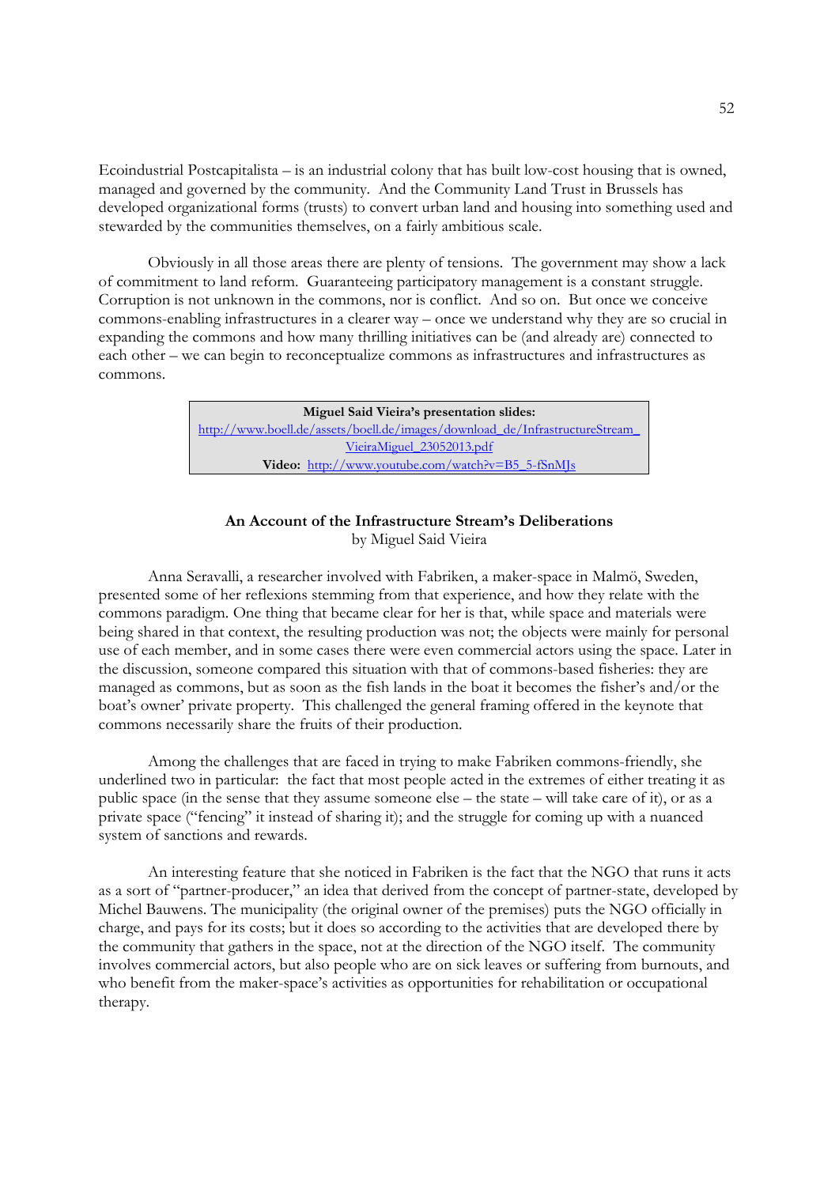Ecoindustrial Postcapitalista – is an industrial colony that has built low-cost housing that is owned, managed and governed by the community. And the Community Land Trust in Brussels has developed organizational forms (trusts) to convert urban land and housing into something used and stewarded by the communities themselves, on a fairly ambitious scale.

Obviously in all those areas there are plenty of tensions. The government may show a lack of commitment to land reform. Guaranteeing participatory management is a constant struggle. Corruption is not unknown in the commons, nor is conflict. And so on. But once we conceive commons-enabling infrastructures in a clearer way – once we understand why they are so crucial in expanding the commons and how many thrilling initiatives can be (and already are) connected to each other – we can begin to reconceptualize commons as infrastructures and infrastructures as commons.

> **Miguel Said Vieira's presentation slides:**
> http://www.boell.de/assets/boell.de/images/download_de/InfrastructureStream_VieiraMiguel_23052013.pdf
> **Video:** http://www.youtube.com/watch?v=B5_5-fSnMJs

### An Account of the Infrastructure Stream's Deliberations
by Miguel Said Vieira

Anna Seravalli, a researcher involved with Fabriken, a maker-space in Malmö, Sweden, presented some of her reflexions stemming from that experience, and how they relate with the commons paradigm. One thing that became clear for her is that, while space and materials were being shared in that context, the resulting production was not; the objects were mainly for personal use of each member, and in some cases there were even commercial actors using the space. Later in the discussion, someone compared this situation with that of commons-based fisheries: they are managed as commons, but as soon as the fish lands in the boat it becomes the fisher's and/or the boat's owner' private property. This challenged the general framing offered in the keynote that commons necessarily share the fruits of their production.

Among the challenges that are faced in trying to make Fabriken commons-friendly, she underlined two in particular: the fact that most people acted in the extremes of either treating it as public space (in the sense that they assume someone else – the state – will take care of it), or as a private space ("fencing" it instead of sharing it); and the struggle for coming up with a nuanced system of sanctions and rewards.

An interesting feature that she noticed in Fabriken is the fact that the NGO that runs it acts as a sort of "partner-producer," an idea that derived from the concept of partner-state, developed by Michel Bauwens. The municipality (the original owner of the premises) puts the NGO officially in charge, and pays for its costs; but it does so according to the activities that are developed there by the community that gathers in the space, not at the direction of the NGO itself. The community involves commercial actors, but also people who are on sick leaves or suffering from burnouts, and who benefit from the maker-space's activities as opportunities for rehabilitation or occupational therapy.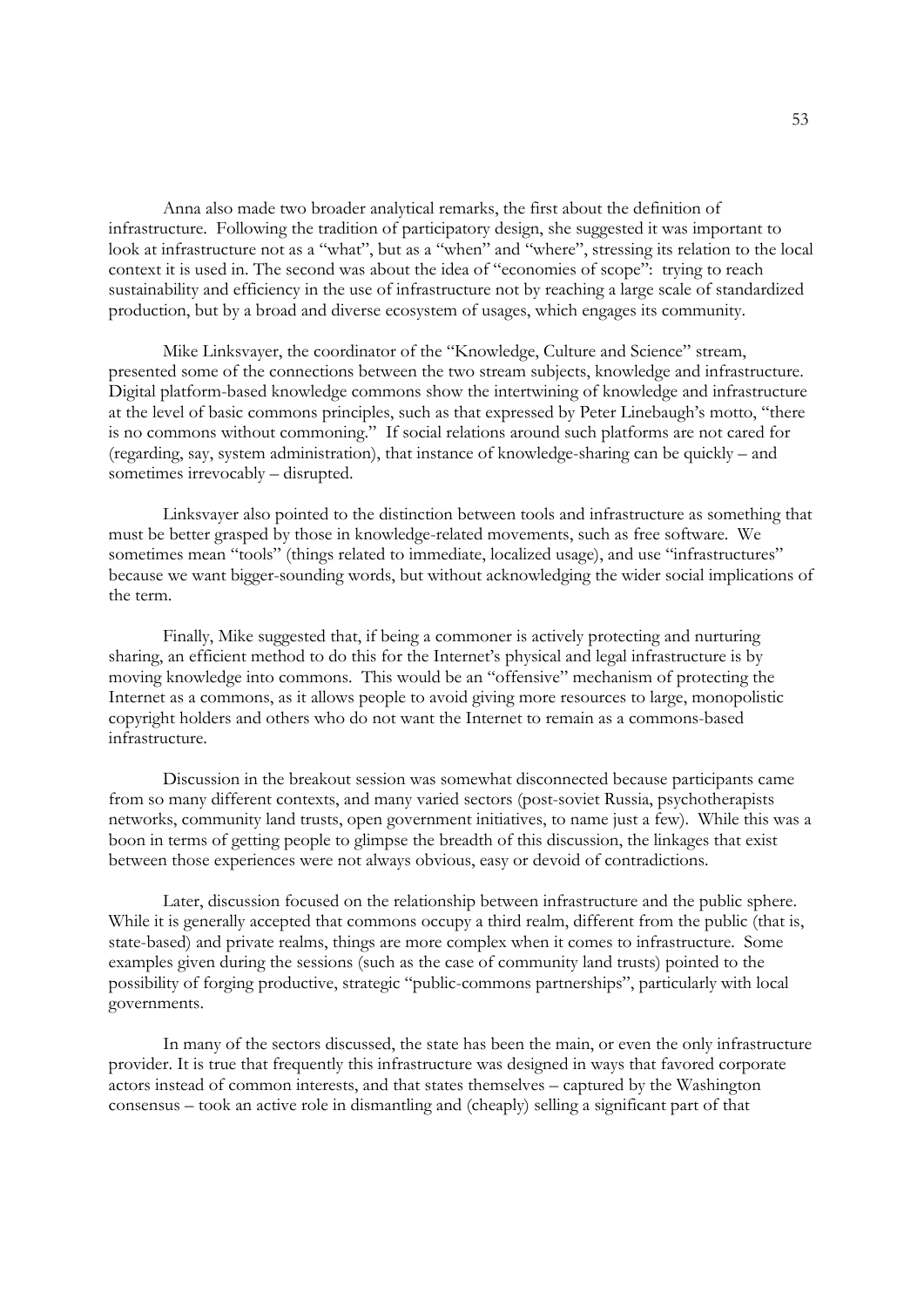Anna also made two broader analytical remarks, the first about the definition of infrastructure. Following the tradition of participatory design, she suggested it was important to look at infrastructure not as a "what", but as a "when" and "where", stressing its relation to the local context it is used in. The second was about the idea of "economies of scope": trying to reach sustainability and efficiency in the use of infrastructure not by reaching a large scale of standardized production, but by a broad and diverse ecosystem of usages, which engages its community.

Mike Linksvayer, the coordinator of the "Knowledge, Culture and Science" stream, presented some of the connections between the two stream subjects, knowledge and infrastructure. Digital platform-based knowledge commons show the intertwining of knowledge and infrastructure at the level of basic commons principles, such as that expressed by Peter Linebaugh's motto, "there is no commons without commoning." If social relations around such platforms are not cared for (regarding, say, system administration), that instance of knowledge-sharing can be quickly – and sometimes irrevocably – disrupted.

Linksvayer also pointed to the distinction between tools and infrastructure as something that must be better grasped by those in knowledge-related movements, such as free software. We sometimes mean "tools" (things related to immediate, localized usage), and use "infrastructures" because we want bigger-sounding words, but without acknowledging the wider social implications of the term.

Finally, Mike suggested that, if being a commoner is actively protecting and nurturing sharing, an efficient method to do this for the Internet's physical and legal infrastructure is by moving knowledge into commons. This would be an "offensive" mechanism of protecting the Internet as a commons, as it allows people to avoid giving more resources to large, monopolistic copyright holders and others who do not want the Internet to remain as a commons-based infrastructure.

Discussion in the breakout session was somewhat disconnected because participants came from so many different contexts, and many varied sectors (post-soviet Russia, psychotherapists networks, community land trusts, open government initiatives, to name just a few). While this was a boon in terms of getting people to glimpse the breadth of this discussion, the linkages that exist between those experiences were not always obvious, easy or devoid of contradictions.

Later, discussion focused on the relationship between infrastructure and the public sphere. While it is generally accepted that commons occupy a third realm, different from the public (that is, state-based) and private realms, things are more complex when it comes to infrastructure. Some examples given during the sessions (such as the case of community land trusts) pointed to the possibility of forging productive, strategic "public-commons partnerships", particularly with local governments.

In many of the sectors discussed, the state has been the main, or even the only infrastructure provider. It is true that frequently this infrastructure was designed in ways that favored corporate actors instead of common interests, and that states themselves – captured by the Washington consensus – took an active role in dismantling and (cheaply) selling a significant part of that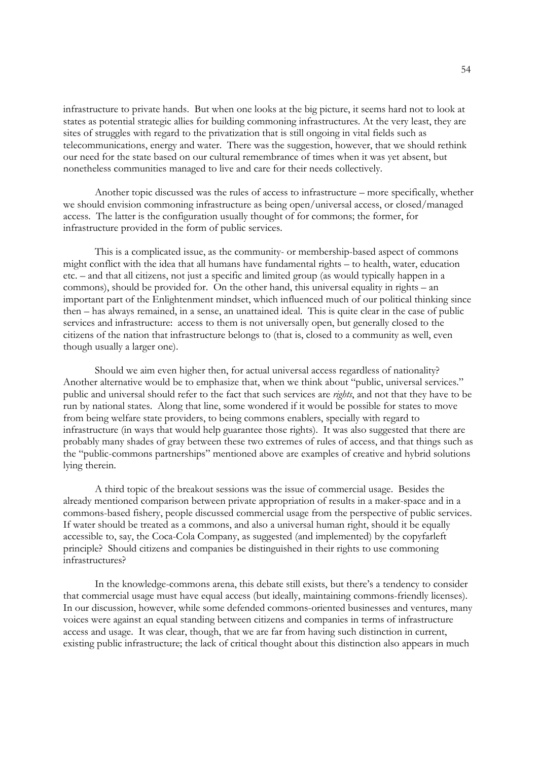infrastructure to private hands. But when one looks at the big picture, it seems hard not to look at states as potential strategic allies for building commoning infrastructures. At the very least, they are sites of struggles with regard to the privatization that is still ongoing in vital fields such as telecommunications, energy and water. There was the suggestion, however, that we should rethink our need for the state based on our cultural remembrance of times when it was yet absent, but nonetheless communities managed to live and care for their needs collectively.

Another topic discussed was the rules of access to infrastructure – more specifically, whether we should envision commoning infrastructure as being open/universal access, or closed/managed access. The latter is the configuration usually thought of for commons; the former, for infrastructure provided in the form of public services.

This is a complicated issue, as the community- or membership-based aspect of commons might conflict with the idea that all humans have fundamental rights – to health, water, education etc. – and that all citizens, not just a specific and limited group (as would typically happen in a commons), should be provided for. On the other hand, this universal equality in rights – an important part of the Enlightenment mindset, which influenced much of our political thinking since then – has always remained, in a sense, an unattained ideal. This is quite clear in the case of public services and infrastructure: access to them is not universally open, but generally closed to the citizens of the nation that infrastructure belongs to (that is, closed to a community as well, even though usually a larger one).

Should we aim even higher then, for actual universal access regardless of nationality? Another alternative would be to emphasize that, when we think about "public, universal services." public and universal should refer to the fact that such services are *rights*, and not that they have to be run by national states. Along that line, some wondered if it would be possible for states to move from being welfare state providers, to being commons enablers, specially with regard to infrastructure (in ways that would help guarantee those rights). It was also suggested that there are probably many shades of gray between these two extremes of rules of access, and that things such as the "public-commons partnerships" mentioned above are examples of creative and hybrid solutions lying therein.

A third topic of the breakout sessions was the issue of commercial usage. Besides the already mentioned comparison between private appropriation of results in a maker-space and in a commons-based fishery, people discussed commercial usage from the perspective of public services. If water should be treated as a commons, and also a universal human right, should it be equally accessible to, say, the Coca-Cola Company, as suggested (and implemented) by the copyfarleft principle? Should citizens and companies be distinguished in their rights to use commoning infrastructures?

In the knowledge-commons arena, this debate still exists, but there's a tendency to consider that commercial usage must have equal access (but ideally, maintaining commons-friendly licenses). In our discussion, however, while some defended commons-oriented businesses and ventures, many voices were against an equal standing between citizens and companies in terms of infrastructure access and usage. It was clear, though, that we are far from having such distinction in current, existing public infrastructure; the lack of critical thought about this distinction also appears in much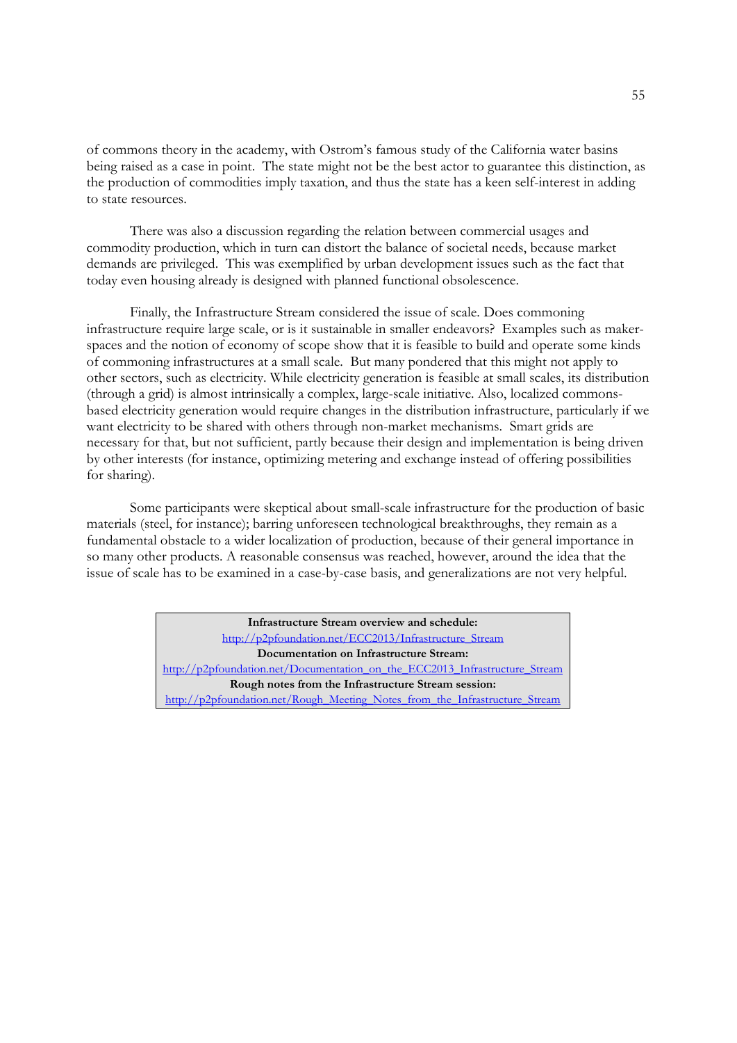of commons theory in the academy, with Ostrom's famous study of the California water basins being raised as a case in point. The state might not be the best actor to guarantee this distinction, as the production of commodities imply taxation, and thus the state has a keen self-interest in adding to state resources.

There was also a discussion regarding the relation between commercial usages and commodity production, which in turn can distort the balance of societal needs, because market demands are privileged. This was exemplified by urban development issues such as the fact that today even housing already is designed with planned functional obsolescence.

Finally, the Infrastructure Stream considered the issue of scale. Does commoning infrastructure require large scale, or is it sustainable in smaller endeavors? Examples such as maker-spaces and the notion of economy of scope show that it is feasible to build and operate some kinds of commoning infrastructures at a small scale. But many pondered that this might not apply to other sectors, such as electricity. While electricity generation is feasible at small scales, its distribution (through a grid) is almost intrinsically a complex, large-scale initiative. Also, localized commons-based electricity generation would require changes in the distribution infrastructure, particularly if we want electricity to be shared with others through non-market mechanisms. Smart grids are necessary for that, but not sufficient, partly because their design and implementation is being driven by other interests (for instance, optimizing metering and exchange instead of offering possibilities for sharing).

Some participants were skeptical about small-scale infrastructure for the production of basic materials (steel, for instance); barring unforeseen technological breakthroughs, they remain as a fundamental obstacle to a wider localization of production, because of their general importance in so many other products. A reasonable consensus was reached, however, around the idea that the issue of scale has to be examined in a case-by-case basis, and generalizations are not very helpful.

**Infrastructure Stream overview and schedule:**
http://p2pfoundation.net/ECC2013/Infrastructure_Stream
**Documentation on Infrastructure Stream:**
http://p2pfoundation.net/Documentation_on_the_ECC2013_Infrastructure_Stream
**Rough notes from the Infrastructure Stream session:**
http://p2pfoundation.net/Rough_Meeting_Notes_from_the_Infrastructure_Stream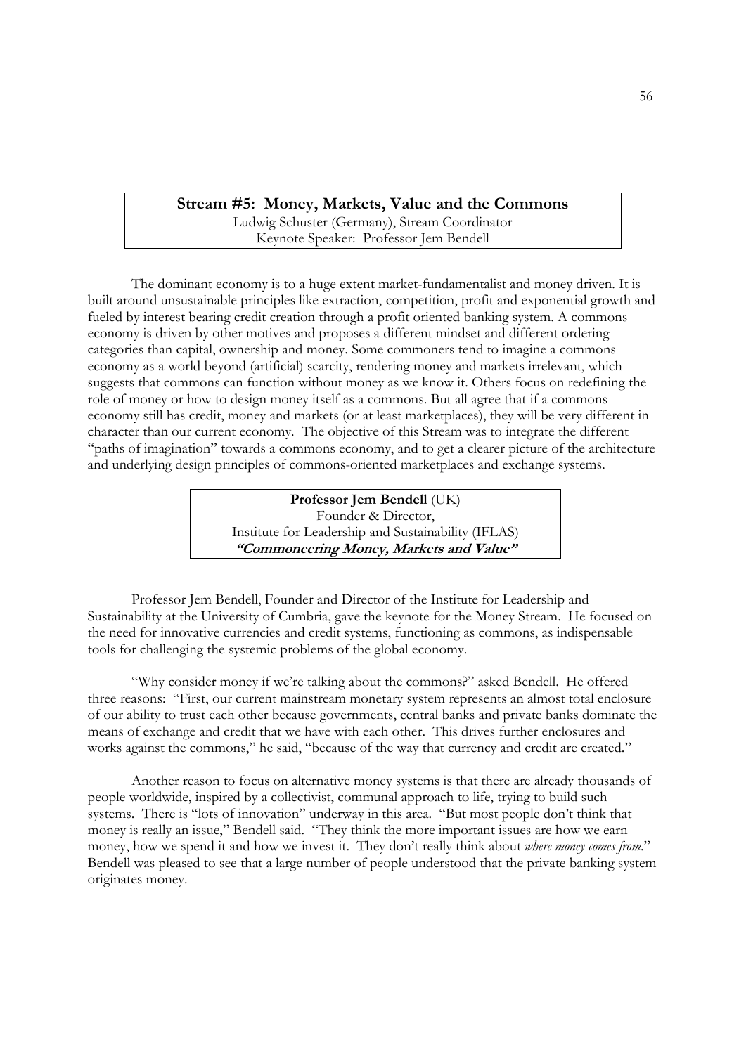## Stream #5: Money, Markets, Value and the Commons

Ludwig Schuster (Germany), Stream Coordinator
Keynote Speaker: Professor Jem Bendell

The dominant economy is to a huge extent market-fundamentalist and money driven. It is built around unsustainable principles like extraction, competition, profit and exponential growth and fueled by interest bearing credit creation through a profit oriented banking system. A commons economy is driven by other motives and proposes a different mindset and different ordering categories than capital, ownership and money. Some commoners tend to imagine a commons economy as a world beyond (artificial) scarcity, rendering money and markets irrelevant, which suggests that commons can function without money as we know it. Others focus on redefining the role of money or how to design money itself as a commons. But all agree that if a commons economy still has credit, money and markets (or at least marketplaces), they will be very different in character than our current economy. The objective of this Stream was to integrate the different "paths of imagination" towards a commons economy, and to get a clearer picture of the architecture and underlying design principles of commons-oriented marketplaces and exchange systems.

**Professor Jem Bendell** (UK)
Founder & Director,
Institute for Leadership and Sustainability (IFLAS)
***"Commoneering Money, Markets and Value"***

Professor Jem Bendell, Founder and Director of the Institute for Leadership and Sustainability at the University of Cumbria, gave the keynote for the Money Stream. He focused on the need for innovative currencies and credit systems, functioning as commons, as indispensable tools for challenging the systemic problems of the global economy.

"Why consider money if we're talking about the commons?" asked Bendell. He offered three reasons: "First, our current mainstream monetary system represents an almost total enclosure of our ability to trust each other because governments, central banks and private banks dominate the means of exchange and credit that we have with each other. This drives further enclosures and works against the commons," he said, "because of the way that currency and credit are created."

Another reason to focus on alternative money systems is that there are already thousands of people worldwide, inspired by a collectivist, communal approach to life, trying to build such systems. There is "lots of innovation" underway in this area. "But most people don't think that money is really an issue," Bendell said. "They think the more important issues are how we earn money, how we spend it and how we invest it. They don't really think about *where money comes from*." Bendell was pleased to see that a large number of people understood that the private banking system originates money.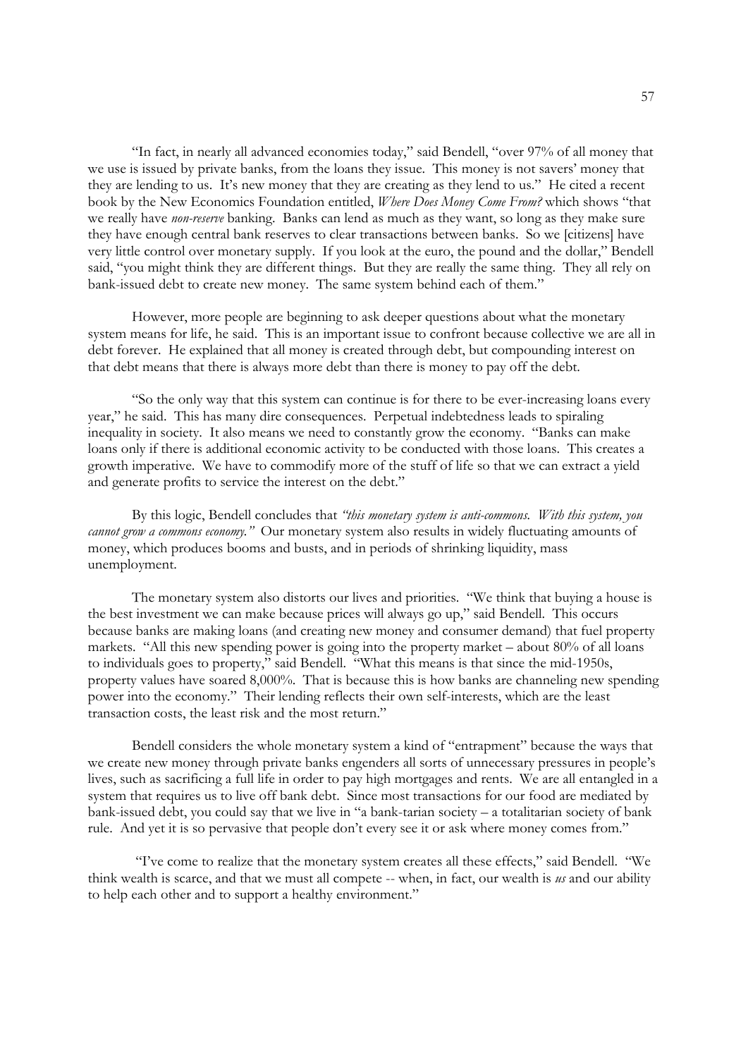"In fact, in nearly all advanced economies today," said Bendell, "over 97% of all money that we use is issued by private banks, from the loans they issue. This money is not savers' money that they are lending to us. It's new money that they are creating as they lend to us." He cited a recent book by the New Economics Foundation entitled, *Where Does Money Come From?* which shows "that we really have *non-reserve* banking. Banks can lend as much as they want, so long as they make sure they have enough central bank reserves to clear transactions between banks. So we [citizens] have very little control over monetary supply. If you look at the euro, the pound and the dollar," Bendell said, "you might think they are different things. But they are really the same thing. They all rely on bank-issued debt to create new money. The same system behind each of them."

However, more people are beginning to ask deeper questions about what the monetary system means for life, he said. This is an important issue to confront because collective we are all in debt forever. He explained that all money is created through debt, but compounding interest on that debt means that there is always more debt than there is money to pay off the debt.

"So the only way that this system can continue is for there to be ever-increasing loans every year," he said. This has many dire consequences. Perpetual indebtedness leads to spiraling inequality in society. It also means we need to constantly grow the economy. "Banks can make loans only if there is additional economic activity to be conducted with those loans. This creates a growth imperative. We have to commodify more of the stuff of life so that we can extract a yield and generate profits to service the interest on the debt."

By this logic, Bendell concludes that *"this monetary system is anti-commons. With this system, you cannot grow a commons economy."* Our monetary system also results in widely fluctuating amounts of money, which produces booms and busts, and in periods of shrinking liquidity, mass unemployment.

The monetary system also distorts our lives and priorities. "We think that buying a house is the best investment we can make because prices will always go up," said Bendell. This occurs because banks are making loans (and creating new money and consumer demand) that fuel property markets. "All this new spending power is going into the property market – about 80% of all loans to individuals goes to property," said Bendell. "What this means is that since the mid-1950s, property values have soared 8,000%. That is because this is how banks are channeling new spending power into the economy." Their lending reflects their own self-interests, which are the least transaction costs, the least risk and the most return."

Bendell considers the whole monetary system a kind of "entrapment" because the ways that we create new money through private banks engenders all sorts of unnecessary pressures in people's lives, such as sacrificing a full life in order to pay high mortgages and rents. We are all entangled in a system that requires us to live off bank debt. Since most transactions for our food are mediated by bank-issued debt, you could say that we live in "a bank-tarian society – a totalitarian society of bank rule. And yet it is so pervasive that people don't every see it or ask where money comes from."

"I've come to realize that the monetary system creates all these effects," said Bendell. "We think wealth is scarce, and that we must all compete -- when, in fact, our wealth is *us* and our ability to help each other and to support a healthy environment."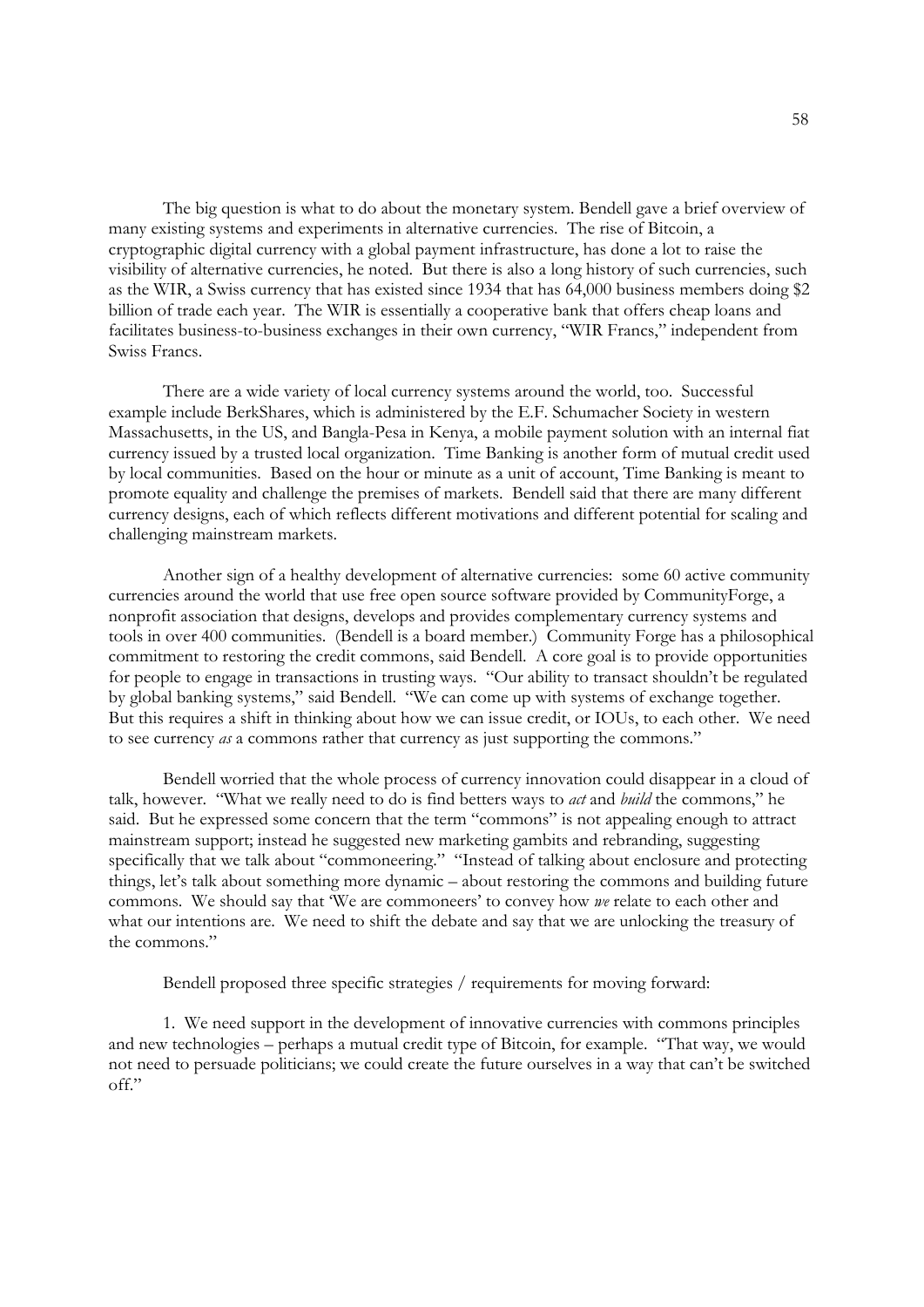The big question is what to do about the monetary system. Bendell gave a brief overview of many existing systems and experiments in alternative currencies. The rise of Bitcoin, a cryptographic digital currency with a global payment infrastructure, has done a lot to raise the visibility of alternative currencies, he noted. But there is also a long history of such currencies, such as the WIR, a Swiss currency that has existed since 1934 that has 64,000 business members doing $2 billion of trade each year. The WIR is essentially a cooperative bank that offers cheap loans and facilitates business-to-business exchanges in their own currency, "WIR Francs," independent from Swiss Francs.

There are a wide variety of local currency systems around the world, too. Successful example include BerkShares, which is administered by the E.F. Schumacher Society in western Massachusetts, in the US, and Bangla-Pesa in Kenya, a mobile payment solution with an internal fiat currency issued by a trusted local organization. Time Banking is another form of mutual credit used by local communities. Based on the hour or minute as a unit of account, Time Banking is meant to promote equality and challenge the premises of markets. Bendell said that there are many different currency designs, each of which reflects different motivations and different potential for scaling and challenging mainstream markets.

Another sign of a healthy development of alternative currencies: some 60 active community currencies around the world that use free open source software provided by CommunityForge, a nonprofit association that designs, develops and provides complementary currency systems and tools in over 400 communities. (Bendell is a board member.) Community Forge has a philosophical commitment to restoring the credit commons, said Bendell. A core goal is to provide opportunities for people to engage in transactions in trusting ways. "Our ability to transact shouldn't be regulated by global banking systems," said Bendell. "We can come up with systems of exchange together. But this requires a shift in thinking about how we can issue credit, or IOUs, to each other. We need to see currency *as* a commons rather that currency as just supporting the commons."

Bendell worried that the whole process of currency innovation could disappear in a cloud of talk, however. "What we really need to do is find betters ways to *act* and *build* the commons," he said. But he expressed some concern that the term "commons" is not appealing enough to attract mainstream support; instead he suggested new marketing gambits and rebranding, suggesting specifically that we talk about "commoneering." "Instead of talking about enclosure and protecting things, let's talk about something more dynamic – about restoring the commons and building future commons. We should say that 'We are commoneers' to convey how *we* relate to each other and what our intentions are. We need to shift the debate and say that we are unlocking the treasury of the commons."

Bendell proposed three specific strategies / requirements for moving forward:

1. We need support in the development of innovative currencies with commons principles and new technologies – perhaps a mutual credit type of Bitcoin, for example. "That way, we would not need to persuade politicians; we could create the future ourselves in a way that can't be switched off."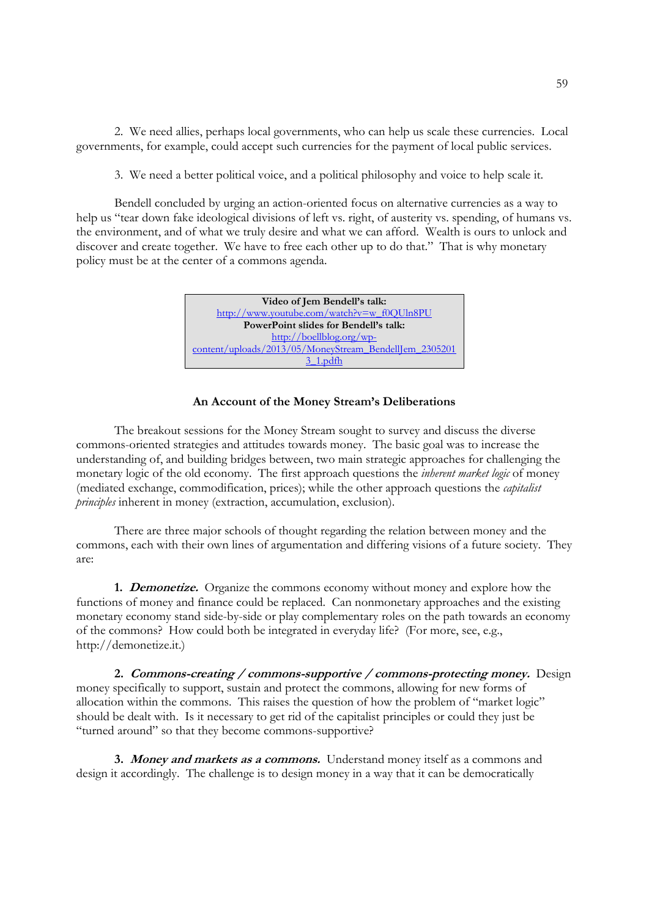2. We need allies, perhaps local governments, who can help us scale these currencies. Local governments, for example, could accept such currencies for the payment of local public services.

3. We need a better political voice, and a political philosophy and voice to help scale it.

Bendell concluded by urging an action-oriented focus on alternative currencies as a way to help us "tear down fake ideological divisions of left vs. right, of austerity vs. spending, of humans vs. the environment, and of what we truly desire and what we can afford. Wealth is ours to unlock and discover and create together. We have to free each other up to do that." That is why monetary policy must be at the center of a commons agenda.

| **Video of Jem Bendell's talk:** |
| --- |
| http://www.youtube.com/watch?v=w_f0QUln8PU |
| **PowerPoint slides for Bendell's talk:** |
| http://boellblog.org/wp-content/uploads/2013/05/MoneyStream_BendellJem_23052013_1.pdfh |

### An Account of the Money Stream's Deliberations

The breakout sessions for the Money Stream sought to survey and discuss the diverse commons-oriented strategies and attitudes towards money. The basic goal was to increase the understanding of, and building bridges between, two main strategic approaches for challenging the monetary logic of the old economy. The first approach questions the *inherent market logic* of money (mediated exchange, commodification, prices); while the other approach questions the *capitalist principles* inherent in money (extraction, accumulation, exclusion).

There are three major schools of thought regarding the relation between money and the commons, each with their own lines of argumentation and differing visions of a future society. They are:

**1. *Demonetize.*** Organize the commons economy without money and explore how the functions of money and finance could be replaced. Can nonmonetary approaches and the existing monetary economy stand side-by-side or play complementary roles on the path towards an economy of the commons? How could both be integrated in everyday life? (For more, see, e.g., http://demonetize.it.)

**2. *Commons-creating / commons-supportive / commons-protecting money.*** Design money specifically to support, sustain and protect the commons, allowing for new forms of allocation within the commons. This raises the question of how the problem of "market logic" should be dealt with. Is it necessary to get rid of the capitalist principles or could they just be "turned around" so that they become commons-supportive?

**3. *Money and markets as a commons.*** Understand money itself as a commons and design it accordingly. The challenge is to design money in a way that it can be democratically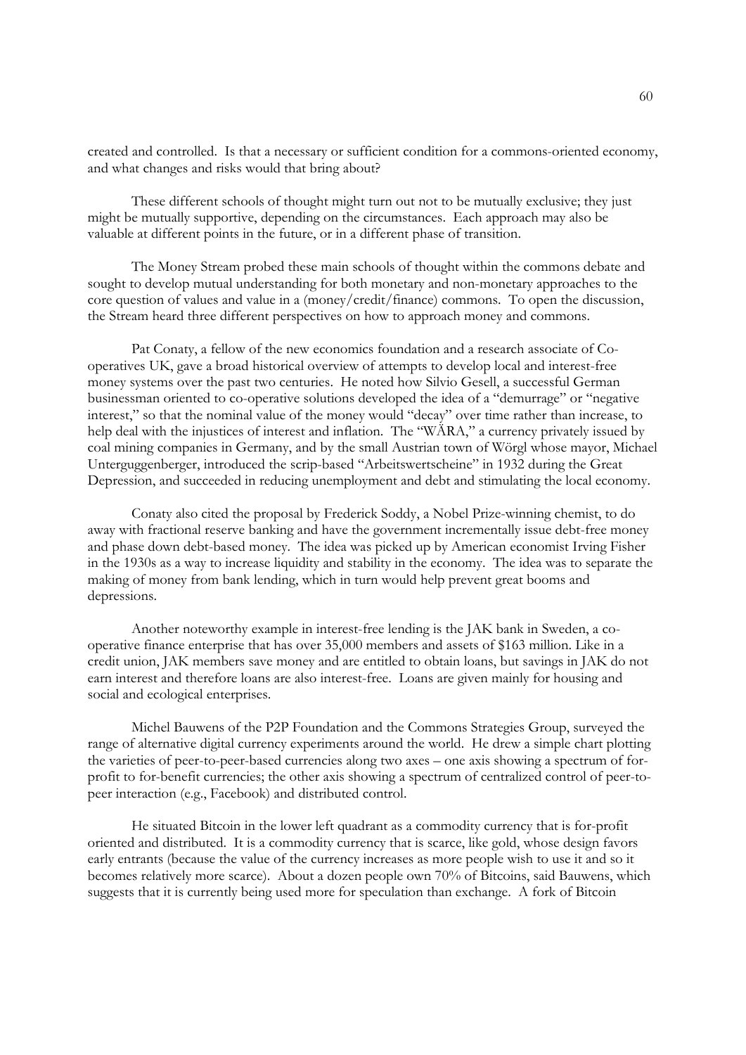created and controlled. Is that a necessary or sufficient condition for a commons-oriented economy, and what changes and risks would that bring about?

These different schools of thought might turn out not to be mutually exclusive; they just might be mutually supportive, depending on the circumstances. Each approach may also be valuable at different points in the future, or in a different phase of transition.

The Money Stream probed these main schools of thought within the commons debate and sought to develop mutual understanding for both monetary and non-monetary approaches to the core question of values and value in a (money/credit/finance) commons. To open the discussion, the Stream heard three different perspectives on how to approach money and commons.

Pat Conaty, a fellow of the new economics foundation and a research associate of Co-operatives UK, gave a broad historical overview of attempts to develop local and interest-free money systems over the past two centuries. He noted how Silvio Gesell, a successful German businessman oriented to co-operative solutions developed the idea of a "demurrage" or "negative interest," so that the nominal value of the money would "decay" over time rather than increase, to help deal with the injustices of interest and inflation. The "WÄRA," a currency privately issued by coal mining companies in Germany, and by the small Austrian town of Wörgl whose mayor, Michael Unterguggenberger, introduced the scrip-based "Arbeitswertscheine" in 1932 during the Great Depression, and succeeded in reducing unemployment and debt and stimulating the local economy.

Conaty also cited the proposal by Frederick Soddy, a Nobel Prize-winning chemist, to do away with fractional reserve banking and have the government incrementally issue debt-free money and phase down debt-based money. The idea was picked up by American economist Irving Fisher in the 1930s as a way to increase liquidity and stability in the economy. The idea was to separate the making of money from bank lending, which in turn would help prevent great booms and depressions.

Another noteworthy example in interest-free lending is the JAK bank in Sweden, a co-operative finance enterprise that has over 35,000 members and assets of $163 million. Like in a credit union, JAK members save money and are entitled to obtain loans, but savings in JAK do not earn interest and therefore loans are also interest-free. Loans are given mainly for housing and social and ecological enterprises.

Michel Bauwens of the P2P Foundation and the Commons Strategies Group, surveyed the range of alternative digital currency experiments around the world. He drew a simple chart plotting the varieties of peer-to-peer-based currencies along two axes – one axis showing a spectrum of for-profit to for-benefit currencies; the other axis showing a spectrum of centralized control of peer-to-peer interaction (e.g., Facebook) and distributed control.

He situated Bitcoin in the lower left quadrant as a commodity currency that is for-profit oriented and distributed. It is a commodity currency that is scarce, like gold, whose design favors early entrants (because the value of the currency increases as more people wish to use it and so it becomes relatively more scarce). About a dozen people own 70% of Bitcoins, said Bauwens, which suggests that it is currently being used more for speculation than exchange. A fork of Bitcoin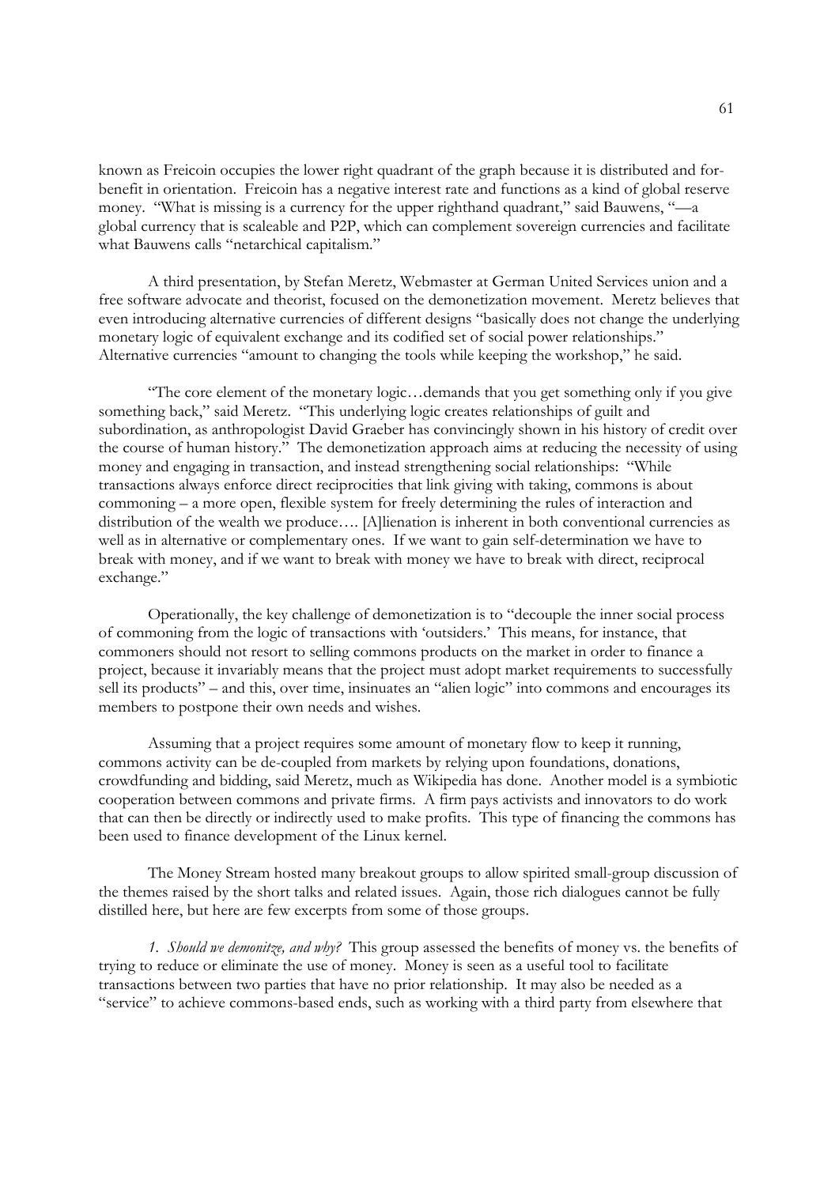known as Freicoin occupies the lower right quadrant of the graph because it is distributed and for-benefit in orientation. Freicoin has a negative interest rate and functions as a kind of global reserve money. "What is missing is a currency for the upper righthand quadrant," said Bauwens, "—a global currency that is scaleable and P2P, which can complement sovereign currencies and facilitate what Bauwens calls "netarchical capitalism."

A third presentation, by Stefan Meretz, Webmaster at German United Services union and a free software advocate and theorist, focused on the demonetization movement. Meretz believes that even introducing alternative currencies of different designs "basically does not change the underlying monetary logic of equivalent exchange and its codified set of social power relationships." Alternative currencies "amount to changing the tools while keeping the workshop," he said.

"The core element of the monetary logic…demands that you get something only if you give something back," said Meretz. "This underlying logic creates relationships of guilt and subordination, as anthropologist David Graeber has convincingly shown in his history of credit over the course of human history." The demonetization approach aims at reducing the necessity of using money and engaging in transaction, and instead strengthening social relationships: "While transactions always enforce direct reciprocities that link giving with taking, commons is about commoning – a more open, flexible system for freely determining the rules of interaction and distribution of the wealth we produce…. [A]lienation is inherent in both conventional currencies as well as in alternative or complementary ones. If we want to gain self-determination we have to break with money, and if we want to break with money we have to break with direct, reciprocal exchange."

Operationally, the key challenge of demonetization is to "decouple the inner social process of commoning from the logic of transactions with 'outsiders.' This means, for instance, that commoners should not resort to selling commons products on the market in order to finance a project, because it invariably means that the project must adopt market requirements to successfully sell its products" – and this, over time, insinuates an "alien logic" into commons and encourages its members to postpone their own needs and wishes.

Assuming that a project requires some amount of monetary flow to keep it running, commons activity can be de-coupled from markets by relying upon foundations, donations, crowdfunding and bidding, said Meretz, much as Wikipedia has done. Another model is a symbiotic cooperation between commons and private firms. A firm pays activists and innovators to do work that can then be directly or indirectly used to make profits. This type of financing the commons has been used to finance development of the Linux kernel.

The Money Stream hosted many breakout groups to allow spirited small-group discussion of the themes raised by the short talks and related issues. Again, those rich dialogues cannot be fully distilled here, but here are few excerpts from some of those groups.

*1. Should we demonitze, and why?* This group assessed the benefits of money vs. the benefits of trying to reduce or eliminate the use of money. Money is seen as a useful tool to facilitate transactions between two parties that have no prior relationship. It may also be needed as a "service" to achieve commons-based ends, such as working with a third party from elsewhere that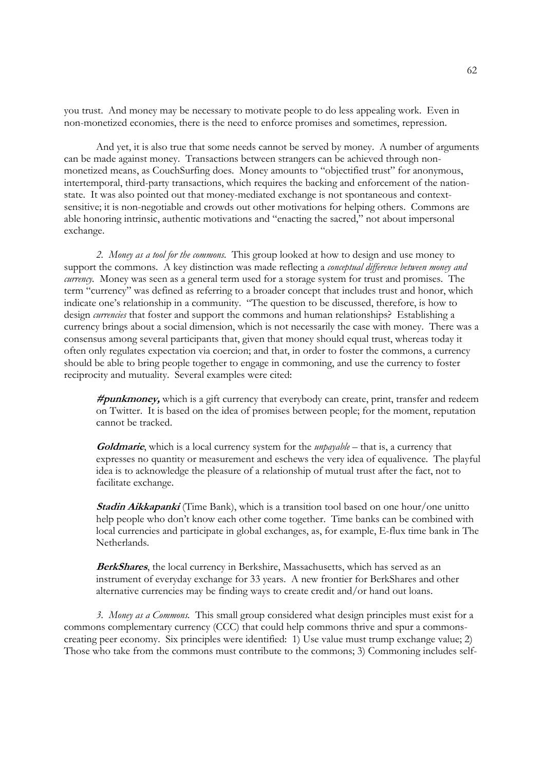you trust. And money may be necessary to motivate people to do less appealing work. Even in non-monetized economies, there is the need to enforce promises and sometimes, repression.

And yet, it is also true that some needs cannot be served by money. A number of arguments can be made against money. Transactions between strangers can be achieved through non-monetized means, as CouchSurfing does. Money amounts to "objectified trust" for anonymous, intertemporal, third-party transactions, which requires the backing and enforcement of the nation-state. It was also pointed out that money-mediated exchange is not spontaneous and context-sensitive; it is non-negotiable and crowds out other motivations for helping others. Commons are able honoring intrinsic, authentic motivations and "enacting the sacred," not about impersonal exchange.

*2. Money as a tool for the commons.* This group looked at how to design and use money to support the commons. A key distinction was made reflecting a *conceptual difference between money and currency.* Money was seen as a general term used for a storage system for trust and promises. The term "currency" was defined as referring to a broader concept that includes trust and honor, which indicate one's relationship in a community. "The question to be discussed, therefore, is how to design *currencies* that foster and support the commons and human relationships? Establishing a currency brings about a social dimension, which is not necessarily the case with money. There was a consensus among several participants that, given that money should equal trust, whereas today it often only regulates expectation via coercion; and that, in order to foster the commons, a currency should be able to bring people together to engage in commoning, and use the currency to foster reciprocity and mutuality. Several examples were cited:

> ***#punkmoney,*** which is a gift currency that everybody can create, print, transfer and redeem on Twitter. It is based on the idea of promises between people; for the moment, reputation cannot be tracked.
>
> ***Goldmarie***, which is a local currency system for the *unpayable* – that is, a currency that expresses no quantity or measurement and eschews the very idea of equalivence. The playful idea is to acknowledge the pleasure of a relationship of mutual trust after the fact, not to facilitate exchange.
>
> ***Stadin Aikkapanki*** (Time Bank), which is a transition tool based on one hour/one unitto help people who don't know each other come together. Time banks can be combined with local currencies and participate in global exchanges, as, for example, E-flux time bank in The Netherlands.
>
> ***BerkShares***, the local currency in Berkshire, Massachusetts, which has served as an instrument of everyday exchange for 33 years. A new frontier for BerkShares and other alternative currencies may be finding ways to create credit and/or hand out loans.

*3. Money as a Commons.* This small group considered what design principles must exist for a commons complementary currency (CCC) that could help commons thrive and spur a commons-creating peer economy. Six principles were identified: 1) Use value must trump exchange value; 2) Those who take from the commons must contribute to the commons; 3) Commoning includes self-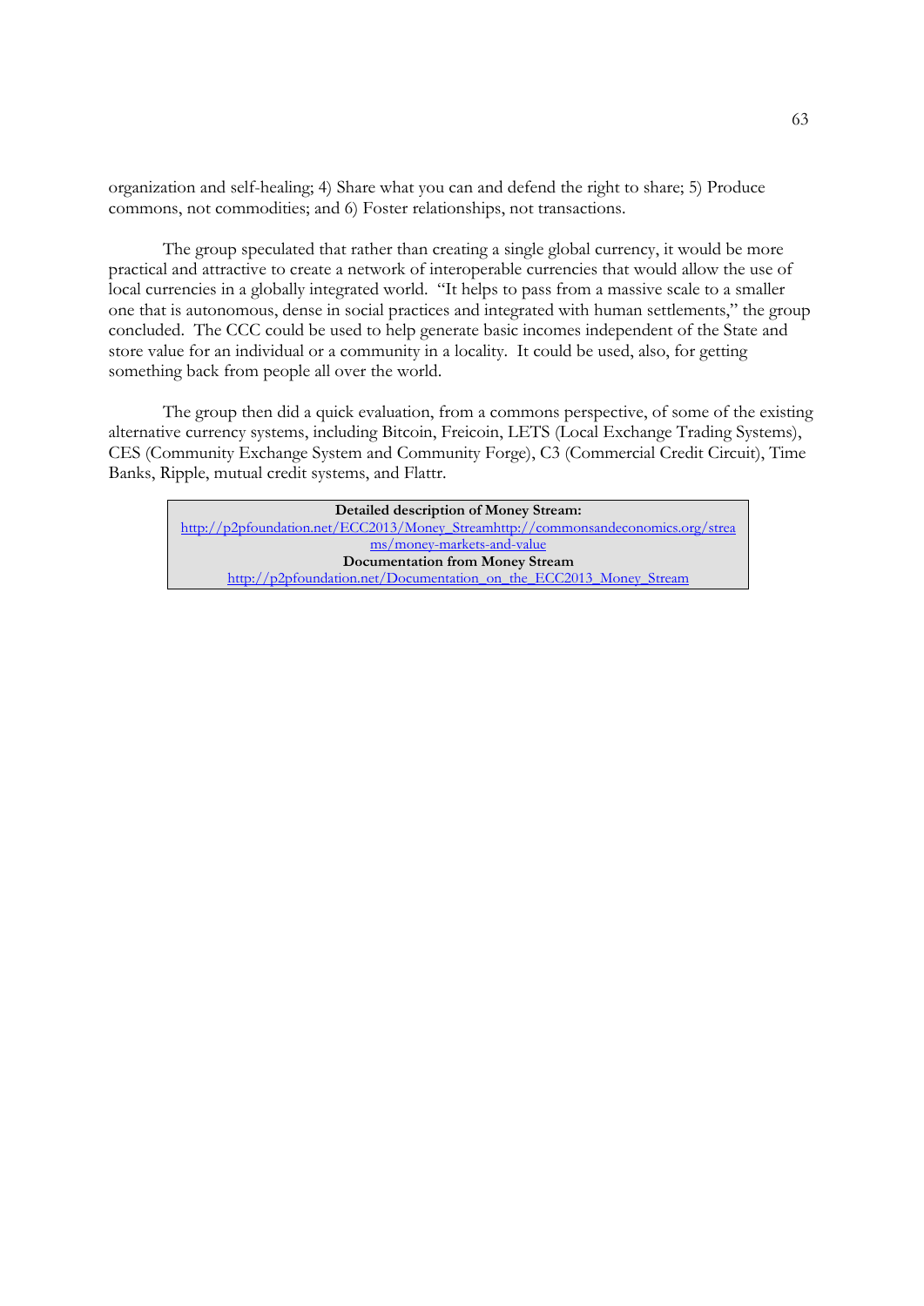organization and self-healing; 4) Share what you can and defend the right to share; 5) Produce commons, not commodities; and 6) Foster relationships, not transactions.

The group speculated that rather than creating a single global currency, it would be more practical and attractive to create a network of interoperable currencies that would allow the use of local currencies in a globally integrated world. "It helps to pass from a massive scale to a smaller one that is autonomous, dense in social practices and integrated with human settlements," the group concluded. The CCC could be used to help generate basic incomes independent of the State and store value for an individual or a community in a locality. It could be used, also, for getting something back from people all over the world.

The group then did a quick evaluation, from a commons perspective, of some of the existing alternative currency systems, including Bitcoin, Freicoin, LETS (Local Exchange Trading Systems), CES (Community Exchange System and Community Forge), C3 (Commercial Credit Circuit), Time Banks, Ripple, mutual credit systems, and Flattr.

**Detailed description of Money Stream:**
http://p2pfoundation.net/ECC2013/Money_Streamhttp://commonsandeconomics.org/streams/money-markets-and-value
**Documentation from Money Stream**
http://p2pfoundation.net/Documentation_on_the_ECC2013_Money_Stream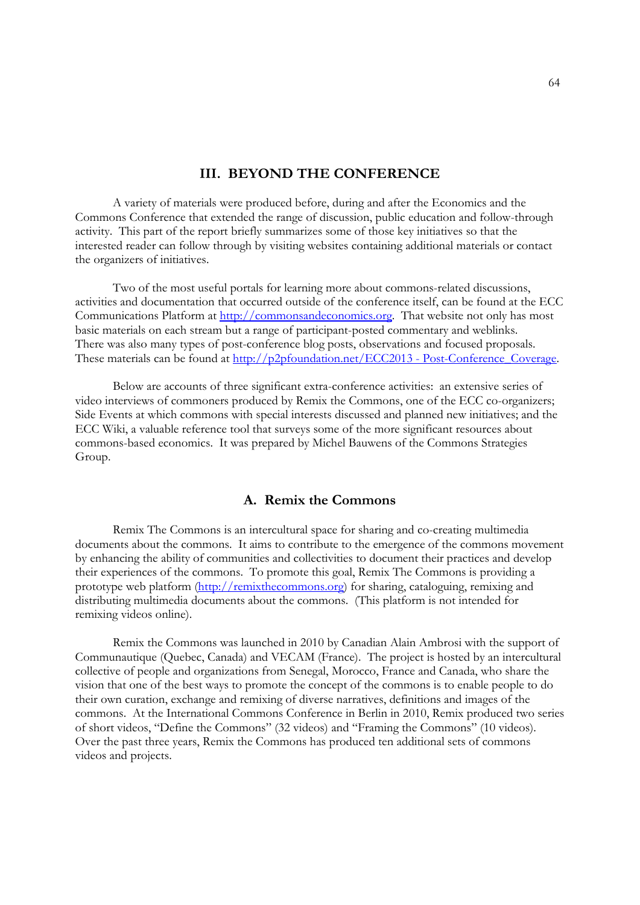## III. BEYOND THE CONFERENCE

A variety of materials were produced before, during and after the Economics and the Commons Conference that extended the range of discussion, public education and follow-through activity. This part of the report briefly summarizes some of those key initiatives so that the interested reader can follow through by visiting websites containing additional materials or contact the organizers of initiatives.

Two of the most useful portals for learning more about commons-related discussions, activities and documentation that occurred outside of the conference itself, can be found at the ECC Communications Platform at http://commonsandeconomics.org. That website not only has most basic materials on each stream but a range of participant-posted commentary and weblinks. There was also many types of post-conference blog posts, observations and focused proposals. These materials can be found at http://p2pfoundation.net/ECC2013 - Post-Conference_Coverage.

Below are accounts of three significant extra-conference activities: an extensive series of video interviews of commoners produced by Remix the Commons, one of the ECC co-organizers; Side Events at which commons with special interests discussed and planned new initiatives; and the ECC Wiki, a valuable reference tool that surveys some of the more significant resources about commons-based economics. It was prepared by Michel Bauwens of the Commons Strategies Group.

### A. Remix the Commons

Remix The Commons is an intercultural space for sharing and co-creating multimedia documents about the commons. It aims to contribute to the emergence of the commons movement by enhancing the ability of communities and collectivities to document their practices and develop their experiences of the commons. To promote this goal, Remix The Commons is providing a prototype web platform (http://remixthecommons.org) for sharing, cataloguing, remixing and distributing multimedia documents about the commons. (This platform is not intended for remixing videos online).

Remix the Commons was launched in 2010 by Canadian Alain Ambrosi with the support of Communautique (Quebec, Canada) and VECAM (France). The project is hosted by an intercultural collective of people and organizations from Senegal, Morocco, France and Canada, who share the vision that one of the best ways to promote the concept of the commons is to enable people to do their own curation, exchange and remixing of diverse narratives, definitions and images of the commons. At the International Commons Conference in Berlin in 2010, Remix produced two series of short videos, "Define the Commons" (32 videos) and "Framing the Commons" (10 videos). Over the past three years, Remix the Commons has produced ten additional sets of commons videos and projects.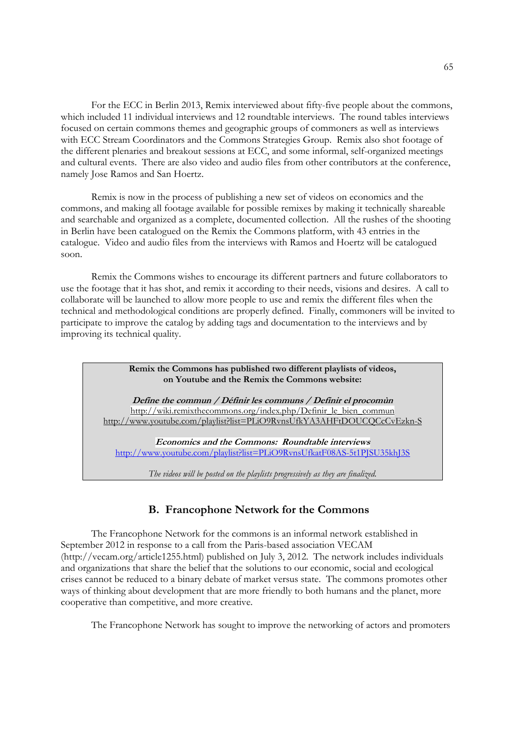For the ECC in Berlin 2013, Remix interviewed about fifty-five people about the commons, which included 11 individual interviews and 12 roundtable interviews. The round tables interviews focused on certain commons themes and geographic groups of commoners as well as interviews with ECC Stream Coordinators and the Commons Strategies Group. Remix also shot footage of the different plenaries and breakout sessions at ECC, and some informal, self-organized meetings and cultural events. There are also video and audio files from other contributors at the conference, namely Jose Ramos and San Hoertz.

Remix is now in the process of publishing a new set of videos on economics and the commons, and making all footage available for possible remixes by making it technically shareable and searchable and organized as a complete, documented collection. All the rushes of the shooting in Berlin have been catalogued on the Remix the Commons platform, with 43 entries in the catalogue. Video and audio files from the interviews with Ramos and Hoertz will be catalogued soon.

Remix the Commons wishes to encourage its different partners and future collaborators to use the footage that it has shot, and remix it according to their needs, visions and desires. A call to collaborate will be launched to allow more people to use and remix the different files when the technical and methodological conditions are properly defined. Finally, commoners will be invited to participate to improve the catalog by adding tags and documentation to the interviews and by improving its technical quality.

**Remix the Commons has published two different playlists of videos, on Youtube and the Remix the Commons website:**

***Define the commun / Définir les communs / Definir el procomùn***
http://wiki.remixthecommons.org/index.php/Definir_le_bien_commun
http://www.youtube.com/playlist?list=PLiO9RvnsUfkYA3AHFtDOUCQCcCvEzkn-S

***Economics and the Commons: Roundtable interviews***
http://www.youtube.com/playlist?list=PLiO9RvnsUfkatF08AS-5t1PJSU35khJ3S

*The videos will be posted on the playlists progressively as they are finalized.*

## B. Francophone Network for the Commons

The Francophone Network for the commons is an informal network established in September 2012 in response to a call from the Paris-based association VECAM (http://vecam.org/article1255.html) published on July 3, 2012. The network includes individuals and organizations that share the belief that the solutions to our economic, social and ecological crises cannot be reduced to a binary debate of market versus state. The commons promotes other ways of thinking about development that are more friendly to both humans and the planet, more cooperative than competitive, and more creative.

The Francophone Network has sought to improve the networking of actors and promoters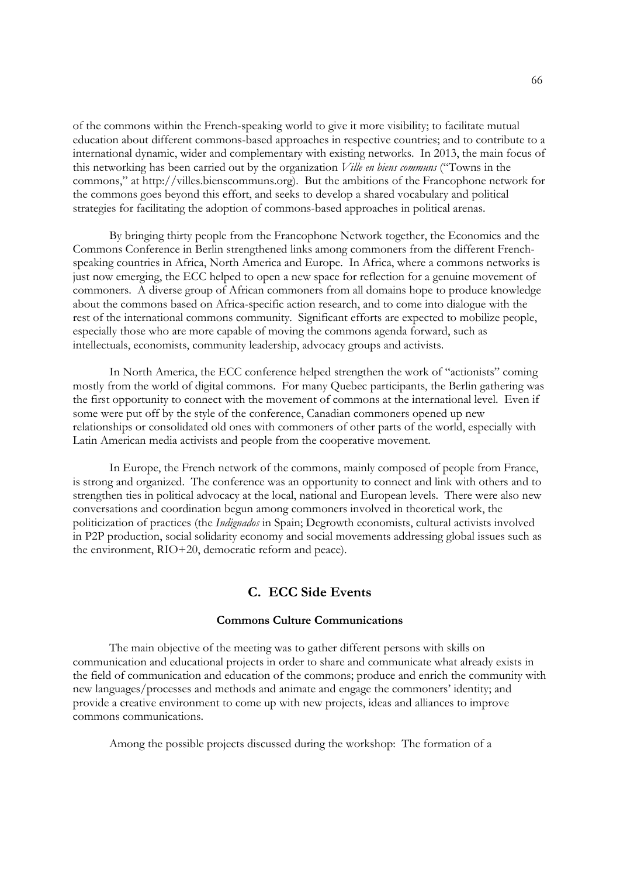of the commons within the French-speaking world to give it more visibility; to facilitate mutual education about different commons-based approaches in respective countries; and to contribute to a international dynamic, wider and complementary with existing networks. In 2013, the main focus of this networking has been carried out by the organization *Ville en biens communs* ("Towns in the commons," at http://villes.bienscommuns.org). But the ambitions of the Francophone network for the commons goes beyond this effort, and seeks to develop a shared vocabulary and political strategies for facilitating the adoption of commons-based approaches in political arenas.

By bringing thirty people from the Francophone Network together, the Economics and the Commons Conference in Berlin strengthened links among commoners from the different French-speaking countries in Africa, North America and Europe. In Africa, where a commons networks is just now emerging, the ECC helped to open a new space for reflection for a genuine movement of commoners. A diverse group of African commoners from all domains hope to produce knowledge about the commons based on Africa-specific action research, and to come into dialogue with the rest of the international commons community. Significant efforts are expected to mobilize people, especially those who are more capable of moving the commons agenda forward, such as intellectuals, economists, community leadership, advocacy groups and activists.

In North America, the ECC conference helped strengthen the work of "actionists" coming mostly from the world of digital commons. For many Quebec participants, the Berlin gathering was the first opportunity to connect with the movement of commons at the international level. Even if some were put off by the style of the conference, Canadian commoners opened up new relationships or consolidated old ones with commoners of other parts of the world, especially with Latin American media activists and people from the cooperative movement.

In Europe, the French network of the commons, mainly composed of people from France, is strong and organized. The conference was an opportunity to connect and link with others and to strengthen ties in political advocacy at the local, national and European levels. There were also new conversations and coordination begun among commoners involved in theoretical work, the politicization of practices (the *Indignados* in Spain; Degrowth economists, cultural activists involved in P2P production, social solidarity economy and social movements addressing global issues such as the environment, RIO+20, democratic reform and peace).

## C. ECC Side Events

#### Commons Culture Communications

The main objective of the meeting was to gather different persons with skills on communication and educational projects in order to share and communicate what already exists in the field of communication and education of the commons; produce and enrich the community with new languages/processes and methods and animate and engage the commoners' identity; and provide a creative environment to come up with new projects, ideas and alliances to improve commons communications.

Among the possible projects discussed during the workshop: The formation of a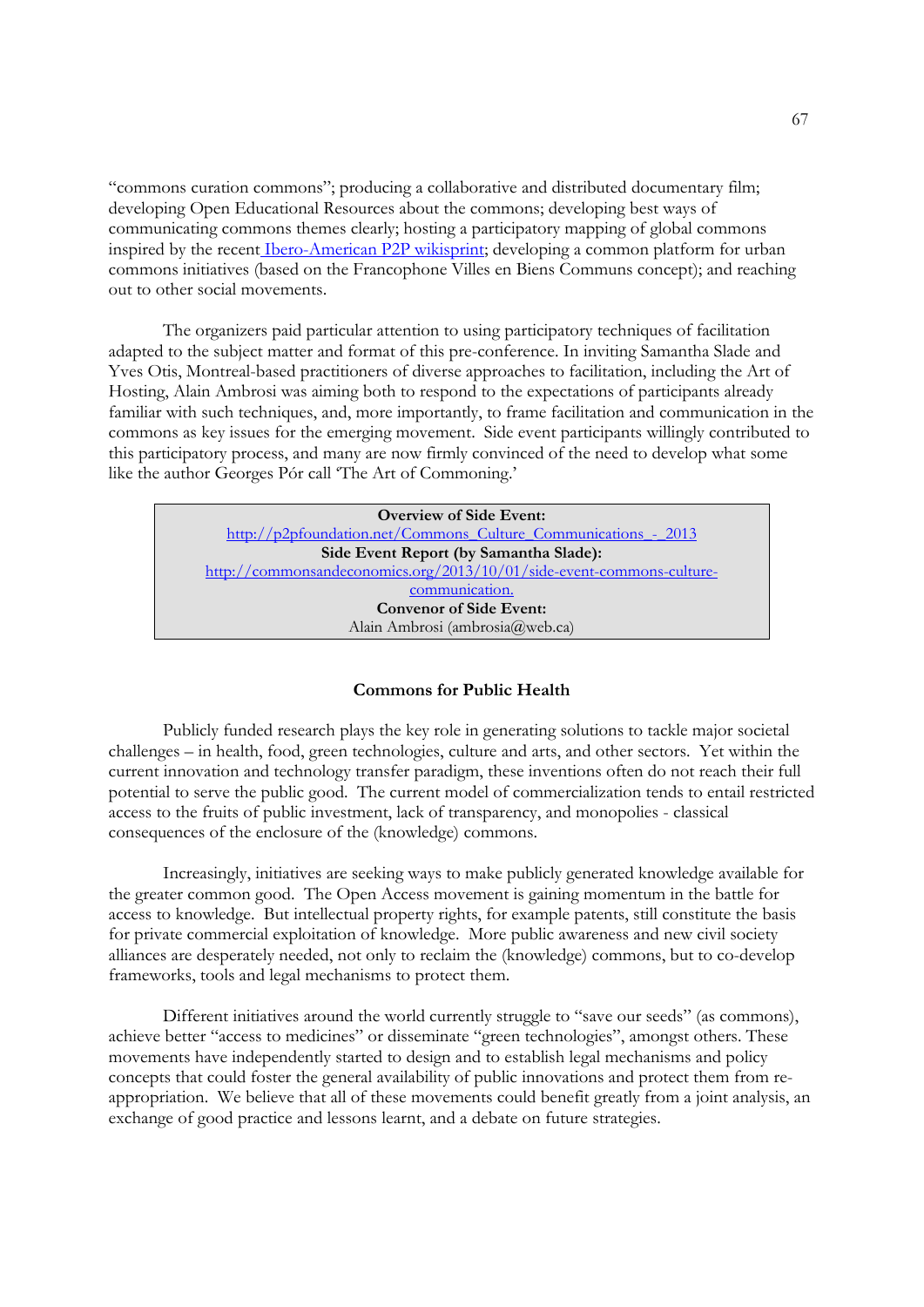"commons curation commons"; producing a collaborative and distributed documentary film; developing Open Educational Resources about the commons; developing best ways of communicating commons themes clearly; hosting a participatory mapping of global commons inspired by the recent [Ibero-American P2P wikisprint](); developing a common platform for urban commons initiatives (based on the Francophone Villes en Biens Communs concept); and reaching out to other social movements.

The organizers paid particular attention to using participatory techniques of facilitation adapted to the subject matter and format of this pre-conference. In inviting Samantha Slade and Yves Otis, Montreal-based practitioners of diverse approaches to facilitation, including the Art of Hosting, Alain Ambrosi was aiming both to respond to the expectations of participants already familiar with such techniques, and, more importantly, to frame facilitation and communication in the commons as key issues for the emerging movement. Side event participants willingly contributed to this participatory process, and many are now firmly convinced of the need to develop what some like the author Georges Pór call 'The Art of Commoning.'

| **Overview of Side Event:** |
|---|
| http://p2pfoundation.net/Commons_Culture_Communications_-_2013 |
| **Side Event Report (by Samantha Slade):** |
| http://commonsandeconomics.org/2013/10/01/side-event-commons-culture-communication. |
| **Convenor of Side Event:** |
| Alain Ambrosi (ambrosia@web.ca) |

### Commons for Public Health

Publicly funded research plays the key role in generating solutions to tackle major societal challenges – in health, food, green technologies, culture and arts, and other sectors. Yet within the current innovation and technology transfer paradigm, these inventions often do not reach their full potential to serve the public good. The current model of commercialization tends to entail restricted access to the fruits of public investment, lack of transparency, and monopolies - classical consequences of the enclosure of the (knowledge) commons.

Increasingly, initiatives are seeking ways to make publicly generated knowledge available for the greater common good. The Open Access movement is gaining momentum in the battle for access to knowledge. But intellectual property rights, for example patents, still constitute the basis for private commercial exploitation of knowledge. More public awareness and new civil society alliances are desperately needed, not only to reclaim the (knowledge) commons, but to co-develop frameworks, tools and legal mechanisms to protect them.

Different initiatives around the world currently struggle to "save our seeds" (as commons), achieve better "access to medicines" or disseminate "green technologies", amongst others. These movements have independently started to design and to establish legal mechanisms and policy concepts that could foster the general availability of public innovations and protect them from re-appropriation. We believe that all of these movements could benefit greatly from a joint analysis, an exchange of good practice and lessons learnt, and a debate on future strategies.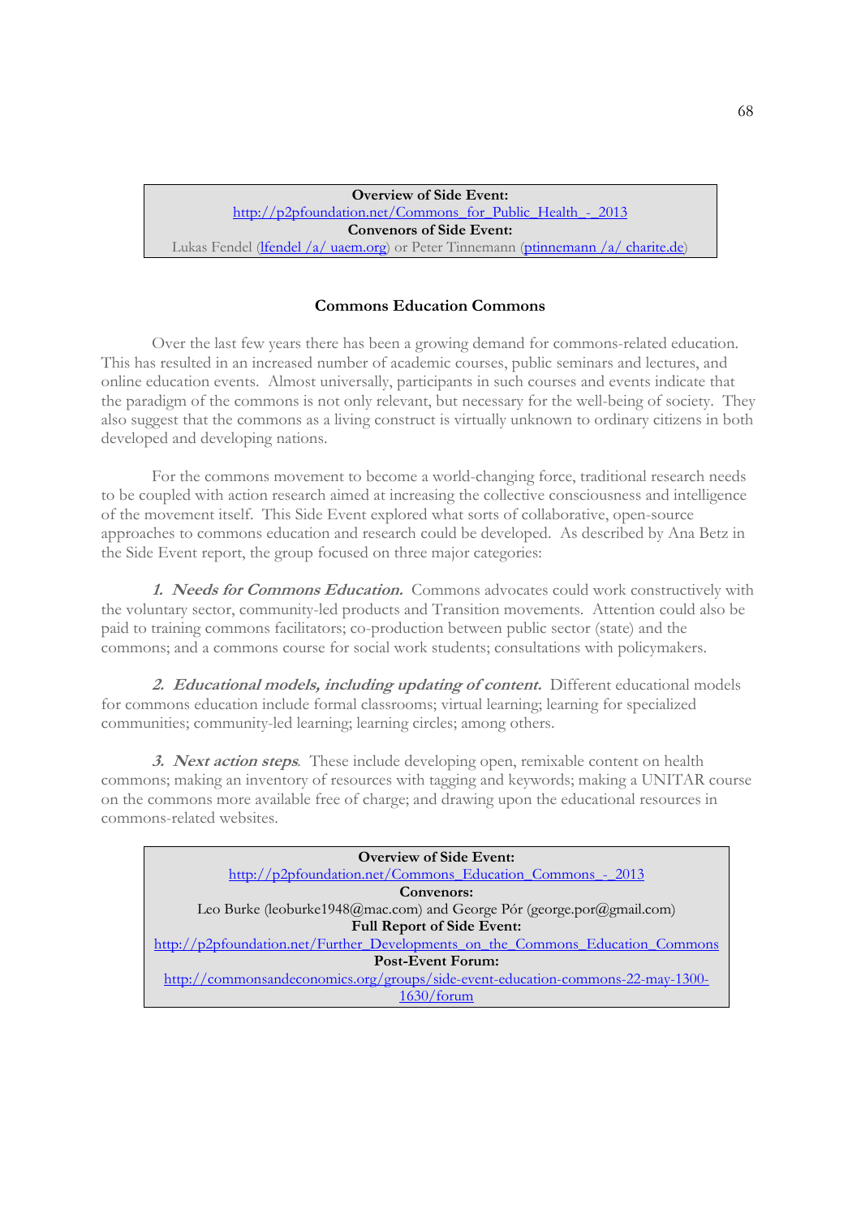**Overview of Side Event:**
[http://p2pfoundation.net/Commons_for_Public_Health_-_2013](http://p2pfoundation.net/Commons_for_Public_Health_-_2013)
**Convenors of Side Event:**
Lukas Fendel (lfendel /a/ uaem.org) or Peter Tinnemann (ptinnemann /a/ charite.de)

### Commons Education Commons

Over the last few years there has been a growing demand for commons-related education. This has resulted in an increased number of academic courses, public seminars and lectures, and online education events. Almost universally, participants in such courses and events indicate that the paradigm of the commons is not only relevant, but necessary for the well-being of society. They also suggest that the commons as a living construct is virtually unknown to ordinary citizens in both developed and developing nations.

For the commons movement to become a world-changing force, traditional research needs to be coupled with action research aimed at increasing the collective consciousness and intelligence of the movement itself. This Side Event explored what sorts of collaborative, open-source approaches to commons education and research could be developed. As described by Ana Betz in the Side Event report, the group focused on three major categories:

***1. Needs for Commons Education.*** Commons advocates could work constructively with the voluntary sector, community-led products and Transition movements. Attention could also be paid to training commons facilitators; co-production between public sector (state) and the commons; and a commons course for social work students; consultations with policymakers.

***2. Educational models, including updating of content.*** Different educational models for commons education include formal classrooms; virtual learning; learning for specialized communities; community-led learning; learning circles; among others.

***3. Next action steps*.** These include developing open, remixable content on health commons; making an inventory of resources with tagging and keywords; making a UNITAR course on the commons more available free of charge; and drawing upon the educational resources in commons-related websites.

**Overview of Side Event:**
[http://p2pfoundation.net/Commons_Education_Commons_-_2013](http://p2pfoundation.net/Commons_Education_Commons_-_2013)
**Convenors:**
Leo Burke (leoburke1948@mac.com) and George Pór (george.por@gmail.com)
**Full Report of Side Event:**
[http://p2pfoundation.net/Further_Developments_on_the_Commons_Education_Commons](http://p2pfoundation.net/Further_Developments_on_the_Commons_Education_Commons)
**Post-Event Forum:**
[http://commonsandeconomics.org/groups/side-event-education-commons-22-may-1300-1630/forum](http://commonsandeconomics.org/groups/side-event-education-commons-22-may-1300-1630/forum)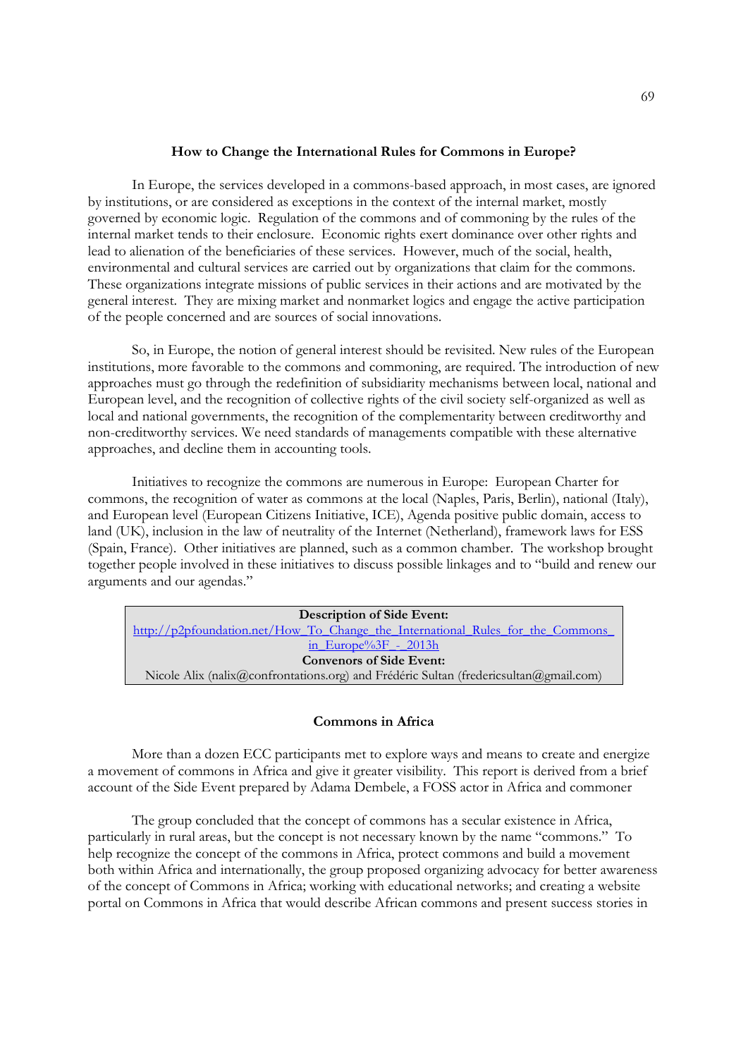### How to Change the International Rules for Commons in Europe?

In Europe, the services developed in a commons-based approach, in most cases, are ignored by institutions, or are considered as exceptions in the context of the internal market, mostly governed by economic logic. Regulation of the commons and of commoning by the rules of the internal market tends to their enclosure. Economic rights exert dominance over other rights and lead to alienation of the beneficiaries of these services. However, much of the social, health, environmental and cultural services are carried out by organizations that claim for the commons. These organizations integrate missions of public services in their actions and are motivated by the general interest. They are mixing market and nonmarket logics and engage the active participation of the people concerned and are sources of social innovations.

So, in Europe, the notion of general interest should be revisited. New rules of the European institutions, more favorable to the commons and commoning, are required. The introduction of new approaches must go through the redefinition of subsidiarity mechanisms between local, national and European level, and the recognition of collective rights of the civil society self-organized as well as local and national governments, the recognition of the complementarity between creditworthy and non-creditworthy services. We need standards of managements compatible with these alternative approaches, and decline them in accounting tools.

Initiatives to recognize the commons are numerous in Europe: European Charter for commons, the recognition of water as commons at the local (Naples, Paris, Berlin), national (Italy), and European level (European Citizens Initiative, ICE), Agenda positive public domain, access to land (UK), inclusion in the law of neutrality of the Internet (Netherland), framework laws for ESS (Spain, France). Other initiatives are planned, such as a common chamber. The workshop brought together people involved in these initiatives to discuss possible linkages and to "build and renew our arguments and our agendas."

| **Description of Side Event:** |
|---|
| http://p2pfoundation.net/How_To_Change_the_International_Rules_for_the_Commons_in_Europe%3F_-_2013h |
| **Convenors of Side Event:** |
| Nicole Alix (nalix@confrontations.org) and Frédéric Sultan (fredericsultan@gmail.com) |

### Commons in Africa

More than a dozen ECC participants met to explore ways and means to create and energize a movement of commons in Africa and give it greater visibility. This report is derived from a brief account of the Side Event prepared by Adama Dembele, a FOSS actor in Africa and commoner

The group concluded that the concept of commons has a secular existence in Africa, particularly in rural areas, but the concept is not necessary known by the name "commons." To help recognize the concept of the commons in Africa, protect commons and build a movement both within Africa and internationally, the group proposed organizing advocacy for better awareness of the concept of Commons in Africa; working with educational networks; and creating a website portal on Commons in Africa that would describe African commons and present success stories in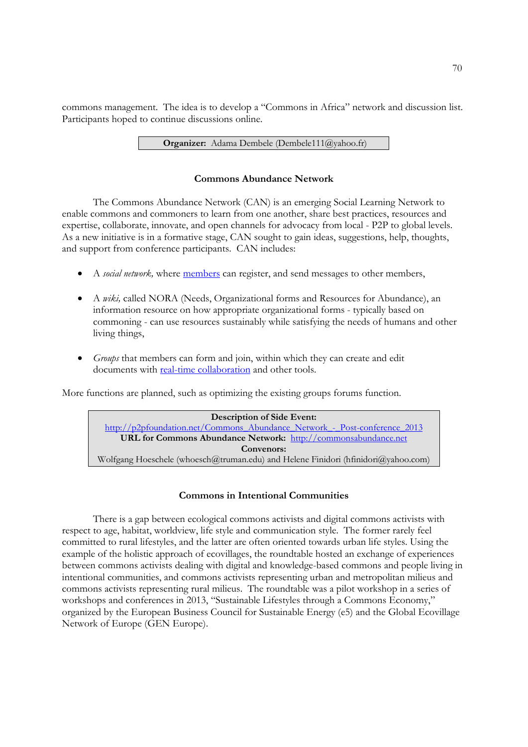commons management. The idea is to develop a "Commons in Africa" network and discussion list. Participants hoped to continue discussions online.

**Organizer:** Adama Dembele (Dembele111@yahoo.fr)

### Commons Abundance Network

The Commons Abundance Network (CAN) is an emerging Social Learning Network to enable commons and commoners to learn from one another, share best practices, resources and expertise, collaborate, innovate, and open channels for advocacy from local - P2P to global levels. As a new initiative is in a formative stage, CAN sought to gain ideas, suggestions, help, thoughts, and support from conference participants. CAN includes:

- A *social network,* where members can register, and send messages to other members,
- A *wiki,* called NORA (Needs, Organizational forms and Resources for Abundance), an information resource on how appropriate organizational forms - typically based on commoning - can use resources sustainably while satisfying the needs of humans and other living things,
- *Groups* that members can form and join, within which they can create and edit documents with real-time collaboration and other tools.

More functions are planned, such as optimizing the existing groups forums function.

**Description of Side Event:**
http://p2pfoundation.net/Commons_Abundance_Network_-_Post-conference_2013
**URL for Commons Abundance Network:** http://commonsabundance.net
**Convenors:**
Wolfgang Hoeschele (whoesch@truman.edu) and Helene Finidori (hfinidori@yahoo.com)

### Commons in Intentional Communities

There is a gap between ecological commons activists and digital commons activists with respect to age, habitat, worldview, life style and communication style. The former rarely feel committed to rural lifestyles, and the latter are often oriented towards urban life styles. Using the example of the holistic approach of ecovillages, the roundtable hosted an exchange of experiences between commons activists dealing with digital and knowledge-based commons and people living in intentional communities, and commons activists representing urban and metropolitan milieus and commons activists representing rural milieus. The roundtable was a pilot workshop in a series of workshops and conferences in 2013, "Sustainable Lifestyles through a Commons Economy," organized by the European Business Council for Sustainable Energy (e5) and the Global Ecovillage Network of Europe (GEN Europe).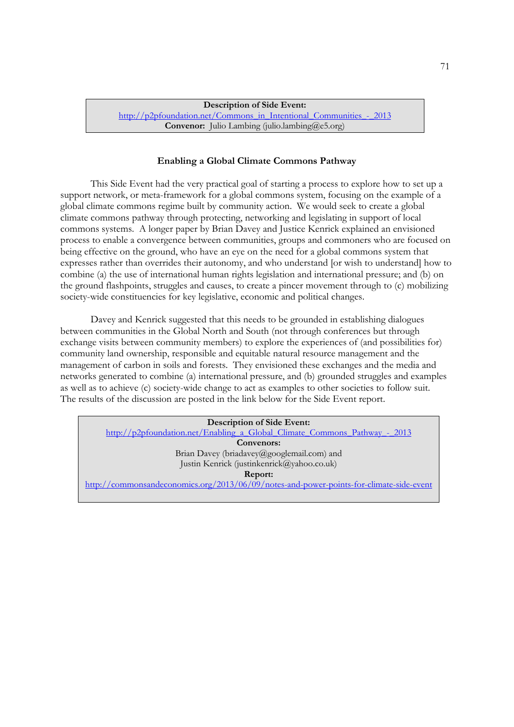**Description of Side Event:**
http://p2pfoundation.net/Commons_in_Intentional_Communities_-_2013
**Convenor:** Julio Lambing (julio.lambing@e5.org)

**Enabling a Global Climate Commons Pathway**

This Side Event had the very practical goal of starting a process to explore how to set up a support network, or meta-framework for a global commons system, focusing on the example of a global climate commons regime built by community action. We would seek to create a global climate commons pathway through protecting, networking and legislating in support of local commons systems. A longer paper by Brian Davey and Justice Kenrick explained an envisioned process to enable a convergence between communities, groups and commoners who are focused on being effective on the ground, who have an eye on the need for a global commons system that expresses rather than overrides their autonomy, and who understand [or wish to understand] how to combine (a) the use of international human rights legislation and international pressure; and (b) on the ground flashpoints, struggles and causes, to create a pincer movement through to (c) mobilizing society-wide constituencies for key legislative, economic and political changes.

Davey and Kenrick suggested that this needs to be grounded in establishing dialogues between communities in the Global North and South (not through conferences but through exchange visits between community members) to explore the experiences of (and possibilities for) community land ownership, responsible and equitable natural resource management and the management of carbon in soils and forests. They envisioned these exchanges and the media and networks generated to combine (a) international pressure, and (b) grounded struggles and examples as well as to achieve (c) society-wide change to act as examples to other societies to follow suit. The results of the discussion are posted in the link below for the Side Event report.

**Description of Side Event:**
http://p2pfoundation.net/Enabling_a_Global_Climate_Commons_Pathway_-_2013
**Convenors:**
Brian Davey (briadavey@googlemail.com) and
Justin Kenrick (justinkenrick@yahoo.co.uk)
**Report:**
http://commonsandeconomics.org/2013/06/09/notes-and-power-points-for-climate-side-event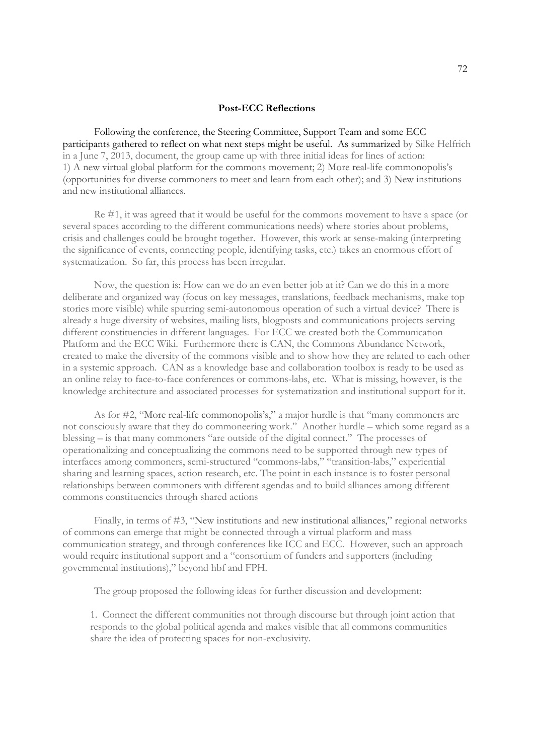## Post-ECC Reflections

Following the conference, the Steering Committee, Support Team and some ECC participants gathered to reflect on what next steps might be useful. As summarized by Silke Helfrich in a June 7, 2013, document, the group came up with three initial ideas for lines of action: 1) A new virtual global platform for the commons movement; 2) More real-life commonopolis's (opportunities for diverse commoners to meet and learn from each other); and 3) New institutions and new institutional alliances.

Re #1, it was agreed that it would be useful for the commons movement to have a space (or several spaces according to the different communications needs) where stories about problems, crisis and challenges could be brought together. However, this work at sense-making (interpreting the significance of events, connecting people, identifying tasks, etc.) takes an enormous effort of systematization. So far, this process has been irregular.

Now, the question is: How can we do an even better job at it? Can we do this in a more deliberate and organized way (focus on key messages, translations, feedback mechanisms, make top stories more visible) while spurring semi-autonomous operation of such a virtual device? There is already a huge diversity of websites, mailing lists, blogposts and communications projects serving different constituencies in different languages. For ECC we created both the Communication Platform and the ECC Wiki. Furthermore there is CAN, the Commons Abundance Network, created to make the diversity of the commons visible and to show how they are related to each other in a systemic approach. CAN as a knowledge base and collaboration toolbox is ready to be used as an online relay to face-to-face conferences or commons-labs, etc. What is missing, however, is the knowledge architecture and associated processes for systematization and institutional support for it.

As for #2, "More real-life commonopolis's," a major hurdle is that "many commoners are not consciously aware that they do commoneering work." Another hurdle – which some regard as a blessing – is that many commoners "are outside of the digital connect." The processes of operationalizing and conceptualizing the commons need to be supported through new types of interfaces among commoners, semi-structured "commons-labs," "transition-labs," experiential sharing and learning spaces, action research, etc. The point in each instance is to foster personal relationships between commoners with different agendas and to build alliances among different commons constituencies through shared actions

Finally, in terms of #3, "New institutions and new institutional alliances," regional networks of commons can emerge that might be connected through a virtual platform and mass communication strategy, and through conferences like ICC and ECC. However, such an approach would require institutional support and a "consortium of funders and supporters (including governmental institutions)," beyond hbf and FPH.

The group proposed the following ideas for further discussion and development:

1. Connect the different communities not through discourse but through joint action that responds to the global political agenda and makes visible that all commons communities share the idea of protecting spaces for non-exclusivity.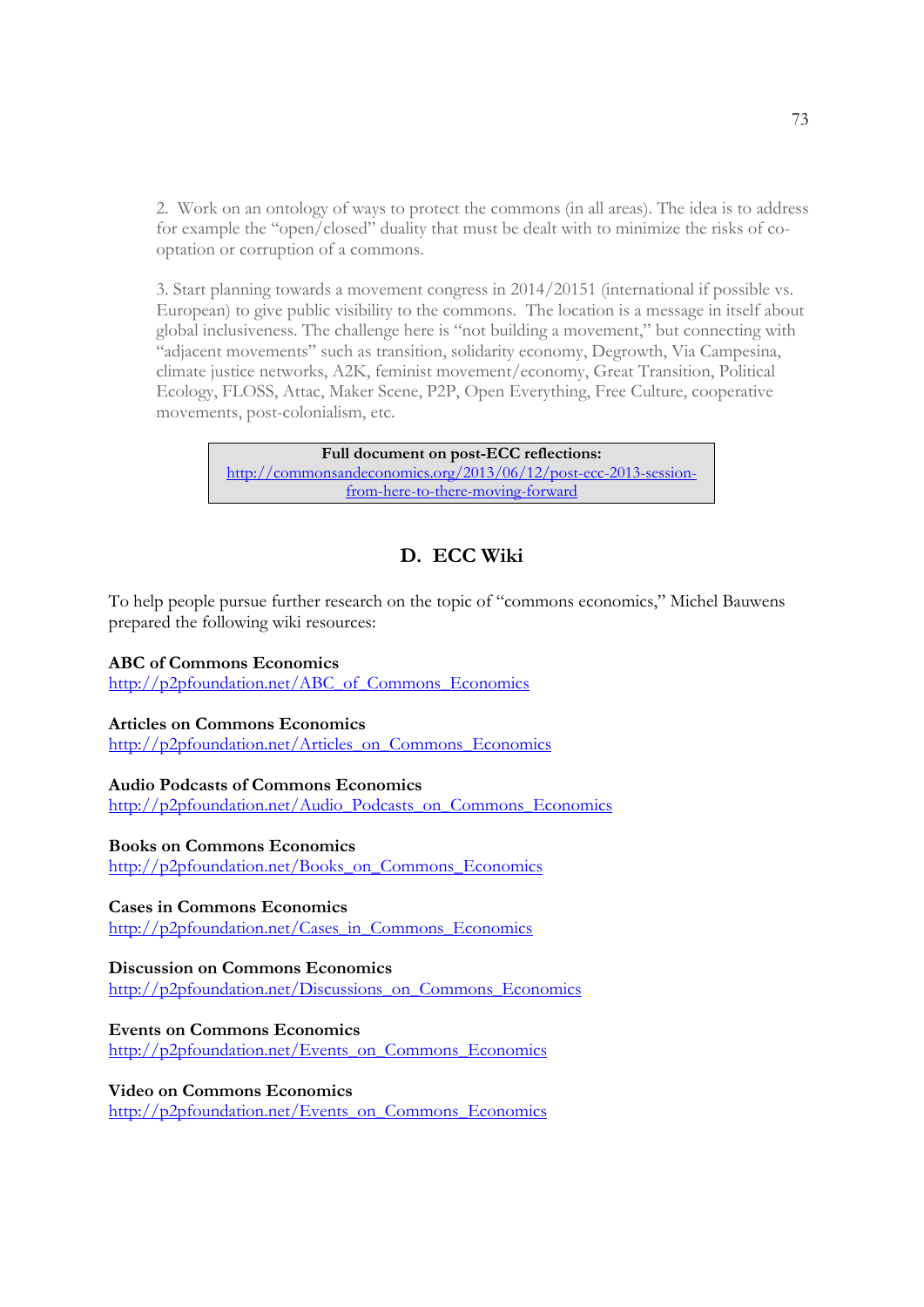2. Work on an ontology of ways to protect the commons (in all areas). The idea is to address for example the "open/closed" duality that must be dealt with to minimize the risks of co-optation or corruption of a commons.

3. Start planning towards a movement congress in 2014/20151 (international if possible vs. European) to give public visibility to the commons. The location is a message in itself about global inclusiveness. The challenge here is "not building a movement," but connecting with "adjacent movements" such as transition, solidarity economy, Degrowth, Via Campesina, climate justice networks, A2K, feminist movement/economy, Great Transition, Political Ecology, FLOSS, Attac, Maker Scene, P2P, Open Everything, Free Culture, cooperative movements, post-colonialism, etc.

| **Full document on post-ECC reflections:** http://commonsandeconomics.org/2013/06/12/post-ecc-2013-session-from-here-to-there-moving-forward |
|---|

## D. ECC Wiki

To help people pursue further research on the topic of "commons economics," Michel Bauwens prepared the following wiki resources:

**ABC of Commons Economics**
http://p2pfoundation.net/ABC_of_Commons_Economics

**Articles on Commons Economics**
http://p2pfoundation.net/Articles_on_Commons_Economics

**Audio Podcasts of Commons Economics**
http://p2pfoundation.net/Audio_Podcasts_on_Commons_Economics

**Books on Commons Economics**
http://p2pfoundation.net/Books_on_Commons_Economics

**Cases in Commons Economics**
http://p2pfoundation.net/Cases_in_Commons_Economics

**Discussion on Commons Economics**
http://p2pfoundation.net/Discussions_on_Commons_Economics

**Events on Commons Economics**
http://p2pfoundation.net/Events_on_Commons_Economics

**Video on Commons Economics**
http://p2pfoundation.net/Events_on_Commons_Economics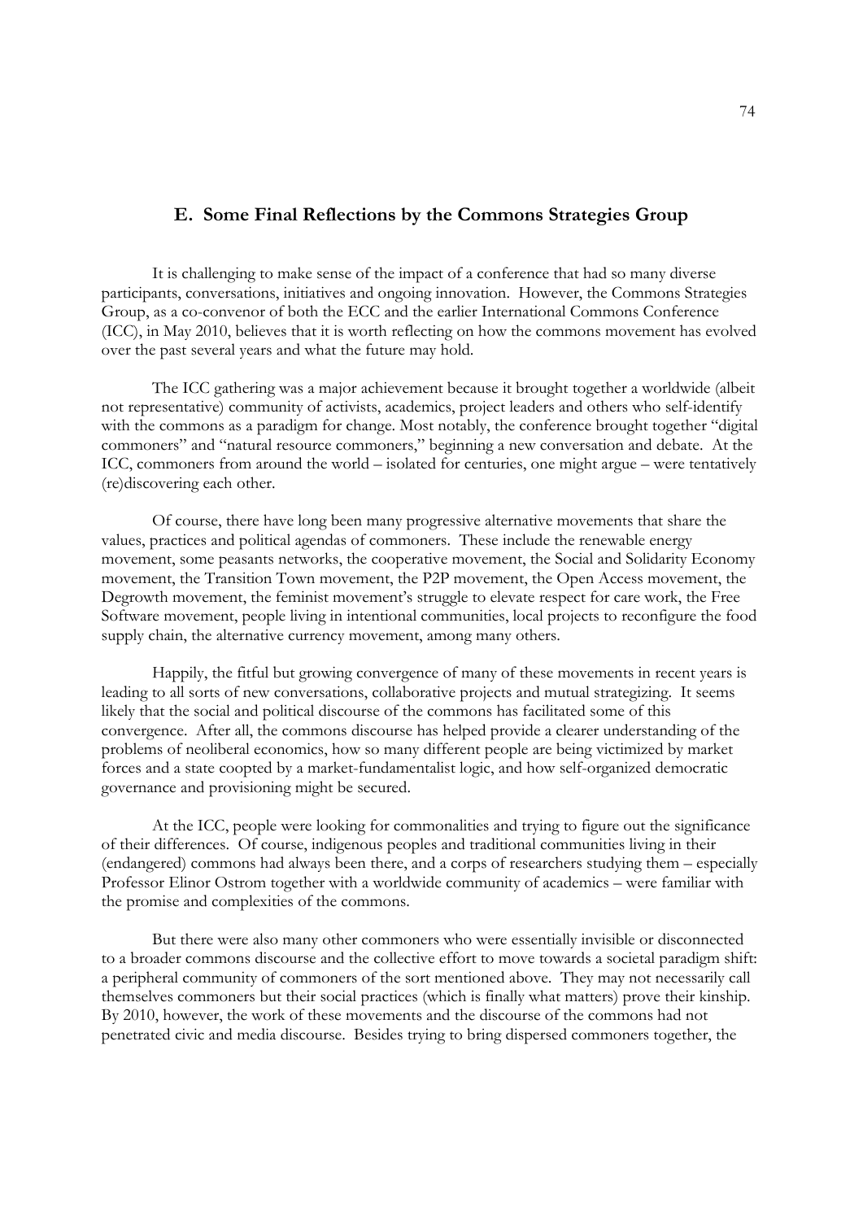## E. Some Final Reflections by the Commons Strategies Group

It is challenging to make sense of the impact of a conference that had so many diverse participants, conversations, initiatives and ongoing innovation. However, the Commons Strategies Group, as a co-convenor of both the ECC and the earlier International Commons Conference (ICC), in May 2010, believes that it is worth reflecting on how the commons movement has evolved over the past several years and what the future may hold.

The ICC gathering was a major achievement because it brought together a worldwide (albeit not representative) community of activists, academics, project leaders and others who self-identify with the commons as a paradigm for change. Most notably, the conference brought together "digital commoners" and "natural resource commoners," beginning a new conversation and debate. At the ICC, commoners from around the world – isolated for centuries, one might argue – were tentatively (re)discovering each other.

Of course, there have long been many progressive alternative movements that share the values, practices and political agendas of commoners. These include the renewable energy movement, some peasants networks, the cooperative movement, the Social and Solidarity Economy movement, the Transition Town movement, the P2P movement, the Open Access movement, the Degrowth movement, the feminist movement's struggle to elevate respect for care work, the Free Software movement, people living in intentional communities, local projects to reconfigure the food supply chain, the alternative currency movement, among many others.

Happily, the fitful but growing convergence of many of these movements in recent years is leading to all sorts of new conversations, collaborative projects and mutual strategizing. It seems likely that the social and political discourse of the commons has facilitated some of this convergence. After all, the commons discourse has helped provide a clearer understanding of the problems of neoliberal economics, how so many different people are being victimized by market forces and a state coopted by a market-fundamentalist logic, and how self-organized democratic governance and provisioning might be secured.

At the ICC, people were looking for commonalities and trying to figure out the significance of their differences. Of course, indigenous peoples and traditional communities living in their (endangered) commons had always been there, and a corps of researchers studying them – especially Professor Elinor Ostrom together with a worldwide community of academics – were familiar with the promise and complexities of the commons.

But there were also many other commoners who were essentially invisible or disconnected to a broader commons discourse and the collective effort to move towards a societal paradigm shift: a peripheral community of commoners of the sort mentioned above. They may not necessarily call themselves commoners but their social practices (which is finally what matters) prove their kinship. By 2010, however, the work of these movements and the discourse of the commons had not penetrated civic and media discourse. Besides trying to bring dispersed commoners together, the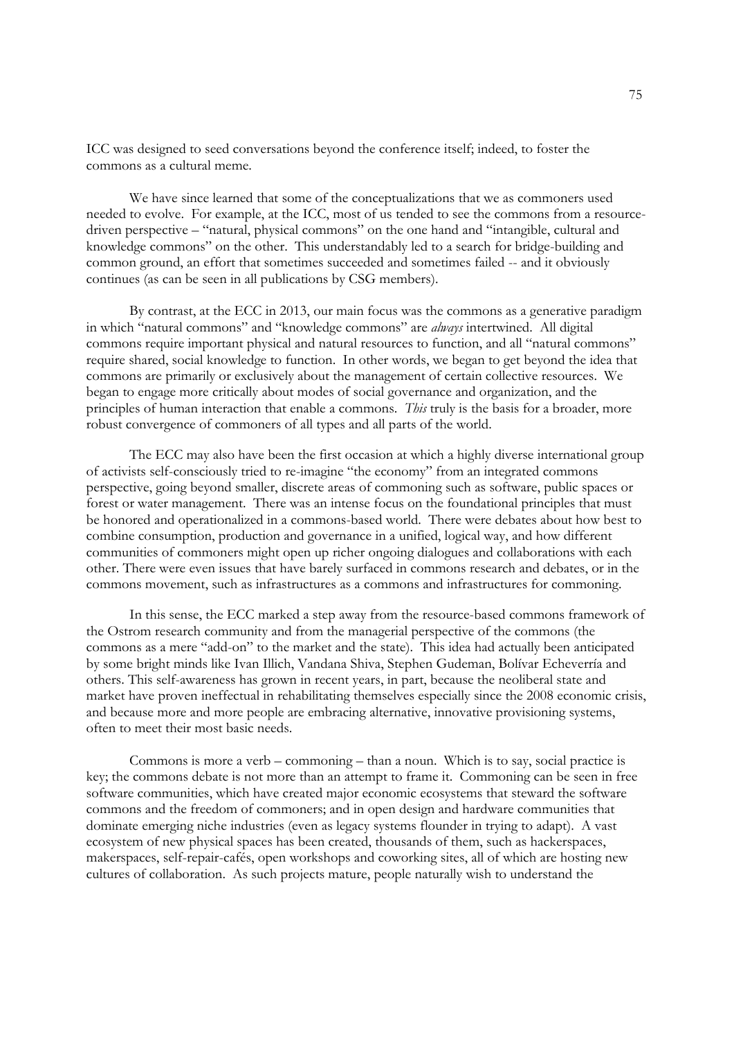ICC was designed to seed conversations beyond the conference itself; indeed, to foster the commons as a cultural meme.

We have since learned that some of the conceptualizations that we as commoners used needed to evolve. For example, at the ICC, most of us tended to see the commons from a resource-driven perspective – "natural, physical commons" on the one hand and "intangible, cultural and knowledge commons" on the other. This understandably led to a search for bridge-building and common ground, an effort that sometimes succeeded and sometimes failed -- and it obviously continues (as can be seen in all publications by CSG members).

By contrast, at the ECC in 2013, our main focus was the commons as a generative paradigm in which "natural commons" and "knowledge commons" are *always* intertwined. All digital commons require important physical and natural resources to function, and all "natural commons" require shared, social knowledge to function. In other words, we began to get beyond the idea that commons are primarily or exclusively about the management of certain collective resources. We began to engage more critically about modes of social governance and organization, and the principles of human interaction that enable a commons. *This* truly is the basis for a broader, more robust convergence of commoners of all types and all parts of the world.

The ECC may also have been the first occasion at which a highly diverse international group of activists self-consciously tried to re-imagine "the economy" from an integrated commons perspective, going beyond smaller, discrete areas of commoning such as software, public spaces or forest or water management. There was an intense focus on the foundational principles that must be honored and operationalized in a commons-based world. There were debates about how best to combine consumption, production and governance in a unified, logical way, and how different communities of commoners might open up richer ongoing dialogues and collaborations with each other. There were even issues that have barely surfaced in commons research and debates, or in the commons movement, such as infrastructures as a commons and infrastructures for commoning.

In this sense, the ECC marked a step away from the resource-based commons framework of the Ostrom research community and from the managerial perspective of the commons (the commons as a mere "add-on" to the market and the state). This idea had actually been anticipated by some bright minds like Ivan Illich, Vandana Shiva, Stephen Gudeman, Bolívar Echeverría and others. This self-awareness has grown in recent years, in part, because the neoliberal state and market have proven ineffectual in rehabilitating themselves especially since the 2008 economic crisis, and because more and more people are embracing alternative, innovative provisioning systems, often to meet their most basic needs.

Commons is more a verb – commoning – than a noun. Which is to say, social practice is key; the commons debate is not more than an attempt to frame it. Commoning can be seen in free software communities, which have created major economic ecosystems that steward the software commons and the freedom of commoners; and in open design and hardware communities that dominate emerging niche industries (even as legacy systems flounder in trying to adapt). A vast ecosystem of new physical spaces has been created, thousands of them, such as hackerspaces, makerspaces, self-repair-cafés, open workshops and coworking sites, all of which are hosting new cultures of collaboration. As such projects mature, people naturally wish to understand the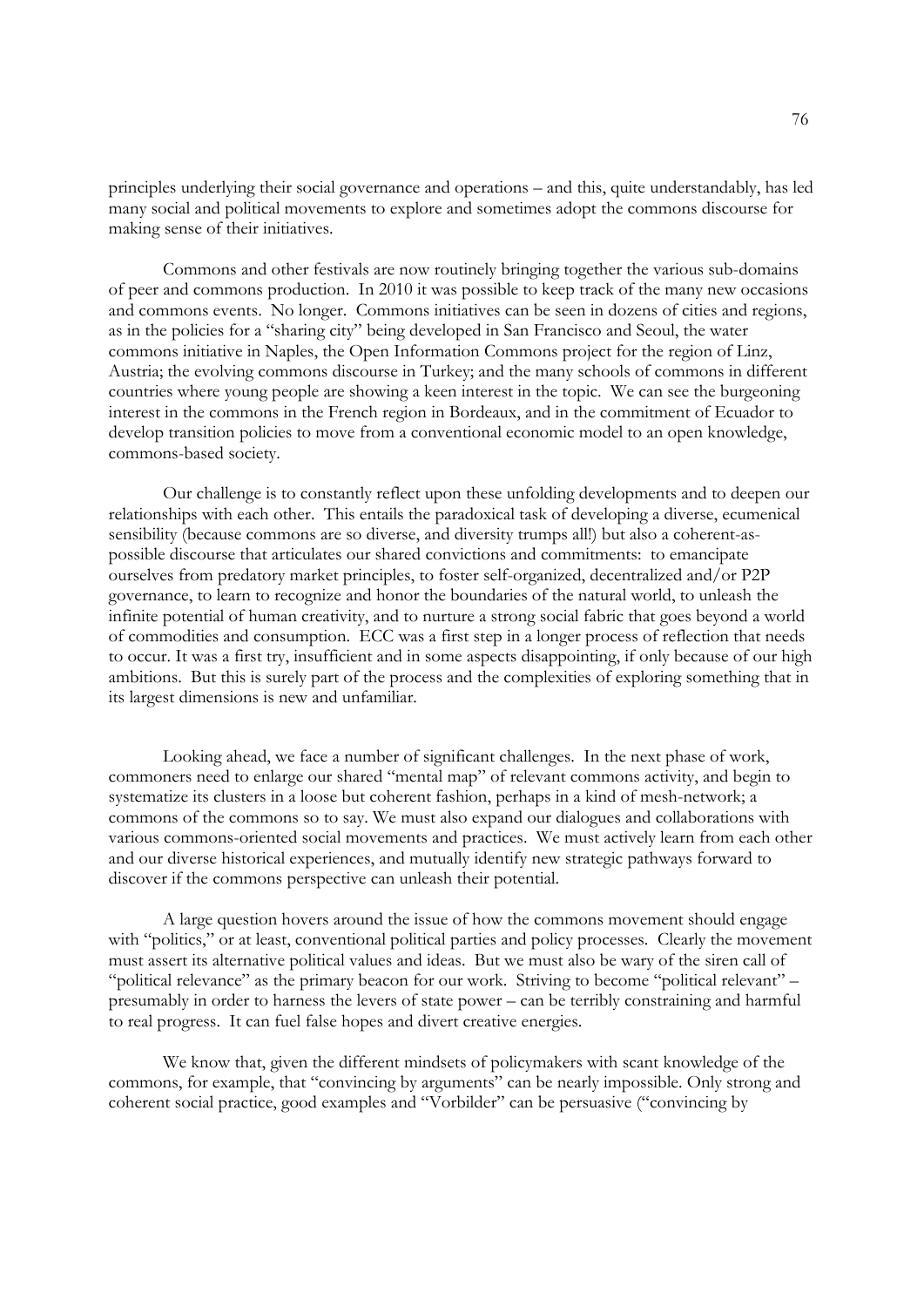principles underlying their social governance and operations – and this, quite understandably, has led many social and political movements to explore and sometimes adopt the commons discourse for making sense of their initiatives.

Commons and other festivals are now routinely bringing together the various sub-domains of peer and commons production. In 2010 it was possible to keep track of the many new occasions and commons events. No longer. Commons initiatives can be seen in dozens of cities and regions, as in the policies for a "sharing city" being developed in San Francisco and Seoul, the water commons initiative in Naples, the Open Information Commons project for the region of Linz, Austria; the evolving commons discourse in Turkey; and the many schools of commons in different countries where young people are showing a keen interest in the topic. We can see the burgeoning interest in the commons in the French region in Bordeaux, and in the commitment of Ecuador to develop transition policies to move from a conventional economic model to an open knowledge, commons-based society.

Our challenge is to constantly reflect upon these unfolding developments and to deepen our relationships with each other. This entails the paradoxical task of developing a diverse, ecumenical sensibility (because commons are so diverse, and diversity trumps all!) but also a coherent-as-possible discourse that articulates our shared convictions and commitments: to emancipate ourselves from predatory market principles, to foster self-organized, decentralized and/or P2P governance, to learn to recognize and honor the boundaries of the natural world, to unleash the infinite potential of human creativity, and to nurture a strong social fabric that goes beyond a world of commodities and consumption. ECC was a first step in a longer process of reflection that needs to occur. It was a first try, insufficient and in some aspects disappointing, if only because of our high ambitions. But this is surely part of the process and the complexities of exploring something that in its largest dimensions is new and unfamiliar.

Looking ahead, we face a number of significant challenges. In the next phase of work, commoners need to enlarge our shared "mental map" of relevant commons activity, and begin to systematize its clusters in a loose but coherent fashion, perhaps in a kind of mesh-network; a commons of the commons so to say. We must also expand our dialogues and collaborations with various commons-oriented social movements and practices. We must actively learn from each other and our diverse historical experiences, and mutually identify new strategic pathways forward to discover if the commons perspective can unleash their potential.

A large question hovers around the issue of how the commons movement should engage with "politics," or at least, conventional political parties and policy processes. Clearly the movement must assert its alternative political values and ideas. But we must also be wary of the siren call of "political relevance" as the primary beacon for our work. Striving to become "political relevant" – presumably in order to harness the levers of state power – can be terribly constraining and harmful to real progress. It can fuel false hopes and divert creative energies.

We know that, given the different mindsets of policymakers with scant knowledge of the commons, for example, that "convincing by arguments" can be nearly impossible. Only strong and coherent social practice, good examples and "Vorbilder" can be persuasive ("convincing by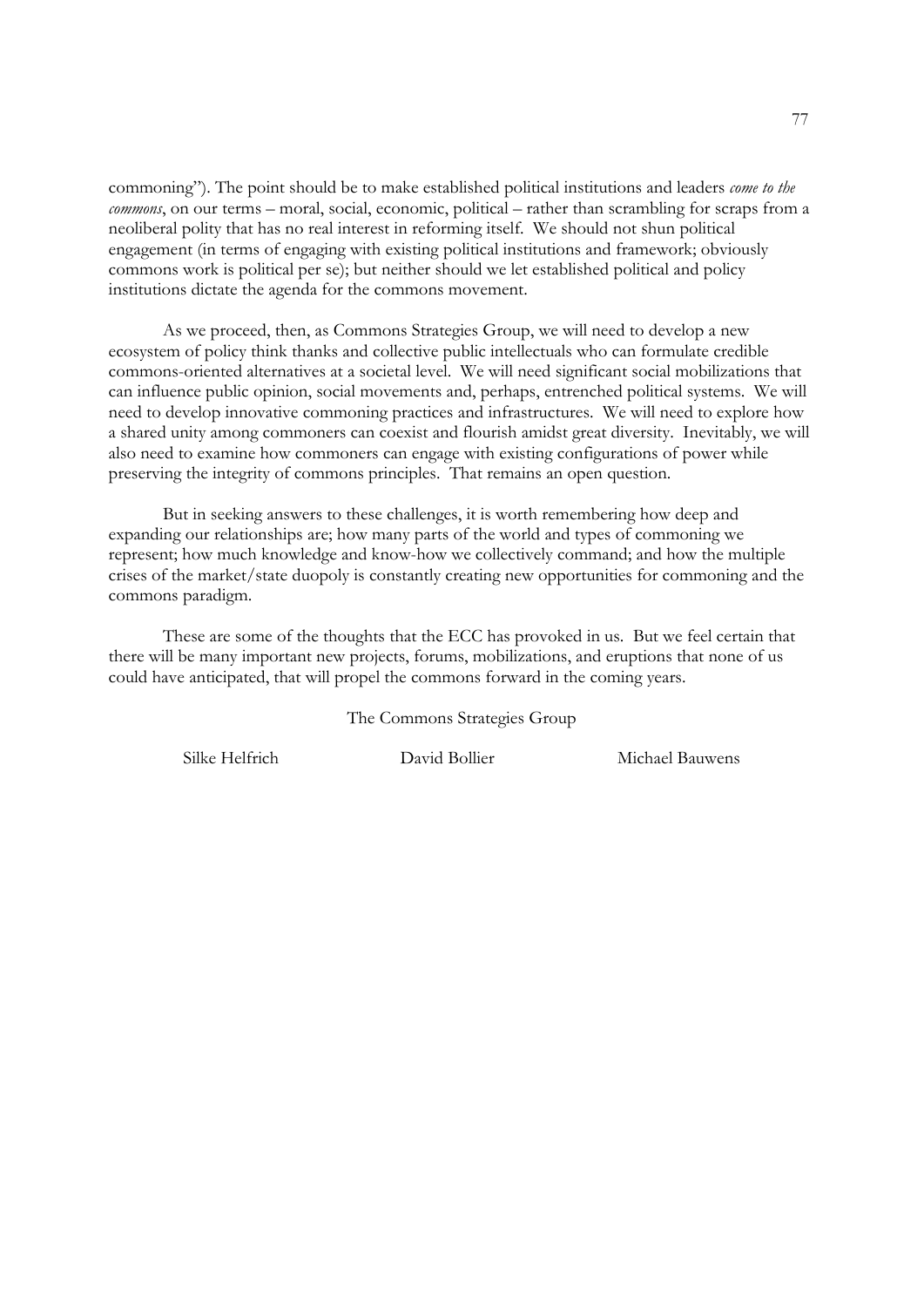commoning"). The point should be to make established political institutions and leaders *come to the commons*, on our terms – moral, social, economic, political – rather than scrambling for scraps from a neoliberal polity that has no real interest in reforming itself. We should not shun political engagement (in terms of engaging with existing political institutions and framework; obviously commons work is political per se); but neither should we let established political and policy institutions dictate the agenda for the commons movement.

As we proceed, then, as Commons Strategies Group, we will need to develop a new ecosystem of policy think thanks and collective public intellectuals who can formulate credible commons-oriented alternatives at a societal level. We will need significant social mobilizations that can influence public opinion, social movements and, perhaps, entrenched political systems. We will need to develop innovative commoning practices and infrastructures. We will need to explore how a shared unity among commoners can coexist and flourish amidst great diversity. Inevitably, we will also need to examine how commoners can engage with existing configurations of power while preserving the integrity of commons principles. That remains an open question.

But in seeking answers to these challenges, it is worth remembering how deep and expanding our relationships are; how many parts of the world and types of commoning we represent; how much knowledge and know-how we collectively command; and how the multiple crises of the market/state duopoly is constantly creating new opportunities for commoning and the commons paradigm.

These are some of the thoughts that the ECC has provoked in us. But we feel certain that there will be many important new projects, forums, mobilizations, and eruptions that none of us could have anticipated, that will propel the commons forward in the coming years.

The Commons Strategies Group

Silke Helfrich　　　　David Bollier　　　　Michael Bauwens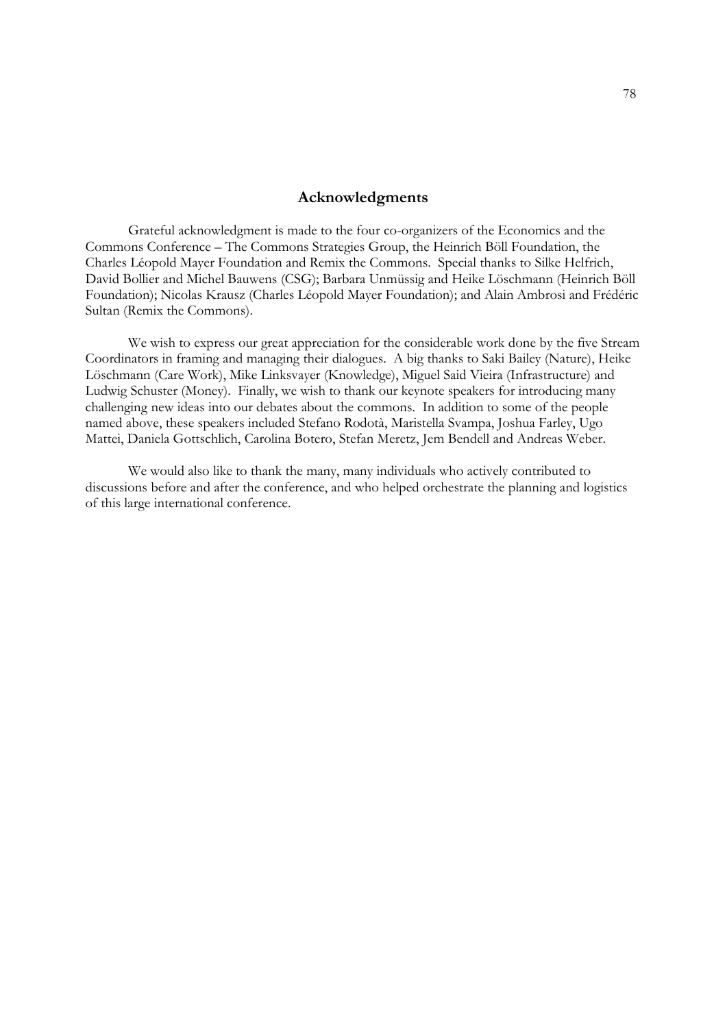## Acknowledgments

Grateful acknowledgment is made to the four co-organizers of the Economics and the Commons Conference – The Commons Strategies Group, the Heinrich Böll Foundation, the Charles Léopold Mayer Foundation and Remix the Commons. Special thanks to Silke Helfrich, David Bollier and Michel Bauwens (CSG); Barbara Unmüssig and Heike Löschmann (Heinrich Böll Foundation); Nicolas Krausz (Charles Léopold Mayer Foundation); and Alain Ambrosi and Frédéric Sultan (Remix the Commons).

We wish to express our great appreciation for the considerable work done by the five Stream Coordinators in framing and managing their dialogues. A big thanks to Saki Bailey (Nature), Heike Löschmann (Care Work), Mike Linksvayer (Knowledge), Miguel Said Vieira (Infrastructure) and Ludwig Schuster (Money). Finally, we wish to thank our keynote speakers for introducing many challenging new ideas into our debates about the commons. In addition to some of the people named above, these speakers included Stefano Rodotà, Maristella Svampa, Joshua Farley, Ugo Mattei, Daniela Gottschlich, Carolina Botero, Stefan Meretz, Jem Bendell and Andreas Weber.

We would also like to thank the many, many individuals who actively contributed to discussions before and after the conference, and who helped orchestrate the planning and logistics of this large international conference.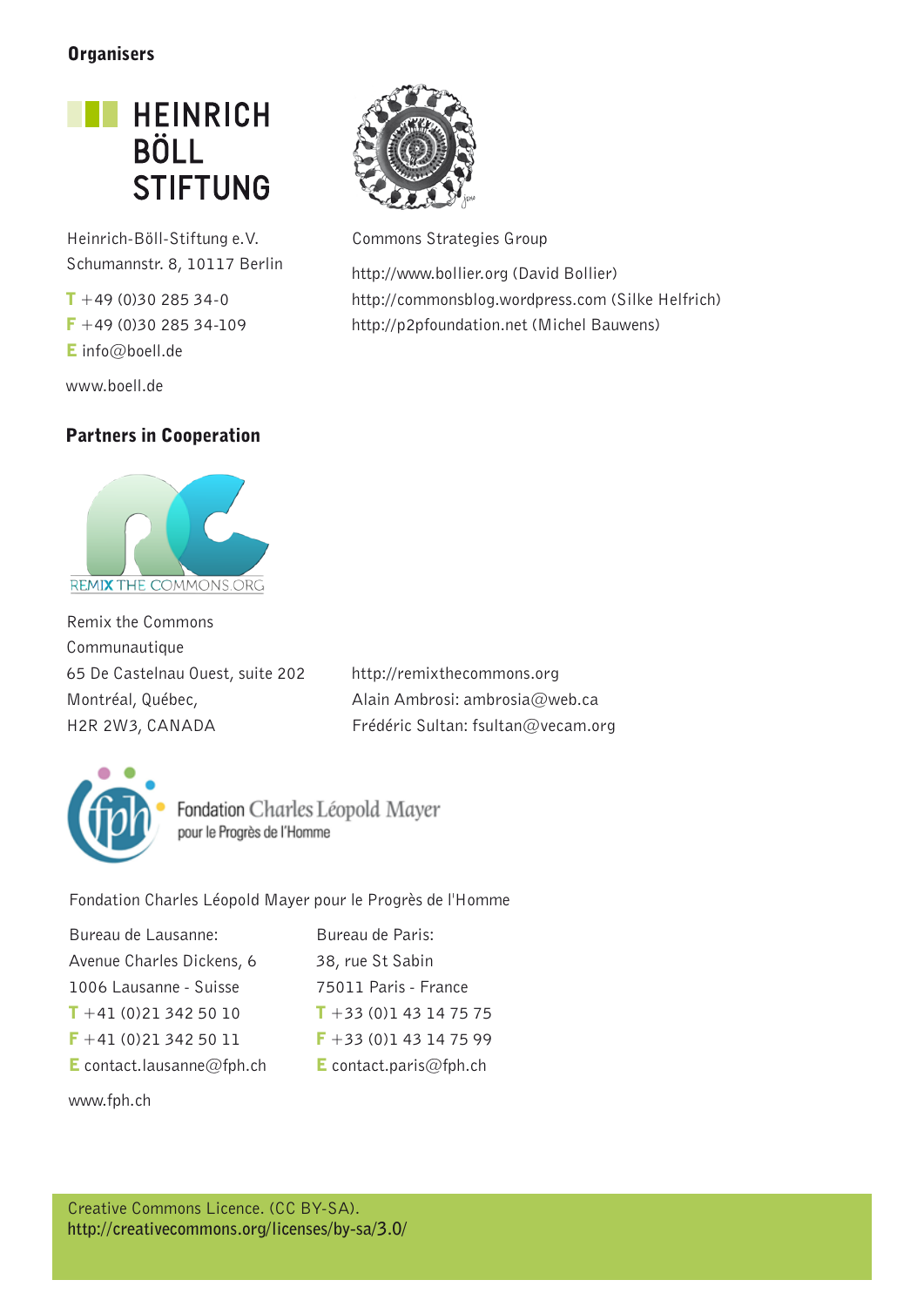## Organisers

HEINRICH BÖLL STIFTUNG

Heinrich-Böll-Stiftung e.V.
Schumannstr. 8, 10117 Berlin

**T** +49 (0)30 285 34-0
**F** +49 (0)30 285 34-109
**E** info@boell.de

www.boell.de

Commons Strategies Group

http://www.bollier.org (David Bollier)
http://commonsblog.wordpress.com (Silke Helfrich)
http://p2pfoundation.net (Michel Bauwens)

## Partners in Cooperation

REMIX THE COMMONS.ORG

Remix the Commons
Communautique
65 De Castelnau Ouest, suite 202
Montréal, Québec,
H2R 2W3, CANADA

http://remixthecommons.org
Alain Ambrosi: ambrosia@web.ca
Frédéric Sultan: fsultan@vecam.org

Fondation Charles Léopold Mayer
pour le Progrès de l'Homme

Fondation Charles Léopold Mayer pour le Progrès de l'Homme

Bureau de Lausanne:
Avenue Charles Dickens, 6
1006 Lausanne - Suisse
**T** +41 (0)21 342 50 10
**F** +41 (0)21 342 50 11
**E** contact.lausanne@fph.ch

Bureau de Paris:
38, rue St Sabin
75011 Paris - France
**T** +33 (0)1 43 14 75 75
**F** +33 (0)1 43 14 75 99
**E** contact.paris@fph.ch

www.fph.ch

Creative Commons Licence. (CC BY-SA).
**http://creativecommons.org/licenses/by-sa/3.0/**